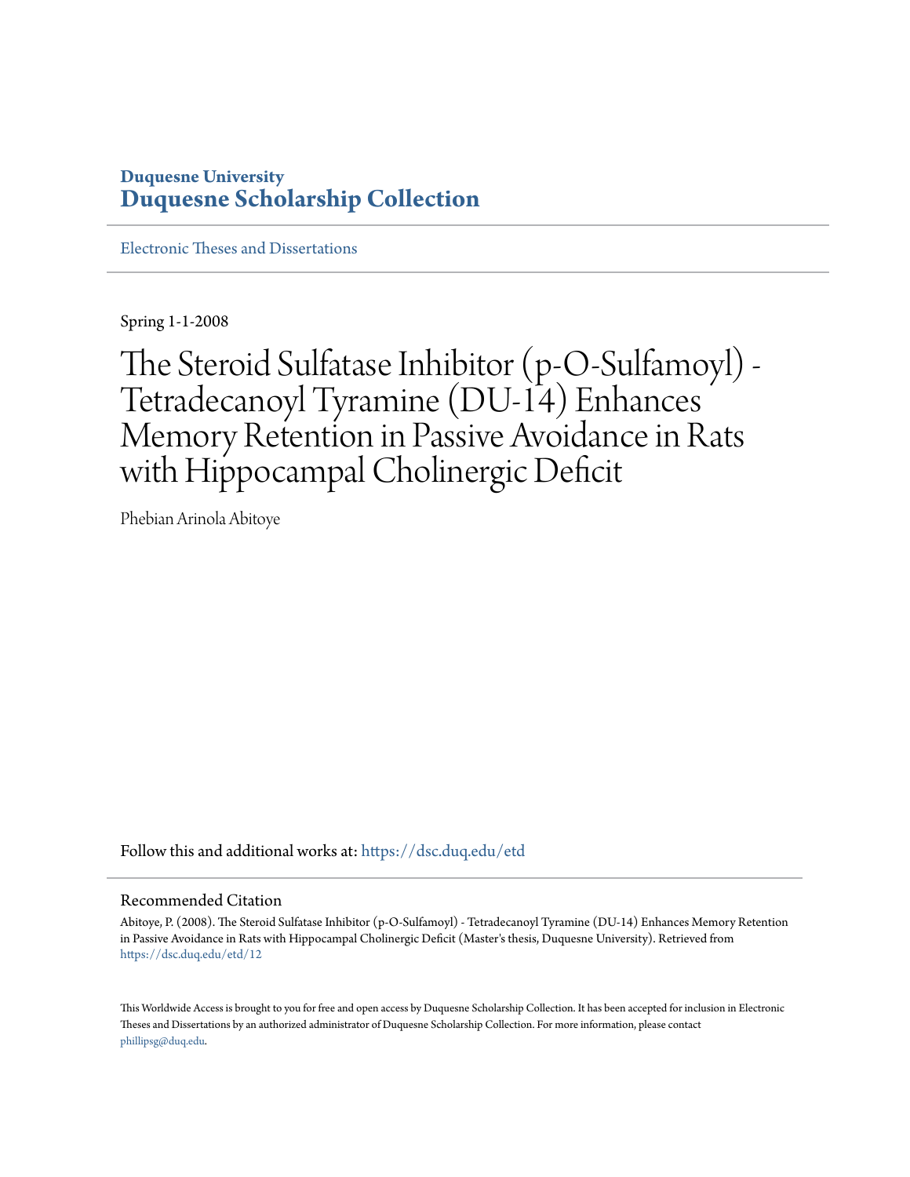Duquesne University
**Duquesne Scholarship Collection**

Electronic Theses and Dissertations

Spring 1-1-2008

# The Steroid Sulfatase Inhibitor (p-O-Sulfamoyl) - Tetradecanoyl Tyramine (DU-14) Enhances Memory Retention in Passive Avoidance in Rats with Hippocampal Cholinergic Deficit

Phebian Arinola Abitoye

Follow this and additional works at: https://dsc.duq.edu/etd

## Recommended Citation

Abitoye, P. (2008). The Steroid Sulfatase Inhibitor (p-O-Sulfamoyl) - Tetradecanoyl Tyramine (DU-14) Enhances Memory Retention in Passive Avoidance in Rats with Hippocampal Cholinergic Deficit (Master's thesis, Duquesne University). Retrieved from https://dsc.duq.edu/etd/12

This Worldwide Access is brought to you for free and open access by Duquesne Scholarship Collection. It has been accepted for inclusion in Electronic Theses and Dissertations by an authorized administrator of Duquesne Scholarship Collection. For more information, please contact phillipsg@duq.edu.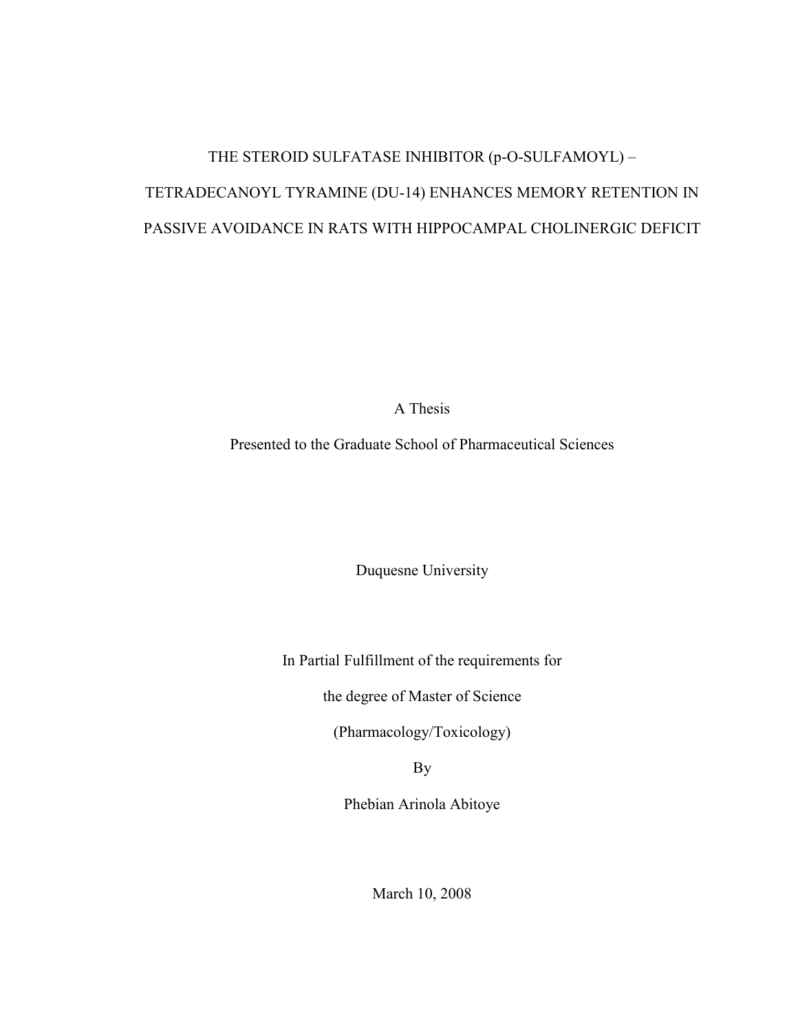# THE STEROID SULFATASE INHIBITOR (p-O-SULFAMOYL) – TETRADECANOYL TYRAMINE (DU-14) ENHANCES MEMORY RETENTION IN PASSIVE AVOIDANCE IN RATS WITH HIPPOCAMPAL CHOLINERGIC DEFICIT

A Thesis

Presented to the Graduate School of Pharmaceutical Sciences

Duquesne University

In Partial Fulfillment of the requirements for

the degree of Master of Science

(Pharmacology/Toxicology)

By

Phebian Arinola Abitoye

March 10, 2008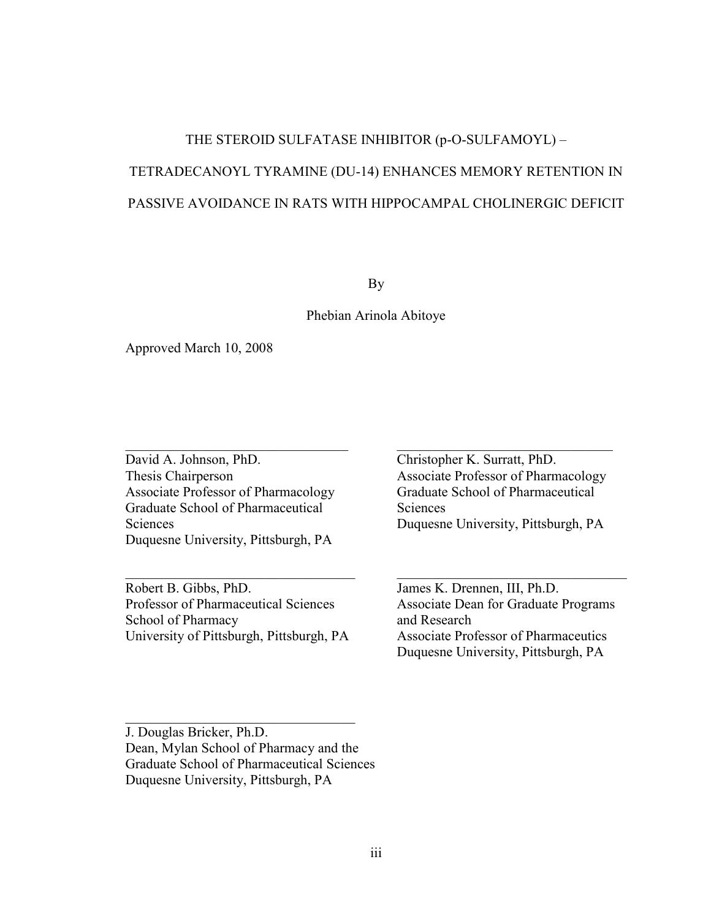THE STEROID SULFATASE INHIBITOR (p-O-SULFAMOYL) –

TETRADECANOYL TYRAMINE (DU-14) ENHANCES MEMORY RETENTION IN

PASSIVE AVOIDANCE IN RATS WITH HIPPOCAMPAL CHOLINERGIC DEFICIT

By

Phebian Arinola Abitoye

Approved March 10, 2008

\_\_\_\_\_\_\_\_\_\_\_\_\_\_\_\_\_\_\_\_\_\_\_\_\_\_\_\_\_\_\_\_

David A. Johnson, PhD.
Thesis Chairperson
Associate Professor of Pharmacology
Graduate School of Pharmaceutical Sciences
Duquesne University, Pittsburgh, PA

\_\_\_\_\_\_\_\_\_\_\_\_\_\_\_\_\_\_\_\_\_\_\_\_\_\_\_\_\_\_\_\_

Christopher K. Surratt, PhD.
Associate Professor of Pharmacology
Graduate School of Pharmaceutical Sciences
Duquesne University, Pittsburgh, PA

\_\_\_\_\_\_\_\_\_\_\_\_\_\_\_\_\_\_\_\_\_\_\_\_\_\_\_\_\_\_\_\_

Robert B. Gibbs, PhD.
Professor of Pharmaceutical Sciences
School of Pharmacy
University of Pittsburgh, Pittsburgh, PA

\_\_\_\_\_\_\_\_\_\_\_\_\_\_\_\_\_\_\_\_\_\_\_\_\_\_\_\_\_\_\_\_

James K. Drennen, III, Ph.D.
Associate Dean for Graduate Programs and Research
Associate Professor of Pharmaceutics
Duquesne University, Pittsburgh, PA

\_\_\_\_\_\_\_\_\_\_\_\_\_\_\_\_\_\_\_\_\_\_\_\_\_\_\_\_\_\_\_\_

J. Douglas Bricker, Ph.D.
Dean, Mylan School of Pharmacy and the Graduate School of Pharmaceutical Sciences
Duquesne University, Pittsburgh, PA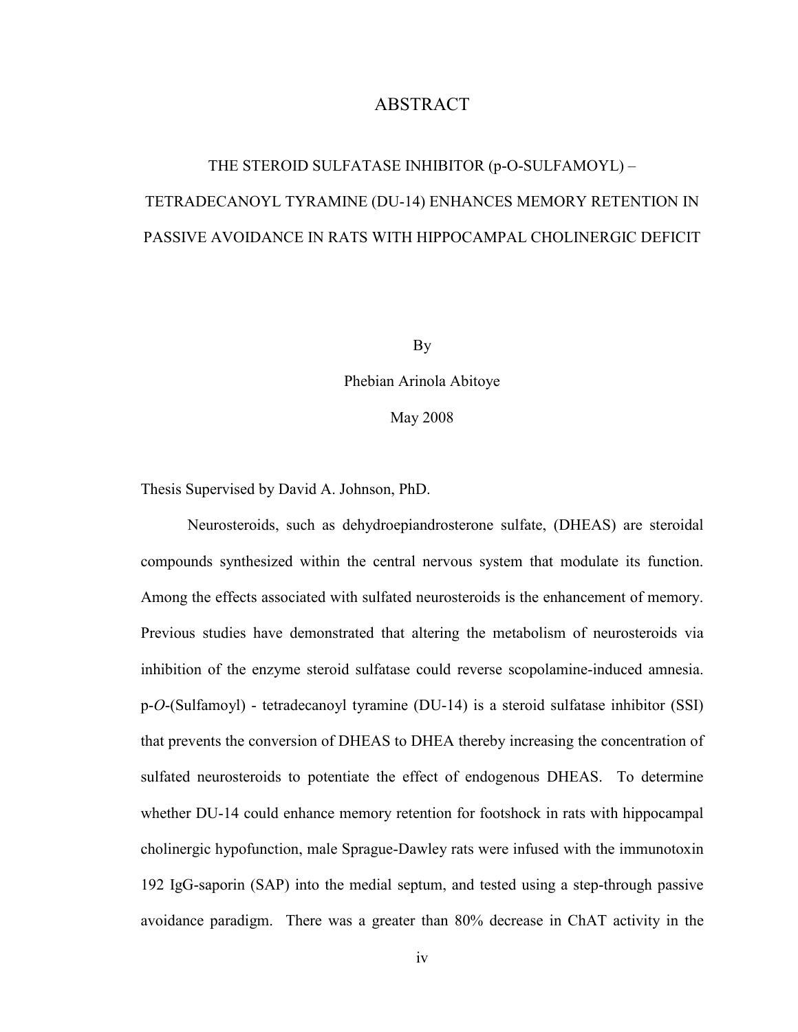# ABSTRACT

## THE STEROID SULFATASE INHIBITOR (p-O-SULFAMOYL) – TETRADECANOYL TYRAMINE (DU-14) ENHANCES MEMORY RETENTION IN PASSIVE AVOIDANCE IN RATS WITH HIPPOCAMPAL CHOLINERGIC DEFICIT

By

Phebian Arinola Abitoye

May 2008

Thesis Supervised by David A. Johnson, PhD.

Neurosteroids, such as dehydroepiandrosterone sulfate, (DHEAS) are steroidal compounds synthesized within the central nervous system that modulate its function. Among the effects associated with sulfated neurosteroids is the enhancement of memory. Previous studies have demonstrated that altering the metabolism of neurosteroids via inhibition of the enzyme steroid sulfatase could reverse scopolamine-induced amnesia. p-*O*-(Sulfamoyl) - tetradecanoyl tyramine (DU-14) is a steroid sulfatase inhibitor (SSI) that prevents the conversion of DHEAS to DHEA thereby increasing the concentration of sulfated neurosteroids to potentiate the effect of endogenous DHEAS. To determine whether DU-14 could enhance memory retention for footshock in rats with hippocampal cholinergic hypofunction, male Sprague-Dawley rats were infused with the immunotoxin 192 IgG-saporin (SAP) into the medial septum, and tested using a step-through passive avoidance paradigm. There was a greater than 80% decrease in ChAT activity in the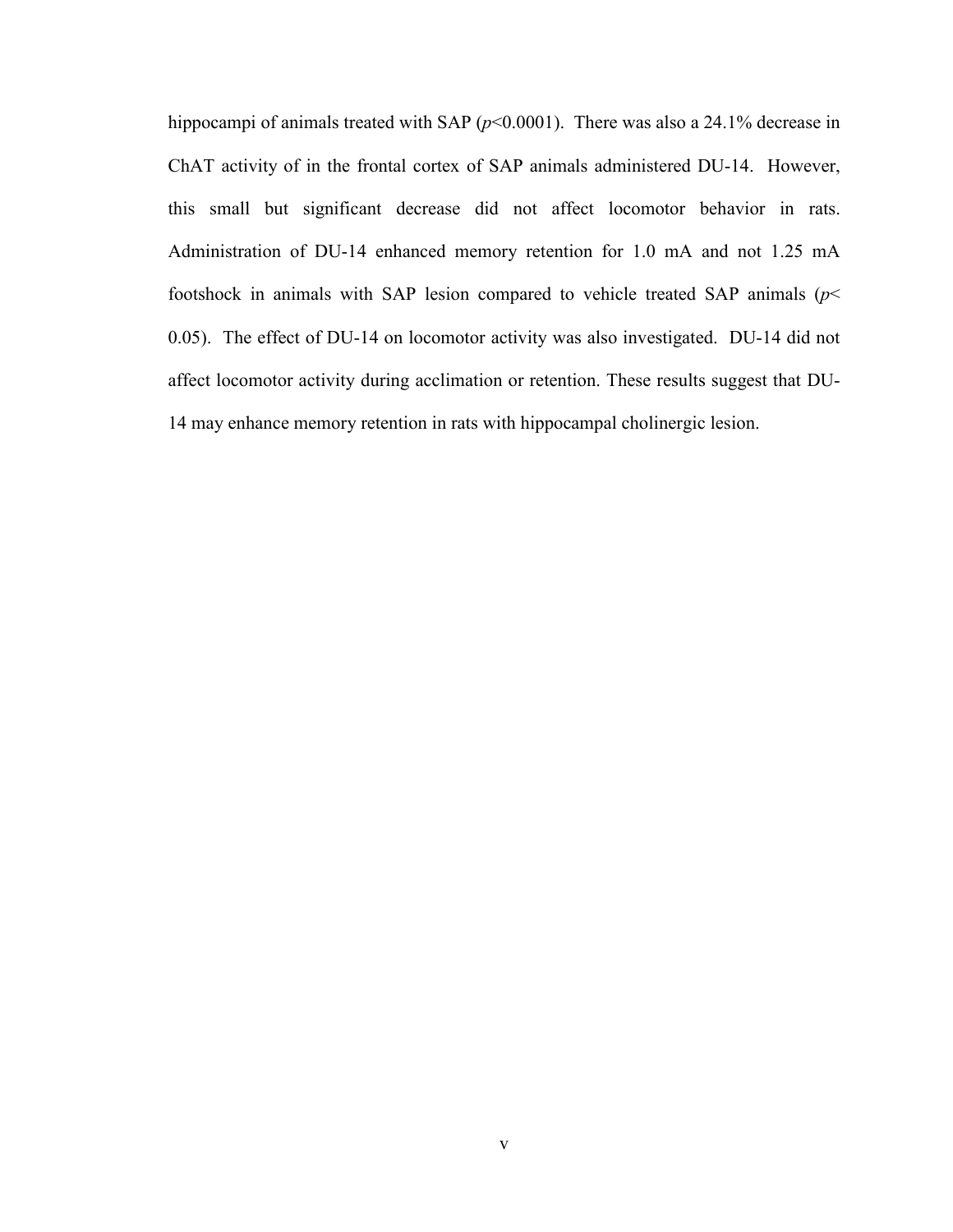hippocampi of animals treated with SAP ($p<0.0001$). There was also a 24.1% decrease in ChAT activity of in the frontal cortex of SAP animals administered DU-14. However, this small but significant decrease did not affect locomotor behavior in rats. Administration of DU-14 enhanced memory retention for 1.0 mA and not 1.25 mA footshock in animals with SAP lesion compared to vehicle treated SAP animals ($p< 0.05$). The effect of DU-14 on locomotor activity was also investigated. DU-14 did not affect locomotor activity during acclimation or retention. These results suggest that DU-14 may enhance memory retention in rats with hippocampal cholinergic lesion.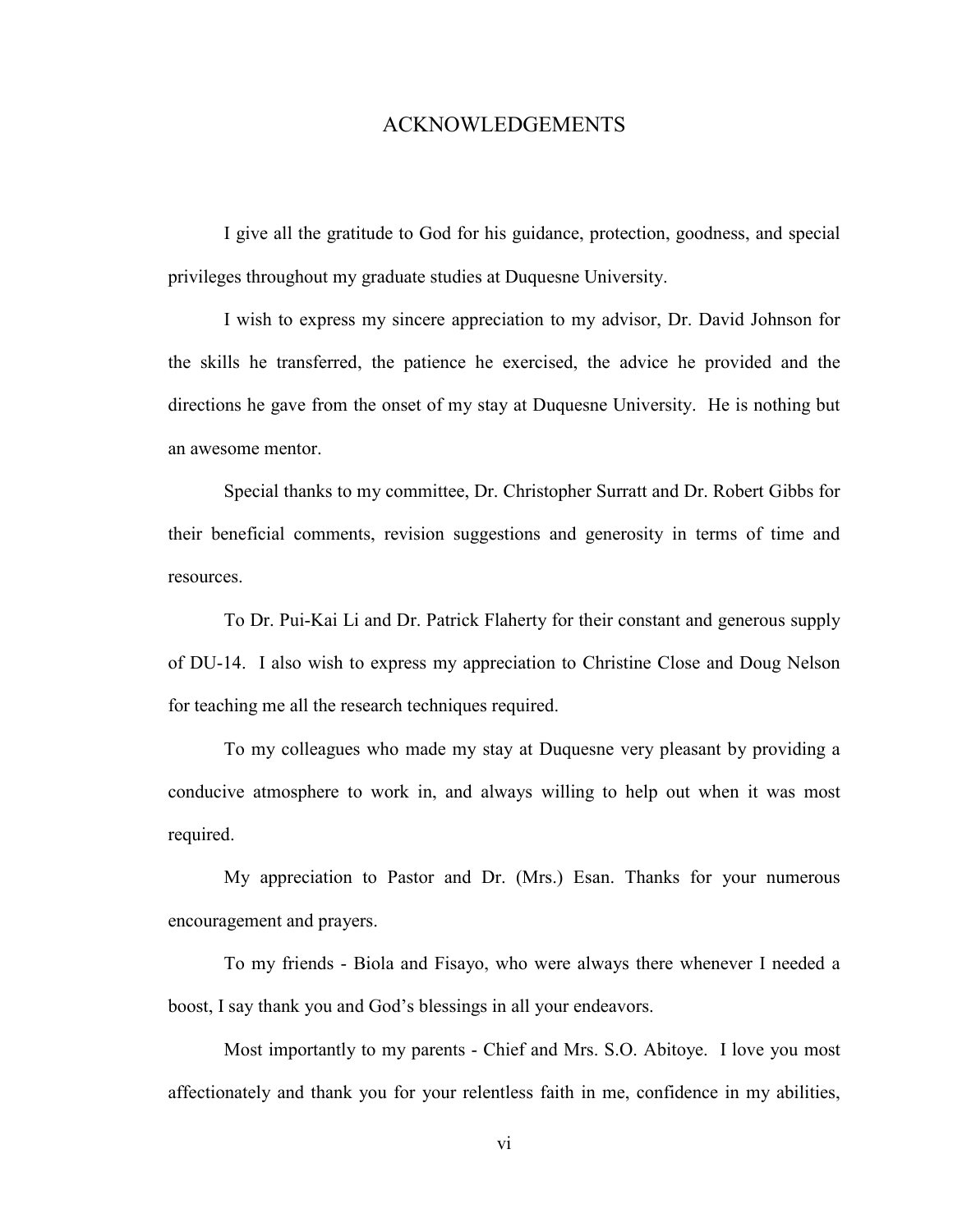# ACKNOWLEDGEMENTS

I give all the gratitude to God for his guidance, protection, goodness, and special privileges throughout my graduate studies at Duquesne University.

I wish to express my sincere appreciation to my advisor, Dr. David Johnson for the skills he transferred, the patience he exercised, the advice he provided and the directions he gave from the onset of my stay at Duquesne University. He is nothing but an awesome mentor.

Special thanks to my committee, Dr. Christopher Surratt and Dr. Robert Gibbs for their beneficial comments, revision suggestions and generosity in terms of time and resources.

To Dr. Pui-Kai Li and Dr. Patrick Flaherty for their constant and generous supply of DU-14. I also wish to express my appreciation to Christine Close and Doug Nelson for teaching me all the research techniques required.

To my colleagues who made my stay at Duquesne very pleasant by providing a conducive atmosphere to work in, and always willing to help out when it was most required.

My appreciation to Pastor and Dr. (Mrs.) Esan. Thanks for your numerous encouragement and prayers.

To my friends - Biola and Fisayo, who were always there whenever I needed a boost, I say thank you and God's blessings in all your endeavors.

Most importantly to my parents - Chief and Mrs. S.O. Abitoye. I love you most affectionately and thank you for your relentless faith in me, confidence in my abilities,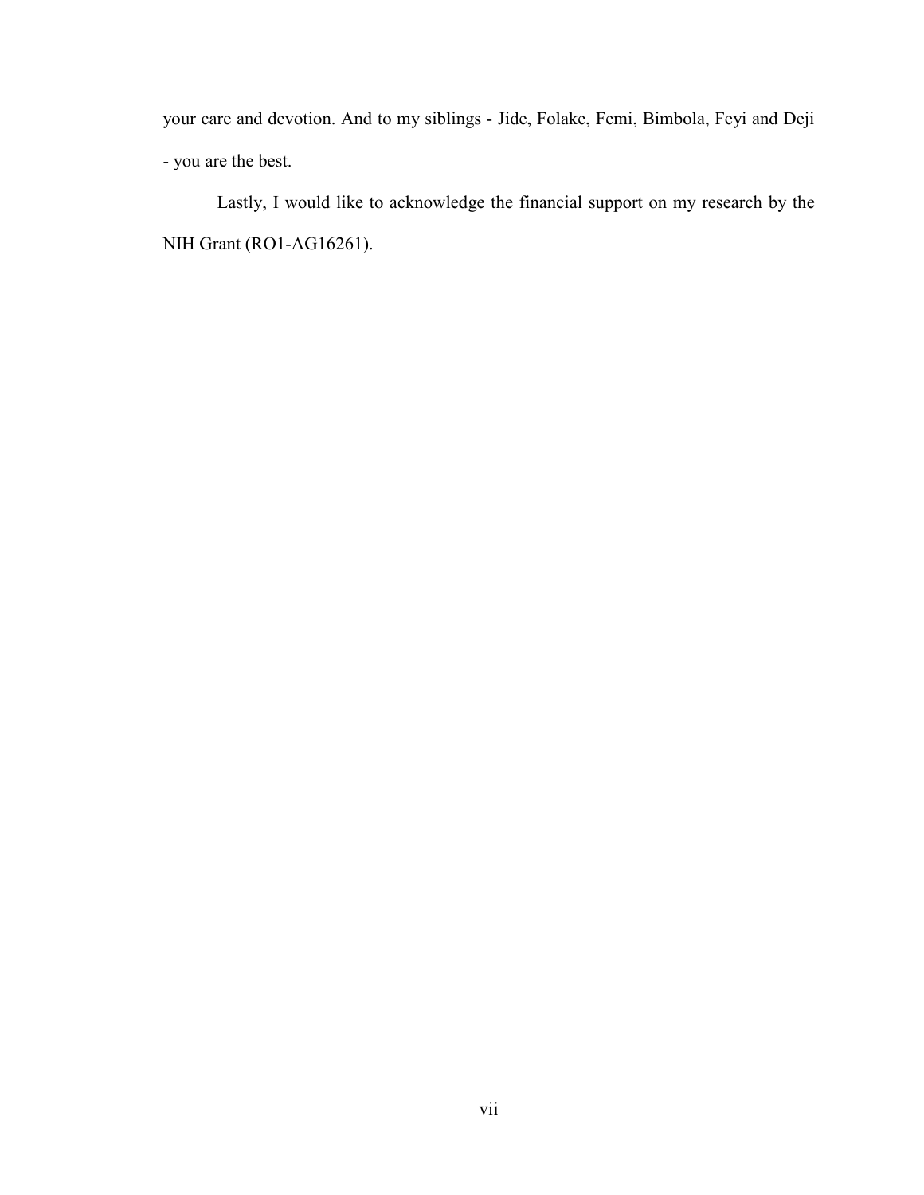your care and devotion. And to my siblings - Jide, Folake, Femi, Bimbola, Feyi and Deji - you are the best.

Lastly, I would like to acknowledge the financial support on my research by the NIH Grant (RO1-AG16261).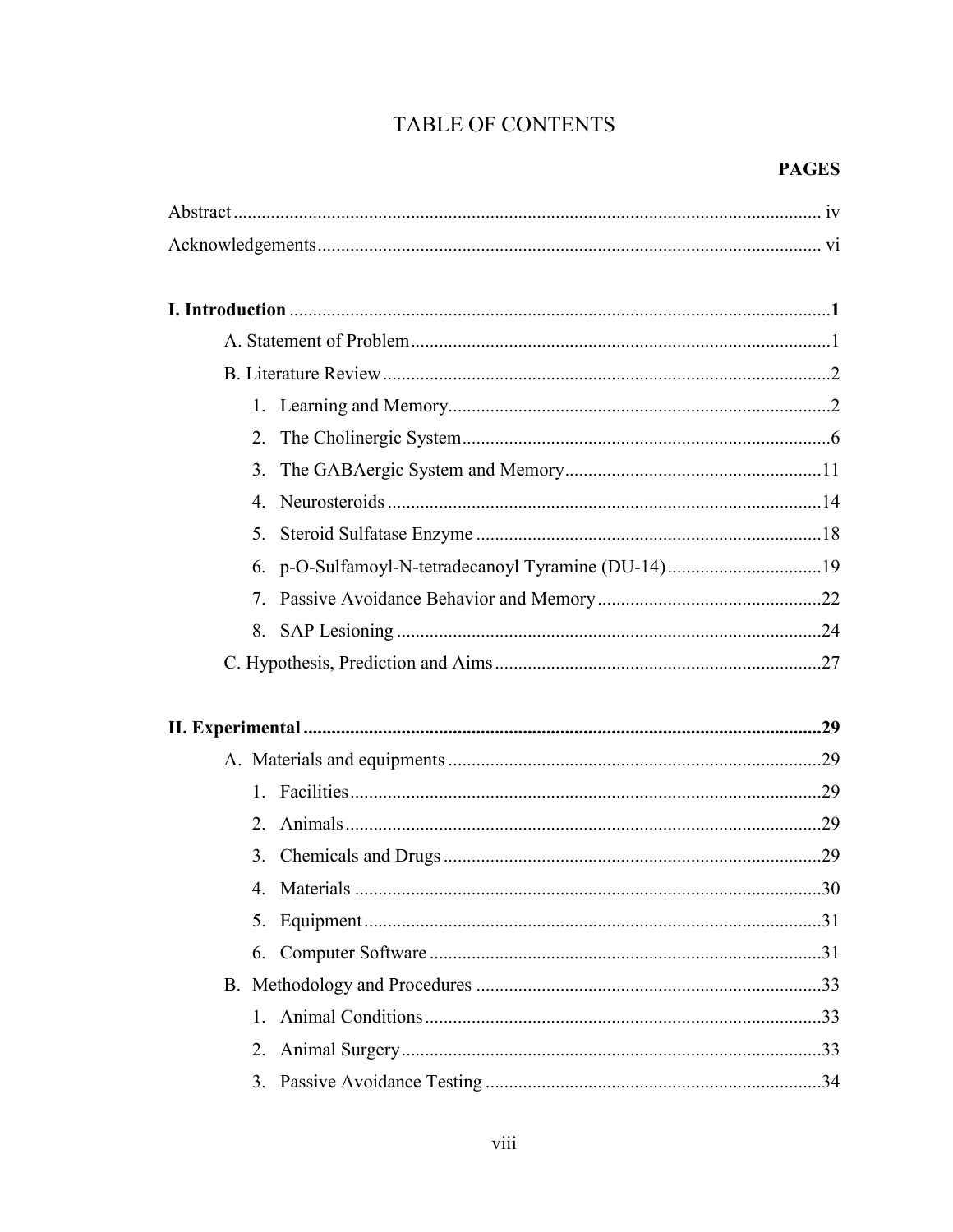# TABLE OF CONTENTS

**PAGES**

Abstract ..... iv

Acknowledgements ..... vi

**I. Introduction ..... 1**

- A. Statement of Problem ..... 1
- B. Literature Review ..... 2
  1. Learning and Memory ..... 2
  2. The Cholinergic System ..... 6
  3. The GABAergic System and Memory ..... 11
  4. Neurosteroids ..... 14
  5. Steroid Sulfatase Enzyme ..... 18
  6. p-O-Sulfamoyl-N-tetradecanoyl Tyramine (DU-14) ..... 19
  7. Passive Avoidance Behavior and Memory ..... 22
  8. SAP Lesioning ..... 24
- C. Hypothesis, Prediction and Aims ..... 27

**II. Experimental ..... 29**

- A. Materials and equipments ..... 29
  1. Facilities ..... 29
  2. Animals ..... 29
  3. Chemicals and Drugs ..... 29
  4. Materials ..... 30
  5. Equipment ..... 31
  6. Computer Software ..... 31
- B. Methodology and Procedures ..... 33
  1. Animal Conditions ..... 33
  2. Animal Surgery ..... 33
  3. Passive Avoidance Testing ..... 34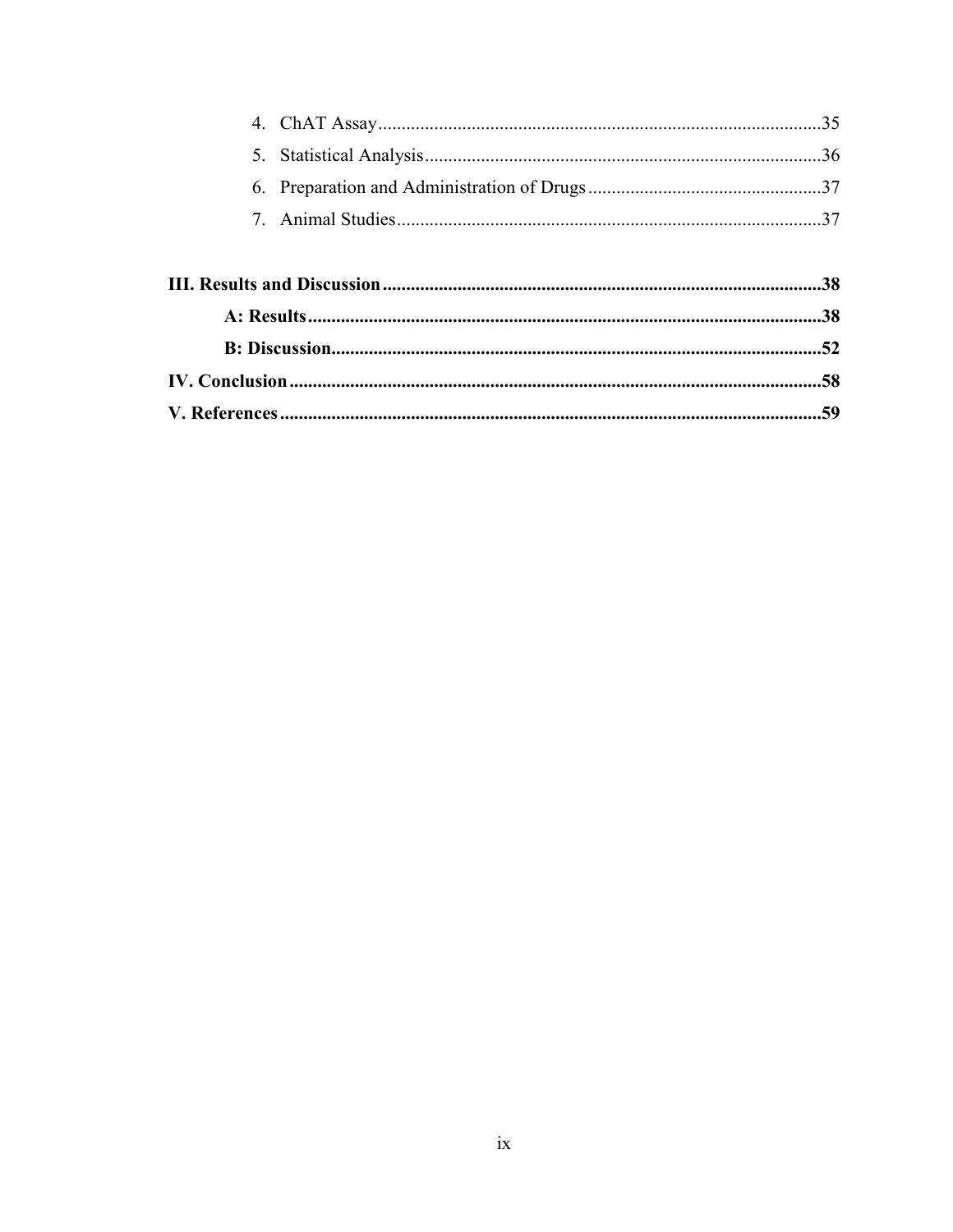4. ChAT Assay ............................................................................................35
5. Statistical Analysis ..................................................................................36
6. Preparation and Administration of Drugs ................................................37
7. Animal Studies .........................................................................................37

**III. Results and Discussion ........................................................................................38**

**A: Results .......................................................................................................38**

**B: Discussion ..................................................................................................52**

**IV. Conclusion ...........................................................................................................58**

**V. References .............................................................................................................59**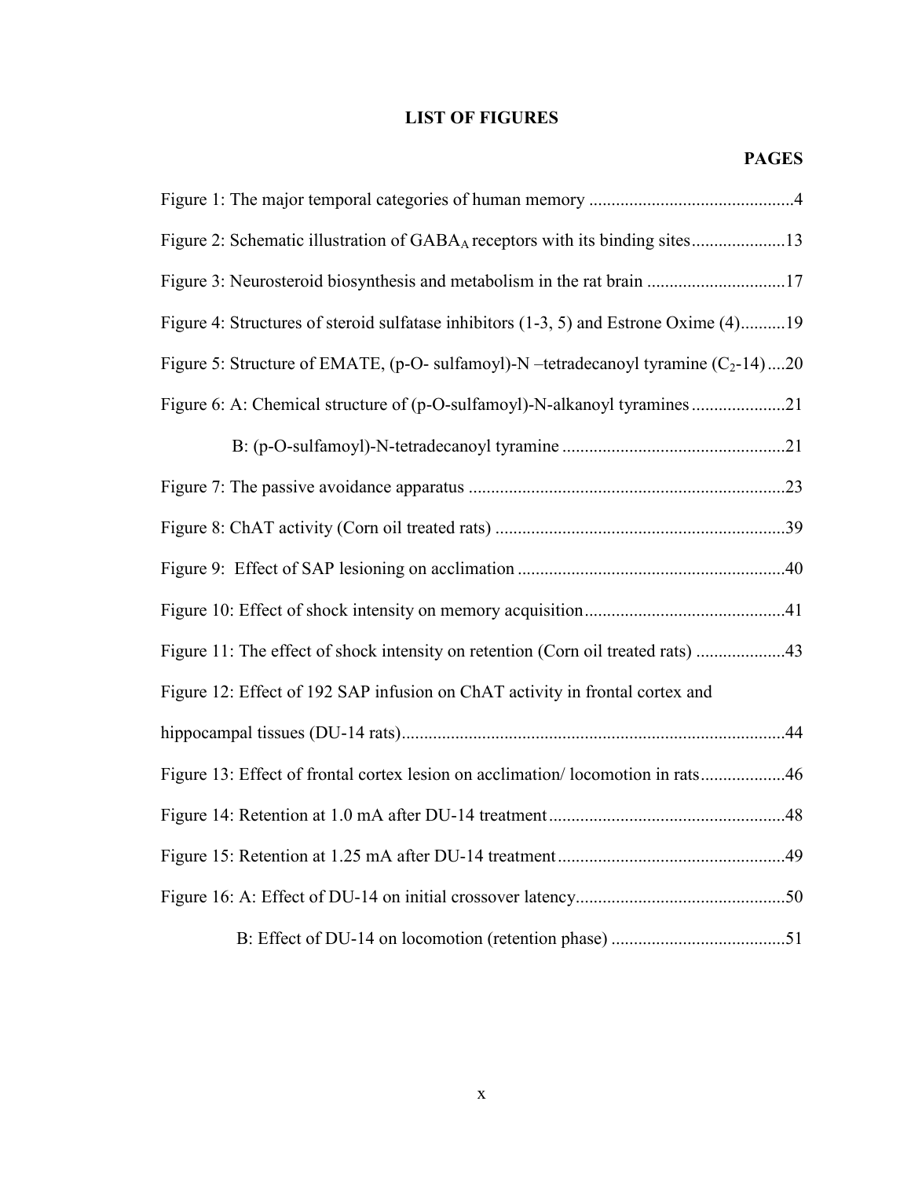# LIST OF FIGURES

**PAGES**

Figure 1: The major temporal categories of human memory .............................................4

Figure 2: Schematic illustration of $GABA_A$ receptors with its binding sites.....................13

Figure 3: Neurosteroid biosynthesis and metabolism in the rat brain ...............................17

Figure 4: Structures of steroid sulfatase inhibitors (1-3, 5) and Estrone Oxime (4)..........19

Figure 5: Structure of EMATE, (p-O- sulfamoyl)-N –tetradecanoyl tyramine ($C_2$-14)....20

Figure 6: A: Chemical structure of (p-O-sulfamoyl)-N-alkanoyl tyramines.....................21

B: (p-O-sulfamoyl)-N-tetradecanoyl tyramine ..................................................21

Figure 7: The passive avoidance apparatus .......................................................................23

Figure 8: ChAT activity (Corn oil treated rats) .................................................................39

Figure 9: Effect of SAP lesioning on acclimation ...........................................................40

Figure 10: Effect of shock intensity on memory acquisition............................................41

Figure 11: The effect of shock intensity on retention (Corn oil treated rats) ....................43

Figure 12: Effect of 192 SAP infusion on ChAT activity in frontal cortex and hippocampal tissues (DU-14 rats).....................................................................................44

Figure 13: Effect of frontal cortex lesion on acclimation/ locomotion in rats...................46

Figure 14: Retention at 1.0 mA after DU-14 treatment....................................................48

Figure 15: Retention at 1.25 mA after DU-14 treatment..................................................49

Figure 16: A: Effect of DU-14 on initial crossover latency...............................................50

B: Effect of DU-14 on locomotion (retention phase) .......................................51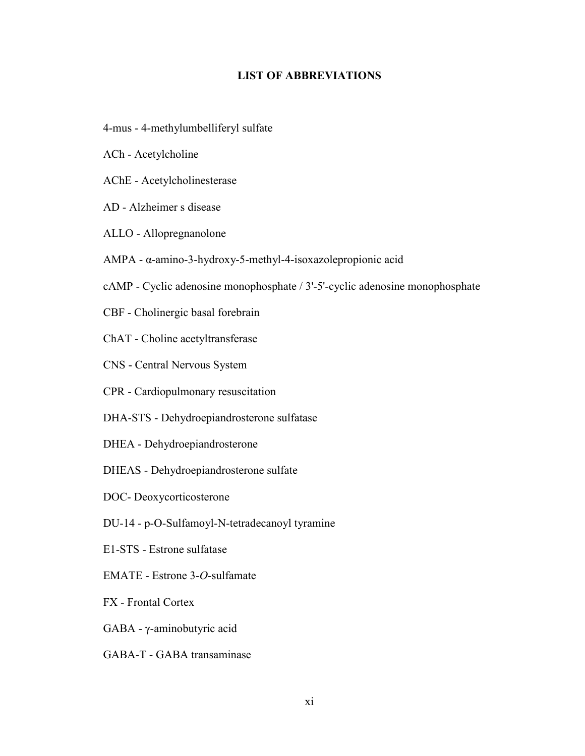# LIST OF ABBREVIATIONS

4-mus - 4-methylumbelliferyl sulfate

ACh - Acetylcholine

AChE - Acetylcholinesterase

AD - Alzheimer s disease

ALLO - Allopregnanolone

AMPA - α-amino-3-hydroxy-5-methyl-4-isoxazolepropionic acid

cAMP - Cyclic adenosine monophosphate / 3'-5'-cyclic adenosine monophosphate

CBF - Cholinergic basal forebrain

ChAT - Choline acetyltransferase

CNS - Central Nervous System

CPR - Cardiopulmonary resuscitation

DHA-STS - Dehydroepiandrosterone sulfatase

DHEA - Dehydroepiandrosterone

DHEAS - Dehydroepiandrosterone sulfate

DOC- Deoxycorticosterone

DU-14 - p-O-Sulfamoyl-N-tetradecanoyl tyramine

E1-STS - Estrone sulfatase

EMATE - Estrone 3-*O*-sulfamate

FX - Frontal Cortex

GABA - γ-aminobutyric acid

GABA-T - GABA transaminase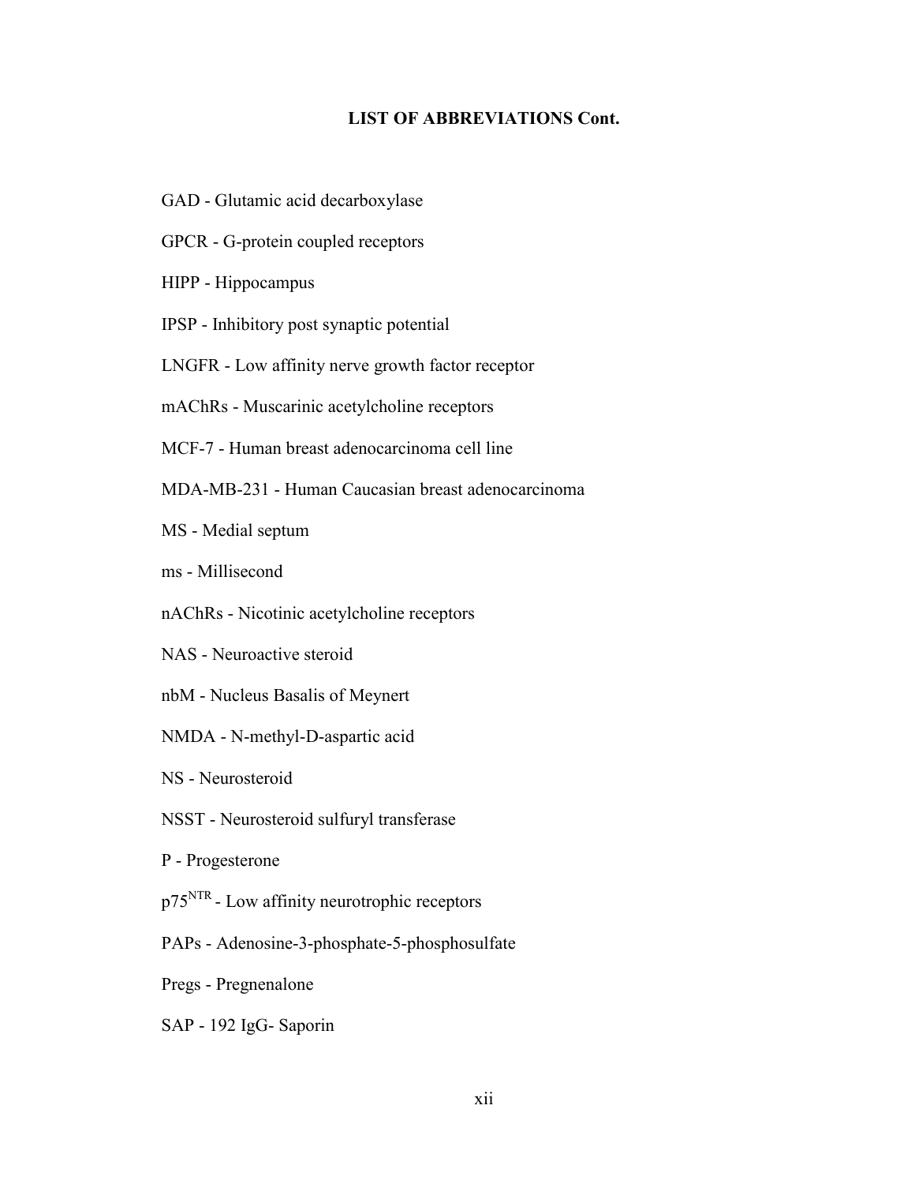# LIST OF ABBREVIATIONS Cont.

GAD - Glutamic acid decarboxylase

GPCR - G-protein coupled receptors

HIPP - Hippocampus

IPSP - Inhibitory post synaptic potential

LNGFR - Low affinity nerve growth factor receptor

mAChRs - Muscarinic acetylcholine receptors

MCF-7 - Human breast adenocarcinoma cell line

MDA-MB-231 - Human Caucasian breast adenocarcinoma

MS - Medial septum

ms - Millisecond

nAChRs - Nicotinic acetylcholine receptors

NAS - Neuroactive steroid

nbM - Nucleus Basalis of Meynert

NMDA - N-methyl-D-aspartic acid

NS - Neurosteroid

NSST - Neurosteroid sulfuryl transferase

P - Progesterone

$p75^{NTR}$ - Low affinity neurotrophic receptors

PAPs - Adenosine-3-phosphate-5-phosphosulfate

Pregs - Pregnenalone

SAP - 192 IgG- Saporin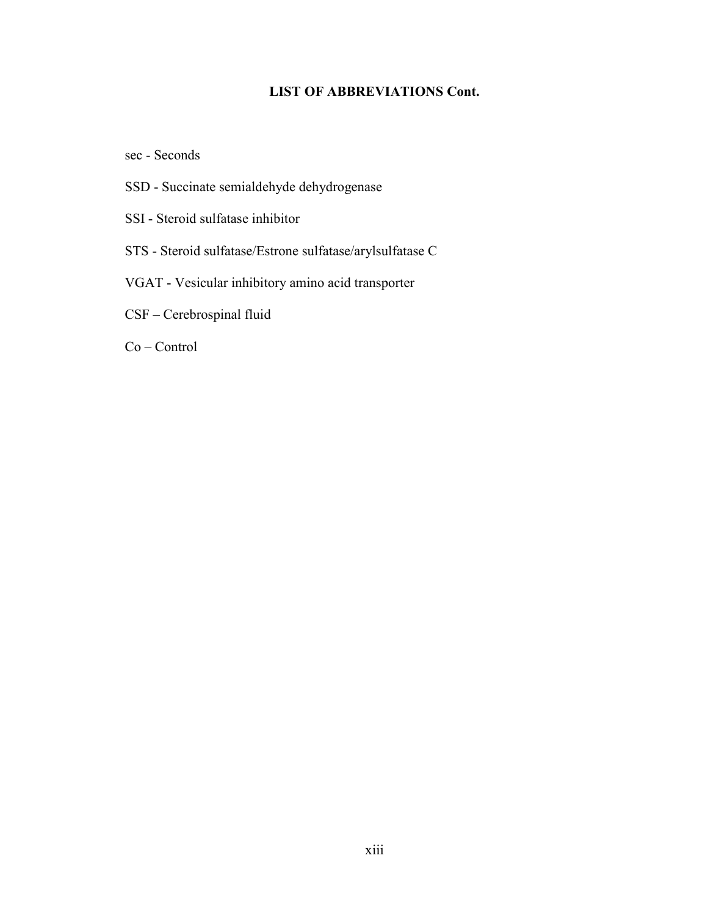## LIST OF ABBREVIATIONS Cont.

sec - Seconds

SSD - Succinate semialdehyde dehydrogenase

SSI - Steroid sulfatase inhibitor

STS - Steroid sulfatase/Estrone sulfatase/arylsulfatase C

VGAT - Vesicular inhibitory amino acid transporter

CSF – Cerebrospinal fluid

Co – Control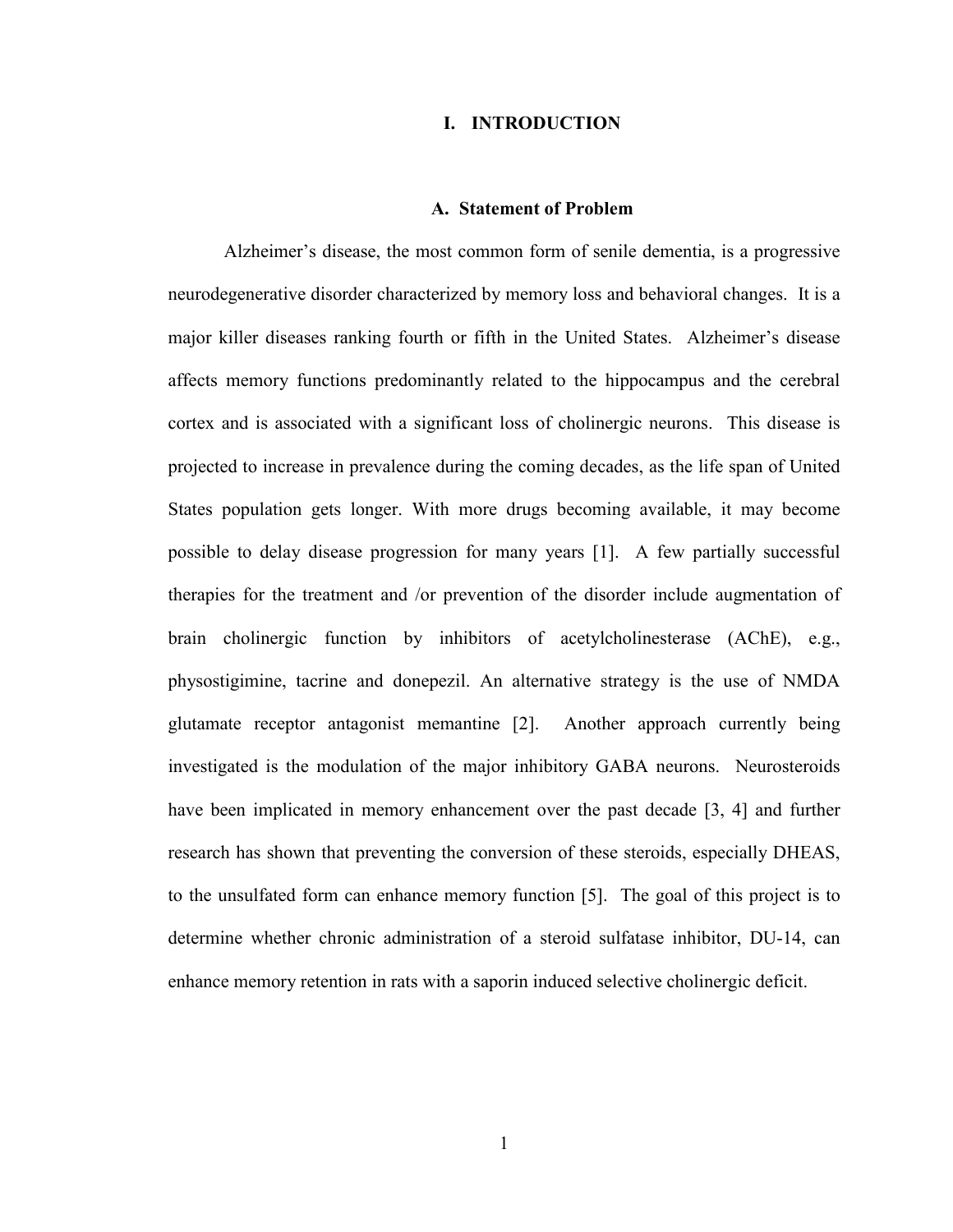# I. INTRODUCTION

## A. Statement of Problem

Alzheimer's disease, the most common form of senile dementia, is a progressive neurodegenerative disorder characterized by memory loss and behavioral changes. It is a major killer diseases ranking fourth or fifth in the United States. Alzheimer's disease affects memory functions predominantly related to the hippocampus and the cerebral cortex and is associated with a significant loss of cholinergic neurons. This disease is projected to increase in prevalence during the coming decades, as the life span of United States population gets longer. With more drugs becoming available, it may become possible to delay disease progression for many years [1]. A few partially successful therapies for the treatment and /or prevention of the disorder include augmentation of brain cholinergic function by inhibitors of acetylcholinesterase (AChE), e.g., physostigimine, tacrine and donepezil. An alternative strategy is the use of NMDA glutamate receptor antagonist memantine [2]. Another approach currently being investigated is the modulation of the major inhibitory GABA neurons. Neurosteroids have been implicated in memory enhancement over the past decade [3, 4] and further research has shown that preventing the conversion of these steroids, especially DHEAS, to the unsulfated form can enhance memory function [5]. The goal of this project is to determine whether chronic administration of a steroid sulfatase inhibitor, DU-14, can enhance memory retention in rats with a saporin induced selective cholinergic deficit.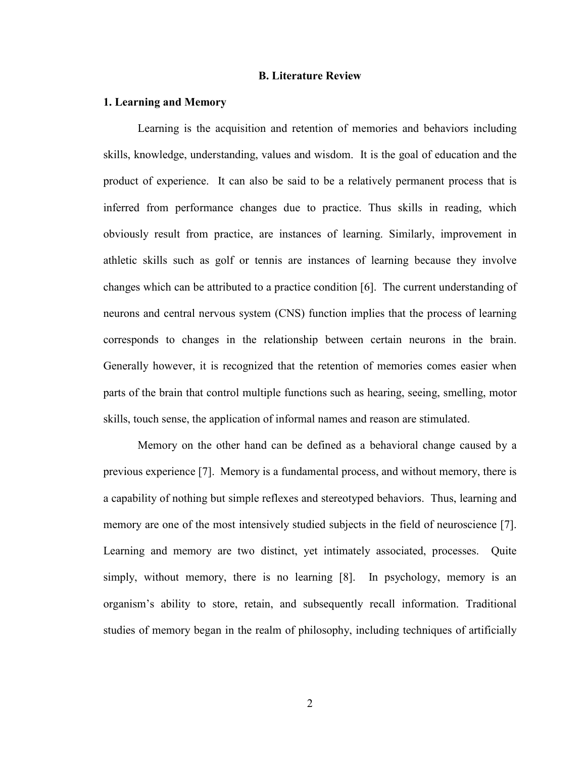## B. Literature Review

### 1. Learning and Memory

Learning is the acquisition and retention of memories and behaviors including skills, knowledge, understanding, values and wisdom. It is the goal of education and the product of experience. It can also be said to be a relatively permanent process that is inferred from performance changes due to practice. Thus skills in reading, which obviously result from practice, are instances of learning. Similarly, improvement in athletic skills such as golf or tennis are instances of learning because they involve changes which can be attributed to a practice condition [6]. The current understanding of neurons and central nervous system (CNS) function implies that the process of learning corresponds to changes in the relationship between certain neurons in the brain. Generally however, it is recognized that the retention of memories comes easier when parts of the brain that control multiple functions such as hearing, seeing, smelling, motor skills, touch sense, the application of informal names and reason are stimulated.

Memory on the other hand can be defined as a behavioral change caused by a previous experience [7]. Memory is a fundamental process, and without memory, there is a capability of nothing but simple reflexes and stereotyped behaviors. Thus, learning and memory are one of the most intensively studied subjects in the field of neuroscience [7]. Learning and memory are two distinct, yet intimately associated, processes. Quite simply, without memory, there is no learning [8]. In psychology, memory is an organism's ability to store, retain, and subsequently recall information. Traditional studies of memory began in the realm of philosophy, including techniques of artificially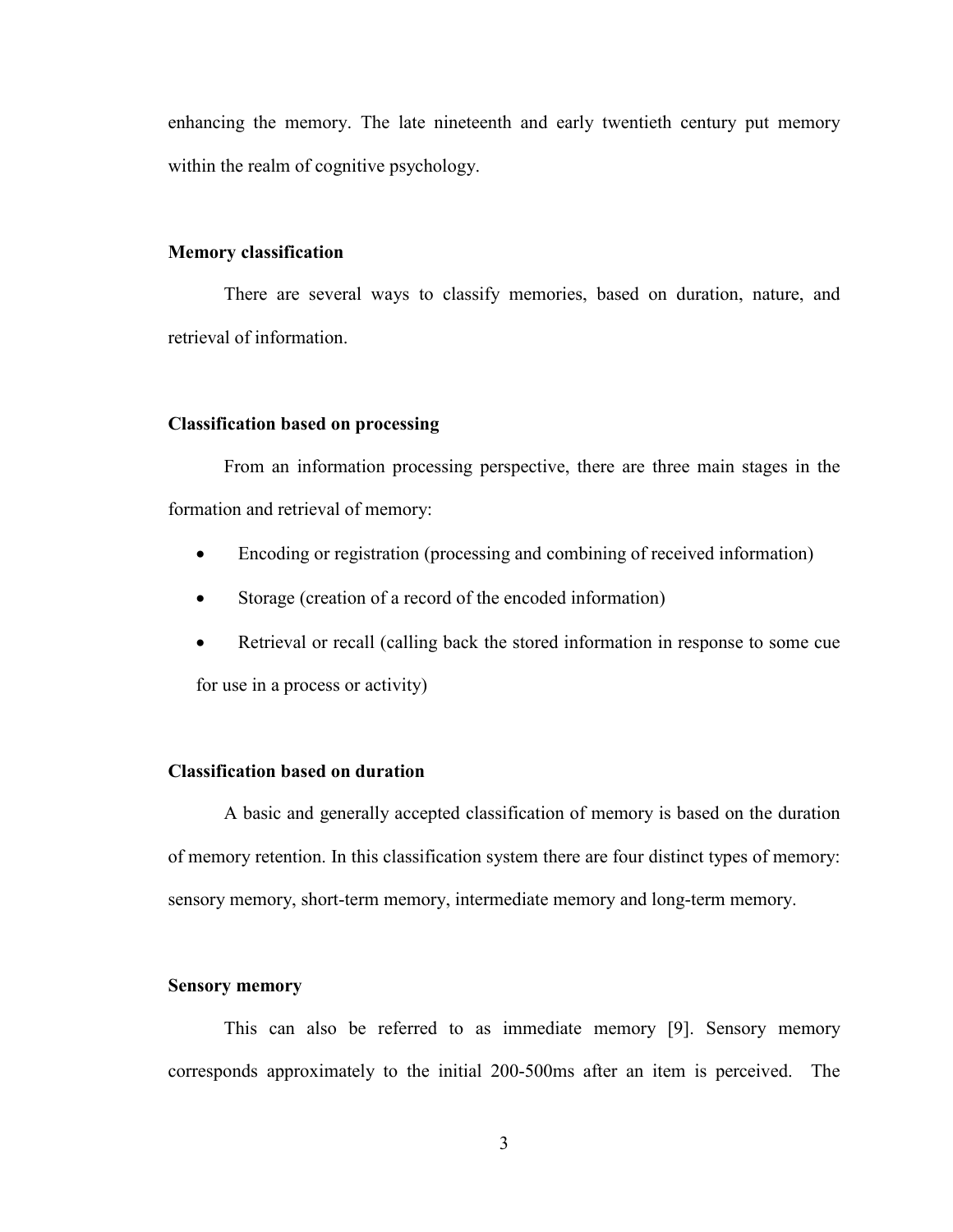enhancing the memory. The late nineteenth and early twentieth century put memory within the realm of cognitive psychology.

**Memory classification**

There are several ways to classify memories, based on duration, nature, and retrieval of information.

**Classification based on processing**

From an information processing perspective, there are three main stages in the formation and retrieval of memory:

- Encoding or registration (processing and combining of received information)
- Storage (creation of a record of the encoded information)
- Retrieval or recall (calling back the stored information in response to some cue for use in a process or activity)

**Classification based on duration**

A basic and generally accepted classification of memory is based on the duration of memory retention. In this classification system there are four distinct types of memory: sensory memory, short-term memory, intermediate memory and long-term memory.

**Sensory memory**

This can also be referred to as immediate memory [9]. Sensory memory corresponds approximately to the initial 200-500ms after an item is perceived. The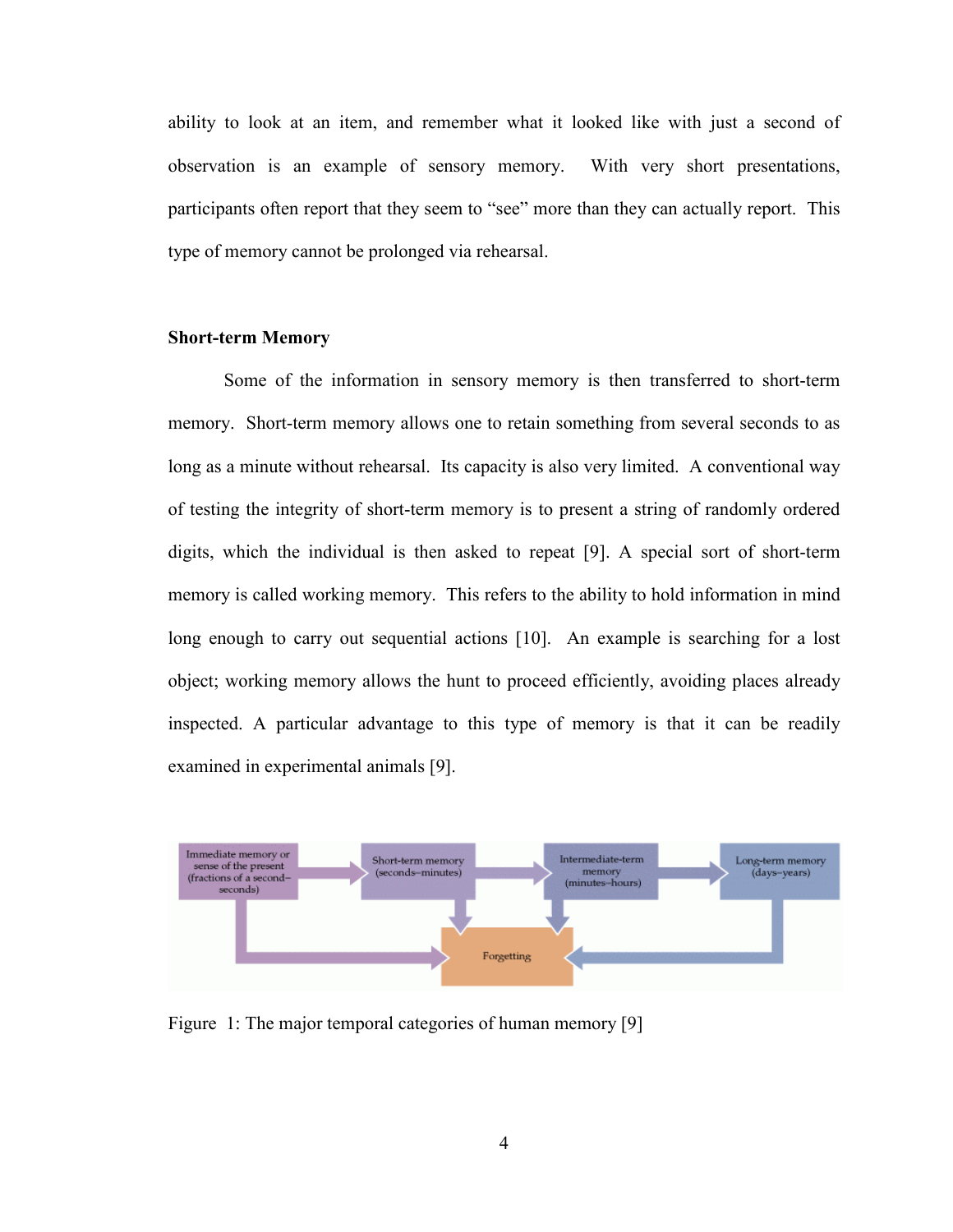ability to look at an item, and remember what it looked like with just a second of observation is an example of sensory memory. With very short presentations, participants often report that they seem to "see" more than they can actually report. This type of memory cannot be prolonged via rehearsal.

### Short-term Memory

Some of the information in sensory memory is then transferred to short-term memory. Short-term memory allows one to retain something from several seconds to as long as a minute without rehearsal. Its capacity is also very limited. A conventional way of testing the integrity of short-term memory is to present a string of randomly ordered digits, which the individual is then asked to repeat [9]. A special sort of short-term memory is called working memory. This refers to the ability to hold information in mind long enough to carry out sequential actions [10]. An example is searching for a lost object; working memory allows the hunt to proceed efficiently, avoiding places already inspected. A particular advantage to this type of memory is that it can be readily examined in experimental animals [9].

Figure 1: The major temporal categories of human memory [9]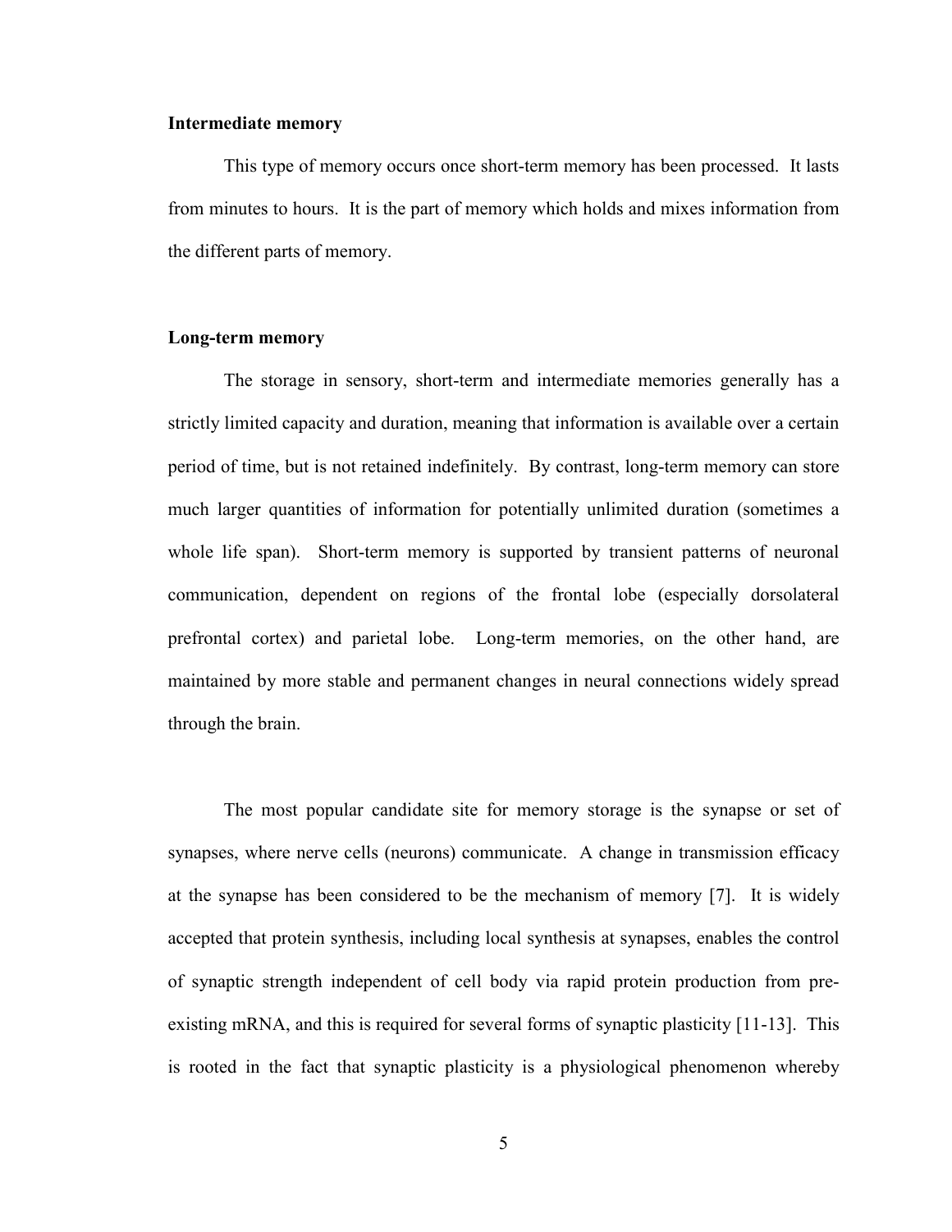**Intermediate memory**

This type of memory occurs once short-term memory has been processed. It lasts from minutes to hours. It is the part of memory which holds and mixes information from the different parts of memory.

**Long-term memory**

The storage in sensory, short-term and intermediate memories generally has a strictly limited capacity and duration, meaning that information is available over a certain period of time, but is not retained indefinitely. By contrast, long-term memory can store much larger quantities of information for potentially unlimited duration (sometimes a whole life span). Short-term memory is supported by transient patterns of neuronal communication, dependent on regions of the frontal lobe (especially dorsolateral prefrontal cortex) and parietal lobe. Long-term memories, on the other hand, are maintained by more stable and permanent changes in neural connections widely spread through the brain.

The most popular candidate site for memory storage is the synapse or set of synapses, where nerve cells (neurons) communicate. A change in transmission efficacy at the synapse has been considered to be the mechanism of memory [7]. It is widely accepted that protein synthesis, including local synthesis at synapses, enables the control of synaptic strength independent of cell body via rapid protein production from pre-existing mRNA, and this is required for several forms of synaptic plasticity [11-13]. This is rooted in the fact that synaptic plasticity is a physiological phenomenon whereby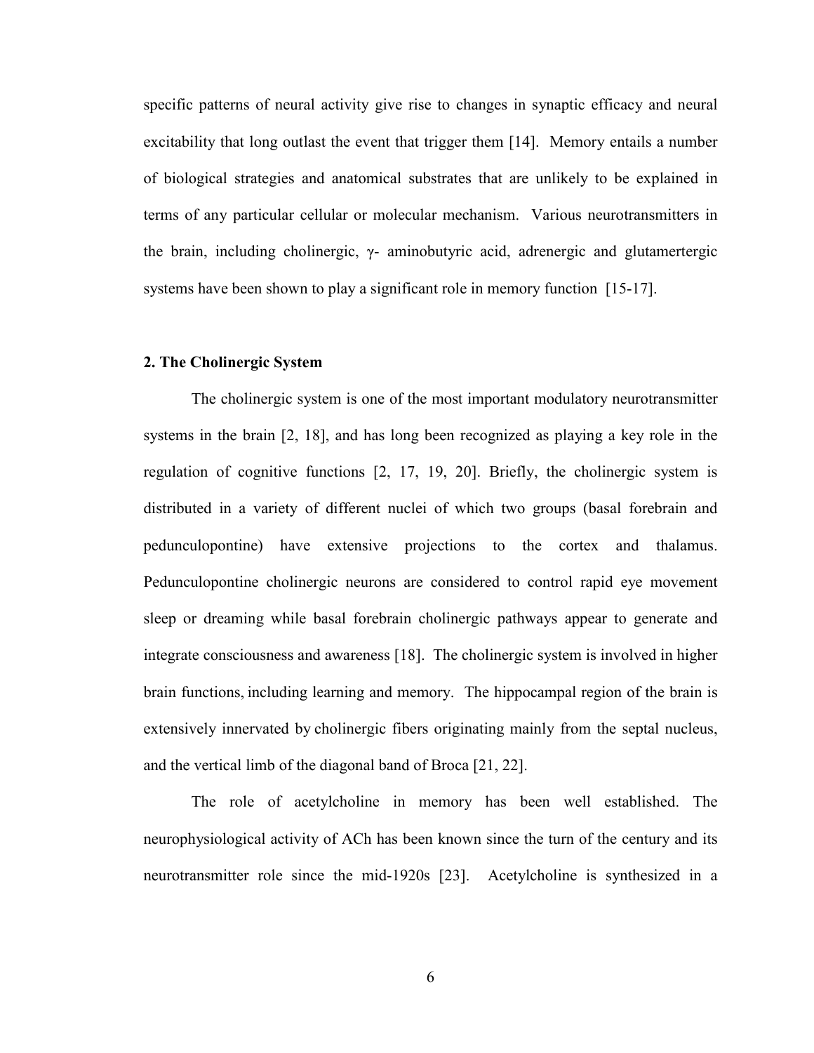specific patterns of neural activity give rise to changes in synaptic efficacy and neural excitability that long outlast the event that trigger them [14]. Memory entails a number of biological strategies and anatomical substrates that are unlikely to be explained in terms of any particular cellular or molecular mechanism. Various neurotransmitters in the brain, including cholinergic, γ- aminobutyric acid, adrenergic and glutamertergic systems have been shown to play a significant role in memory function [15-17].

## 2. The Cholinergic System

The cholinergic system is one of the most important modulatory neurotransmitter systems in the brain [2, 18], and has long been recognized as playing a key role in the regulation of cognitive functions [2, 17, 19, 20]. Briefly, the cholinergic system is distributed in a variety of different nuclei of which two groups (basal forebrain and pedunculopontine) have extensive projections to the cortex and thalamus. Pedunculopontine cholinergic neurons are considered to control rapid eye movement sleep or dreaming while basal forebrain cholinergic pathways appear to generate and integrate consciousness and awareness [18]. The cholinergic system is involved in higher brain functions, including learning and memory. The hippocampal region of the brain is extensively innervated by cholinergic fibers originating mainly from the septal nucleus, and the vertical limb of the diagonal band of Broca [21, 22].

The role of acetylcholine in memory has been well established. The neurophysiological activity of ACh has been known since the turn of the century and its neurotransmitter role since the mid-1920s [23]. Acetylcholine is synthesized in a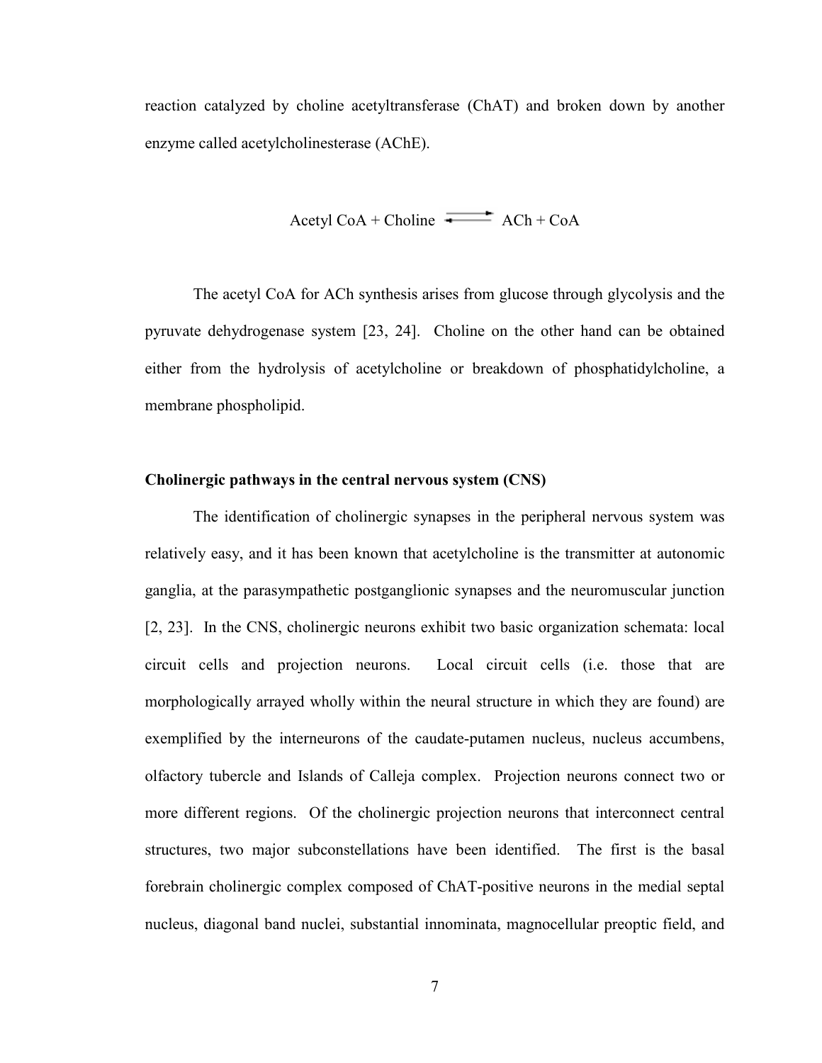reaction catalyzed by choline acetyltransferase (ChAT) and broken down by another enzyme called acetylcholinesterase (AChE).

$$\text{Acetyl CoA} + \text{Choline} \rightleftharpoons \text{ACh} + \text{CoA}$$

The acetyl CoA for ACh synthesis arises from glucose through glycolysis and the pyruvate dehydrogenase system [23, 24]. Choline on the other hand can be obtained either from the hydrolysis of acetylcholine or breakdown of phosphatidylcholine, a membrane phospholipid.

**Cholinergic pathways in the central nervous system (CNS)**

The identification of cholinergic synapses in the peripheral nervous system was relatively easy, and it has been known that acetylcholine is the transmitter at autonomic ganglia, at the parasympathetic postganglionic synapses and the neuromuscular junction [2, 23]. In the CNS, cholinergic neurons exhibit two basic organization schemata: local circuit cells and projection neurons. Local circuit cells (i.e. those that are morphologically arrayed wholly within the neural structure in which they are found) are exemplified by the interneurons of the caudate-putamen nucleus, nucleus accumbens, olfactory tubercle and Islands of Calleja complex. Projection neurons connect two or more different regions. Of the cholinergic projection neurons that interconnect central structures, two major subconstellations have been identified. The first is the basal forebrain cholinergic complex composed of ChAT-positive neurons in the medial septal nucleus, diagonal band nuclei, substantial innominata, magnocellular preoptic field, and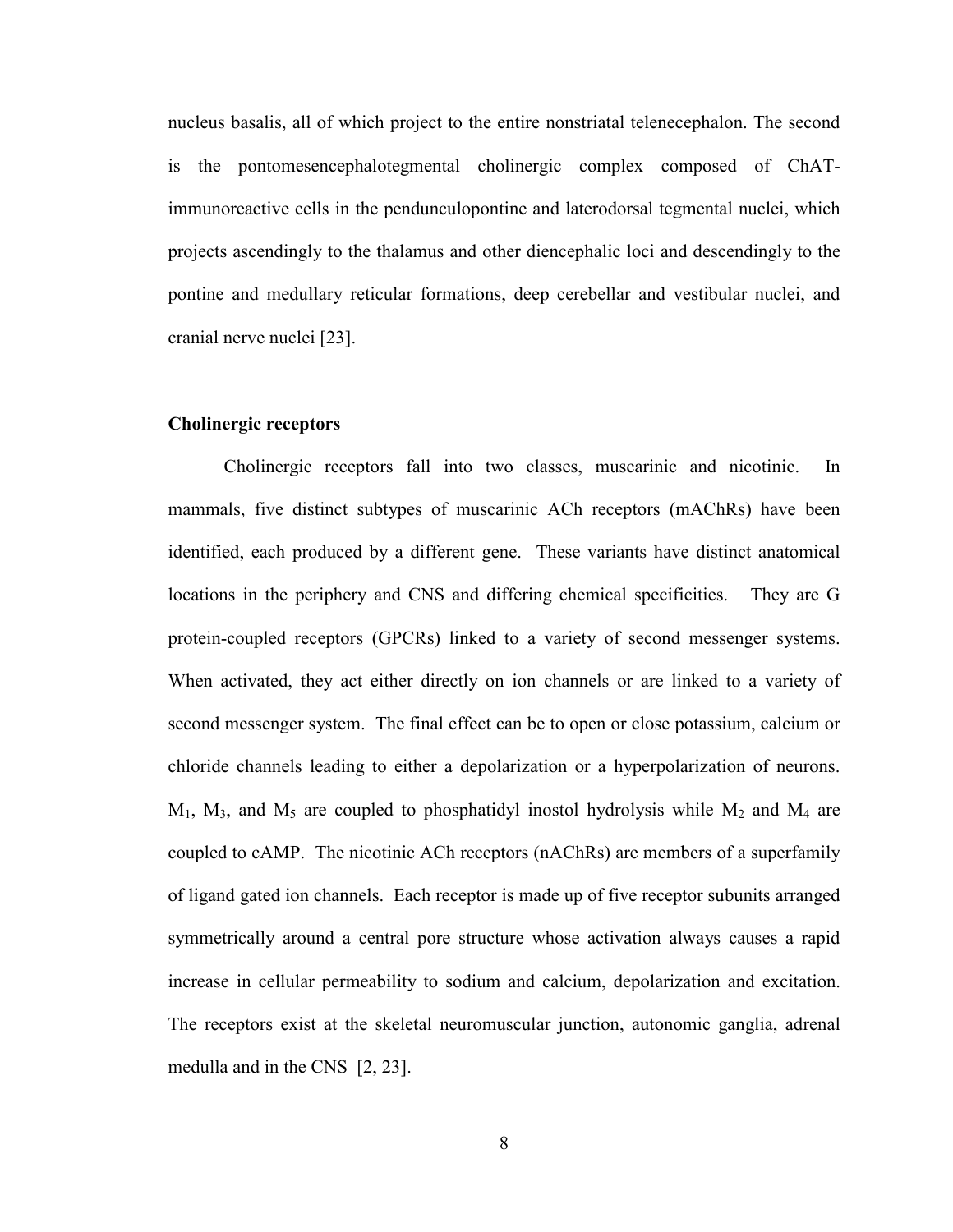nucleus basalis, all of which project to the entire nonstriatal telenecephalon. The second is the pontomesencephalotegmental cholinergic complex composed of ChAT-immunoreactive cells in the pendunculopontine and laterodorsal tegmental nuclei, which projects ascendingly to the thalamus and other diencephalic loci and descendingly to the pontine and medullary reticular formations, deep cerebellar and vestibular nuclei, and cranial nerve nuclei [23].

### Cholinergic receptors

Cholinergic receptors fall into two classes, muscarinic and nicotinic. In mammals, five distinct subtypes of muscarinic ACh receptors (mAChRs) have been identified, each produced by a different gene. These variants have distinct anatomical locations in the periphery and CNS and differing chemical specificities. They are G protein-coupled receptors (GPCRs) linked to a variety of second messenger systems. When activated, they act either directly on ion channels or are linked to a variety of second messenger system. The final effect can be to open or close potassium, calcium or chloride channels leading to either a depolarization or a hyperpolarization of neurons. $M_1$, $M_3$, and $M_5$ are coupled to phosphatidyl inostol hydrolysis while $M_2$ and $M_4$ are coupled to cAMP. The nicotinic ACh receptors (nAChRs) are members of a superfamily of ligand gated ion channels. Each receptor is made up of five receptor subunits arranged symmetrically around a central pore structure whose activation always causes a rapid increase in cellular permeability to sodium and calcium, depolarization and excitation. The receptors exist at the skeletal neuromuscular junction, autonomic ganglia, adrenal medulla and in the CNS [2, 23].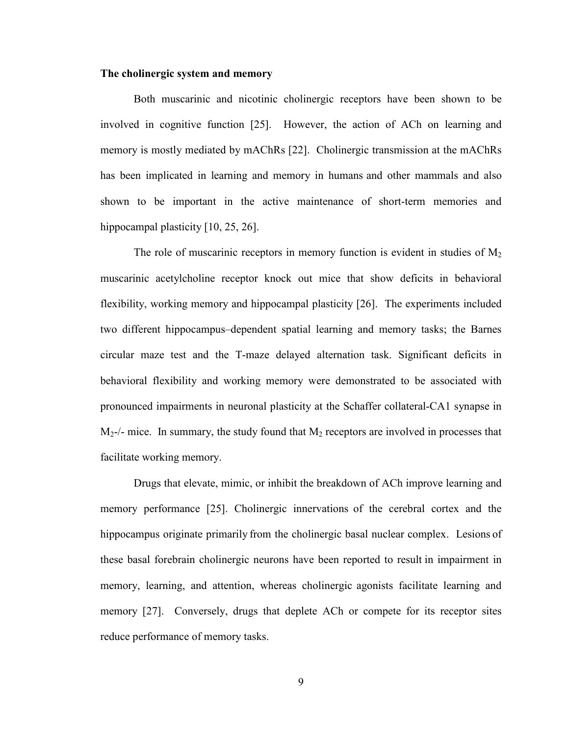**The cholinergic system and memory**

Both muscarinic and nicotinic cholinergic receptors have been shown to be involved in cognitive function [25]. However, the action of ACh on learning and memory is mostly mediated by mAChRs [22]. Cholinergic transmission at the mAChRs has been implicated in learning and memory in humans and other mammals and also shown to be important in the active maintenance of short-term memories and hippocampal plasticity [10, 25, 26].

The role of muscarinic receptors in memory function is evident in studies of $M_2$ muscarinic acetylcholine receptor knock out mice that show deficits in behavioral flexibility, working memory and hippocampal plasticity [26]. The experiments included two different hippocampus–dependent spatial learning and memory tasks; the Barnes circular maze test and the T-maze delayed alternation task. Significant deficits in behavioral flexibility and working memory were demonstrated to be associated with pronounced impairments in neuronal plasticity at the Schaffer collateral-CA1 synapse in $M_2$-/- mice. In summary, the study found that $M_2$ receptors are involved in processes that facilitate working memory.

Drugs that elevate, mimic, or inhibit the breakdown of ACh improve learning and memory performance [25]. Cholinergic innervations of the cerebral cortex and the hippocampus originate primarily from the cholinergic basal nuclear complex. Lesions of these basal forebrain cholinergic neurons have been reported to result in impairment in memory, learning, and attention, whereas cholinergic agonists facilitate learning and memory [27]. Conversely, drugs that deplete ACh or compete for its receptor sites reduce performance of memory tasks.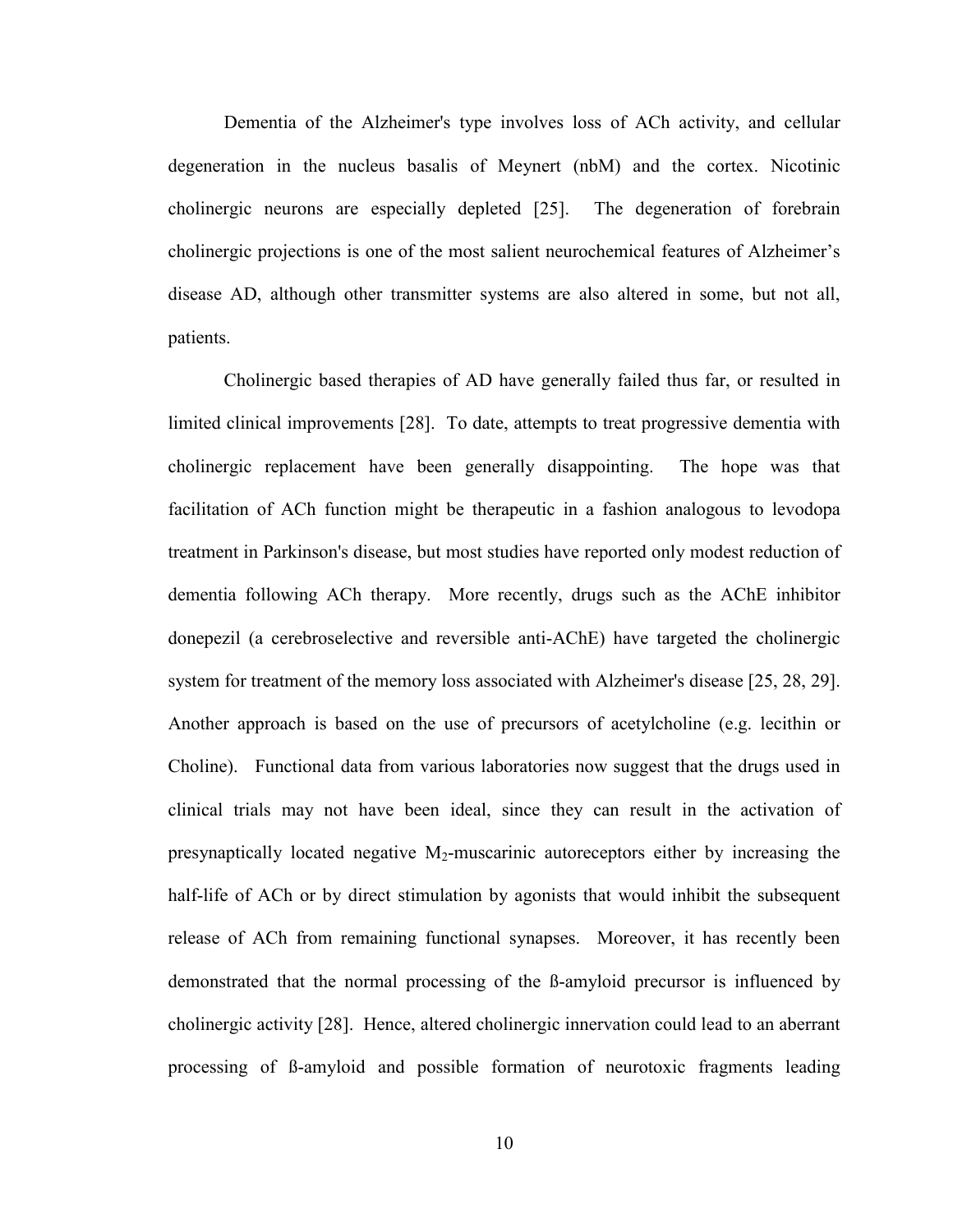Dementia of the Alzheimer's type involves loss of ACh activity, and cellular degeneration in the nucleus basalis of Meynert (nbM) and the cortex. Nicotinic cholinergic neurons are especially depleted [25]. The degeneration of forebrain cholinergic projections is one of the most salient neurochemical features of Alzheimer's disease AD, although other transmitter systems are also altered in some, but not all, patients.

Cholinergic based therapies of AD have generally failed thus far, or resulted in limited clinical improvements [28]. To date, attempts to treat progressive dementia with cholinergic replacement have been generally disappointing. The hope was that facilitation of ACh function might be therapeutic in a fashion analogous to levodopa treatment in Parkinson's disease, but most studies have reported only modest reduction of dementia following ACh therapy. More recently, drugs such as the AChE inhibitor donepezil (a cerebroselective and reversible anti-AChE) have targeted the cholinergic system for treatment of the memory loss associated with Alzheimer's disease [25, 28, 29]. Another approach is based on the use of precursors of acetylcholine (e.g. lecithin or Choline). Functional data from various laboratories now suggest that the drugs used in clinical trials may not have been ideal, since they can result in the activation of presynaptically located negative $M_2$-muscarinic autoreceptors either by increasing the half-life of ACh or by direct stimulation by agonists that would inhibit the subsequent release of ACh from remaining functional synapses. Moreover, it has recently been demonstrated that the normal processing of the ß-amyloid precursor is influenced by cholinergic activity [28]. Hence, altered cholinergic innervation could lead to an aberrant processing of ß-amyloid and possible formation of neurotoxic fragments leading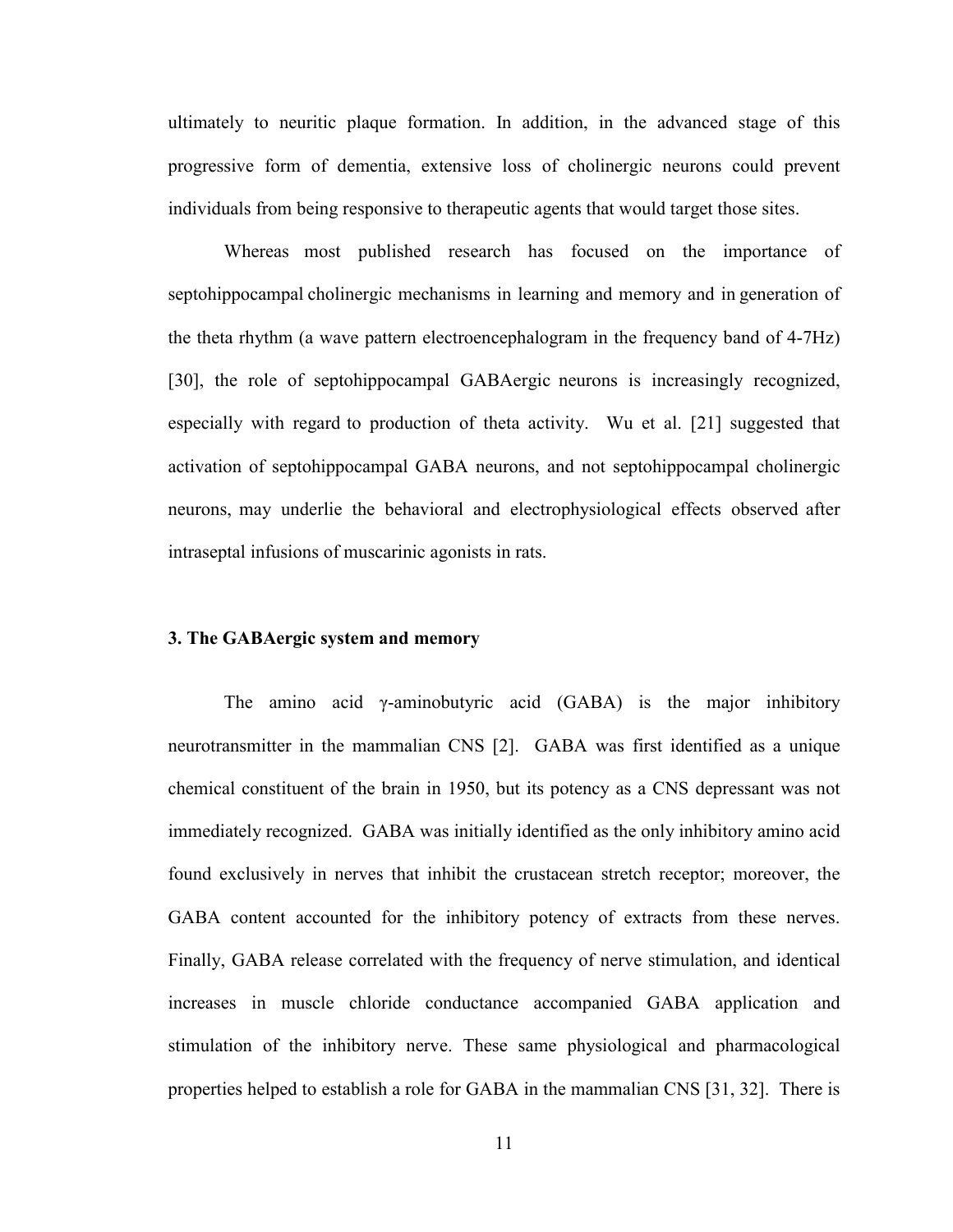ultimately to neuritic plaque formation. In addition, in the advanced stage of this progressive form of dementia, extensive loss of cholinergic neurons could prevent individuals from being responsive to therapeutic agents that would target those sites.

Whereas most published research has focused on the importance of septohippocampal cholinergic mechanisms in learning and memory and in generation of the theta rhythm (a wave pattern electroencephalogram in the frequency band of 4-7Hz) [30], the role of septohippocampal GABAergic neurons is increasingly recognized, especially with regard to production of theta activity. Wu et al. [21] suggested that activation of septohippocampal GABA neurons, and not septohippocampal cholinergic neurons, may underlie the behavioral and electrophysiological effects observed after intraseptal infusions of muscarinic agonists in rats.

### 3. The GABAergic system and memory

The amino acid γ-aminobutyric acid (GABA) is the major inhibitory neurotransmitter in the mammalian CNS [2]. GABA was first identified as a unique chemical constituent of the brain in 1950, but its potency as a CNS depressant was not immediately recognized. GABA was initially identified as the only inhibitory amino acid found exclusively in nerves that inhibit the crustacean stretch receptor; moreover, the GABA content accounted for the inhibitory potency of extracts from these nerves. Finally, GABA release correlated with the frequency of nerve stimulation, and identical increases in muscle chloride conductance accompanied GABA application and stimulation of the inhibitory nerve. These same physiological and pharmacological properties helped to establish a role for GABA in the mammalian CNS [31, 32]. There is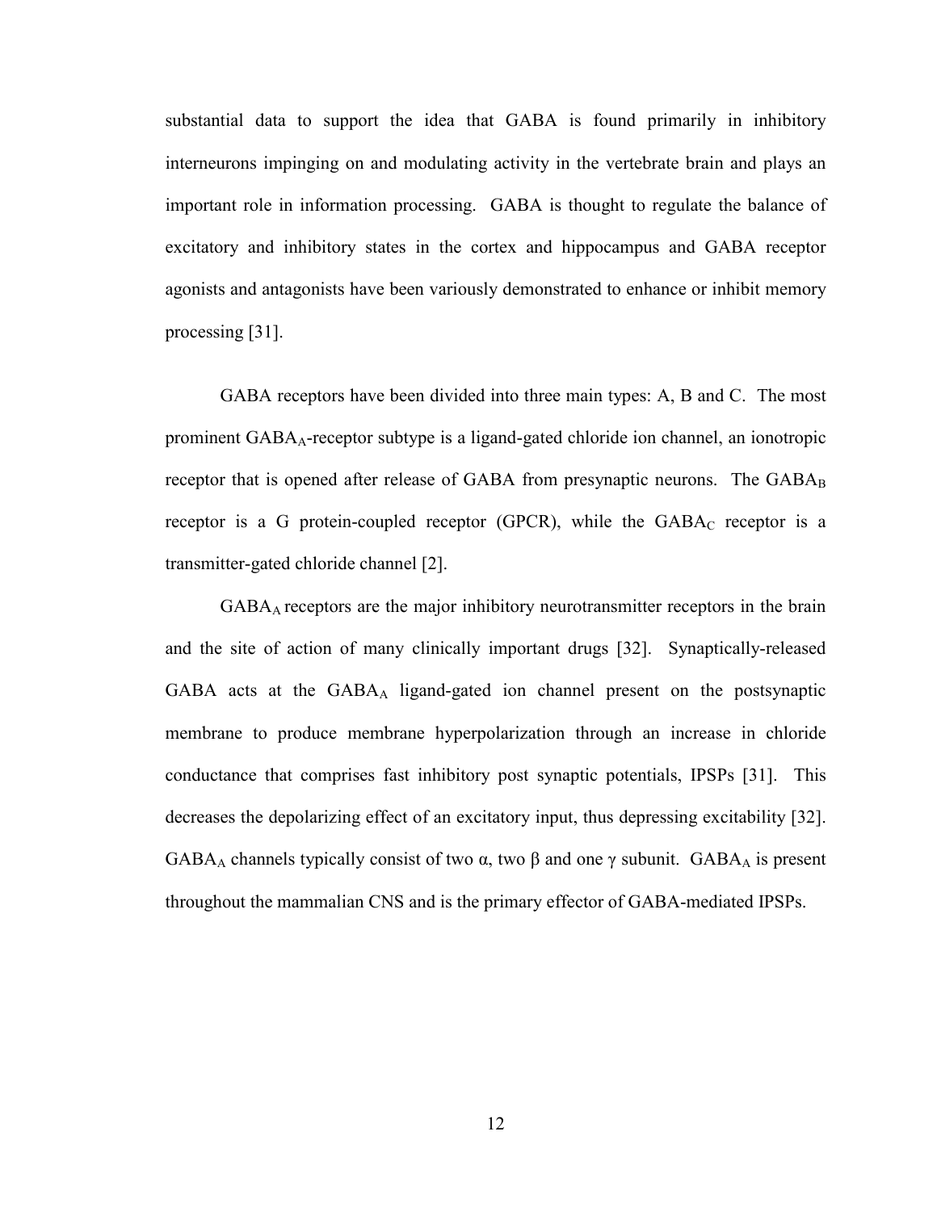substantial data to support the idea that GABA is found primarily in inhibitory interneurons impinging on and modulating activity in the vertebrate brain and plays an important role in information processing. GABA is thought to regulate the balance of excitatory and inhibitory states in the cortex and hippocampus and GABA receptor agonists and antagonists have been variously demonstrated to enhance or inhibit memory processing [31].

GABA receptors have been divided into three main types: A, B and C. The most prominent $GABA_A$-receptor subtype is a ligand-gated chloride ion channel, an ionotropic receptor that is opened after release of GABA from presynaptic neurons. The $GABA_B$ receptor is a G protein-coupled receptor (GPCR), while the $GABA_C$ receptor is a transmitter-gated chloride channel [2].

$GABA_A$ receptors are the major inhibitory neurotransmitter receptors in the brain and the site of action of many clinically important drugs [32]. Synaptically-released GABA acts at the $GABA_A$ ligand-gated ion channel present on the postsynaptic membrane to produce membrane hyperpolarization through an increase in chloride conductance that comprises fast inhibitory post synaptic potentials, IPSPs [31]. This decreases the depolarizing effect of an excitatory input, thus depressing excitability [32]. $GABA_A$ channels typically consist of two α, two β and one γ subunit. $GABA_A$ is present throughout the mammalian CNS and is the primary effector of GABA-mediated IPSPs.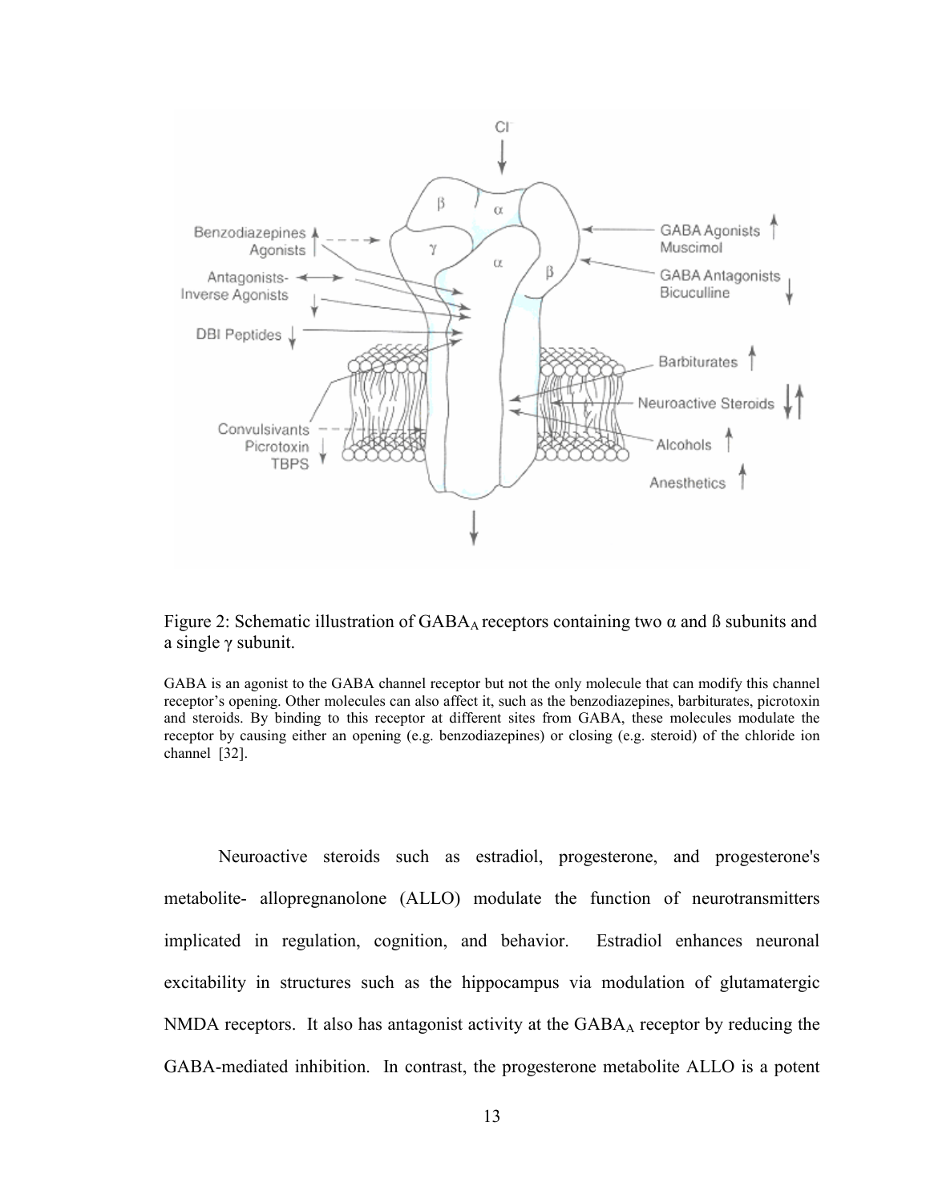Figure 2: Schematic illustration of $GABA_A$ receptors containing two α and ß subunits and a single γ subunit.

GABA is an agonist to the GABA channel receptor but not the only molecule that can modify this channel receptor's opening. Other molecules can also affect it, such as the benzodiazepines, barbiturates, picrotoxin and steroids. By binding to this receptor at different sites from GABA, these molecules modulate the receptor by causing either an opening (e.g. benzodiazepines) or closing (e.g. steroid) of the chloride ion channel [32].

Neuroactive steroids such as estradiol, progesterone, and progesterone's metabolite- allopregnanolone (ALLO) modulate the function of neurotransmitters implicated in regulation, cognition, and behavior. Estradiol enhances neuronal excitability in structures such as the hippocampus via modulation of glutamatergic NMDA receptors. It also has antagonist activity at the $GABA_A$ receptor by reducing the GABA-mediated inhibition. In contrast, the progesterone metabolite ALLO is a potent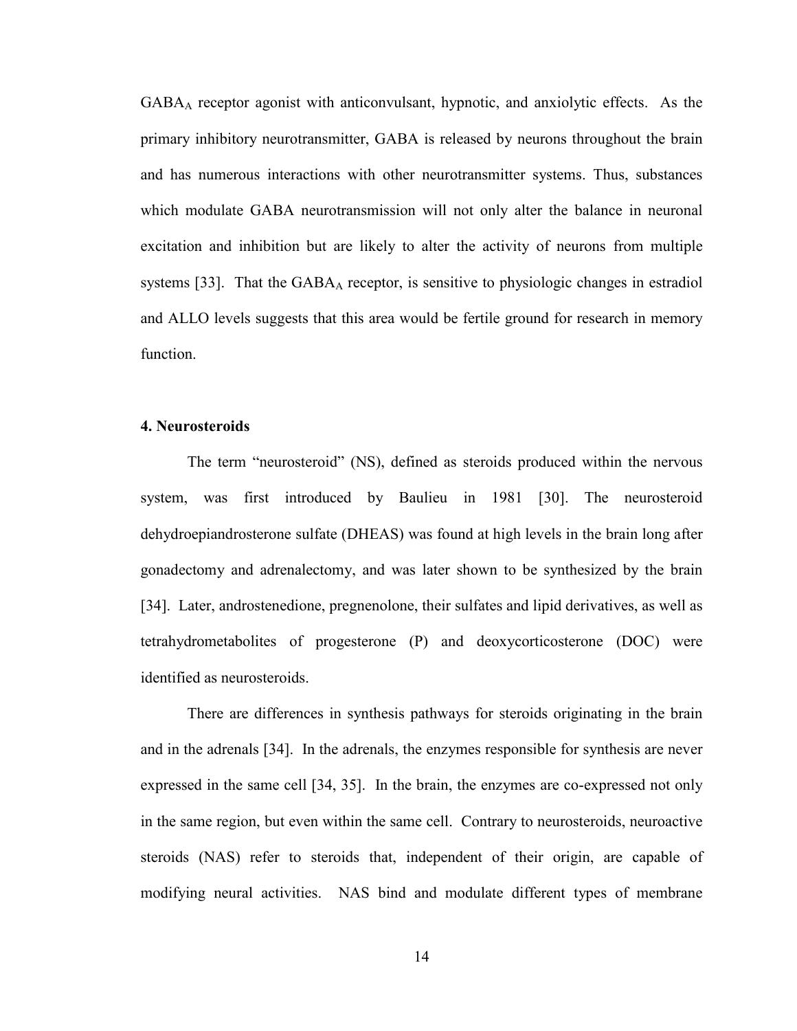$GABA_A$ receptor agonist with anticonvulsant, hypnotic, and anxiolytic effects. As the primary inhibitory neurotransmitter, GABA is released by neurons throughout the brain and has numerous interactions with other neurotransmitter systems. Thus, substances which modulate GABA neurotransmission will not only alter the balance in neuronal excitation and inhibition but are likely to alter the activity of neurons from multiple systems [33]. That the $GABA_A$ receptor, is sensitive to physiologic changes in estradiol and ALLO levels suggests that this area would be fertile ground for research in memory function.

## 4. Neurosteroids

The term "neurosteroid" (NS), defined as steroids produced within the nervous system, was first introduced by Baulieu in 1981 [30]. The neurosteroid dehydroepiandrosterone sulfate (DHEAS) was found at high levels in the brain long after gonadectomy and adrenalectomy, and was later shown to be synthesized by the brain [34]. Later, androstenedione, pregnenolone, their sulfates and lipid derivatives, as well as tetrahydrometabolites of progesterone (P) and deoxycorticosterone (DOC) were identified as neurosteroids.

There are differences in synthesis pathways for steroids originating in the brain and in the adrenals [34]. In the adrenals, the enzymes responsible for synthesis are never expressed in the same cell [34, 35]. In the brain, the enzymes are co-expressed not only in the same region, but even within the same cell. Contrary to neurosteroids, neuroactive steroids (NAS) refer to steroids that, independent of their origin, are capable of modifying neural activities. NAS bind and modulate different types of membrane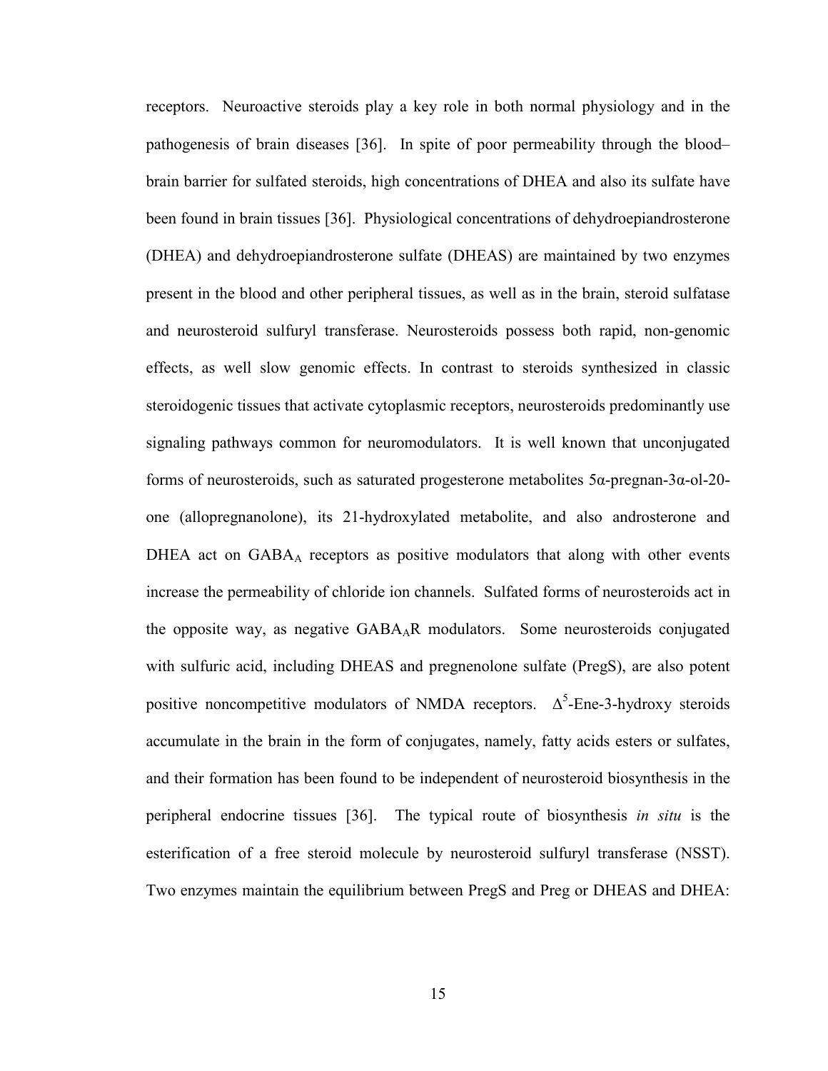receptors. Neuroactive steroids play a key role in both normal physiology and in the pathogenesis of brain diseases [36]. In spite of poor permeability through the blood–brain barrier for sulfated steroids, high concentrations of DHEA and also its sulfate have been found in brain tissues [36]. Physiological concentrations of dehydroepiandrosterone (DHEA) and dehydroepiandrosterone sulfate (DHEAS) are maintained by two enzymes present in the blood and other peripheral tissues, as well as in the brain, steroid sulfatase and neurosteroid sulfuryl transferase. Neurosteroids possess both rapid, non-genomic effects, as well slow genomic effects. In contrast to steroids synthesized in classic steroidogenic tissues that activate cytoplasmic receptors, neurosteroids predominantly use signaling pathways common for neuromodulators. It is well known that unconjugated forms of neurosteroids, such as saturated progesterone metabolites 5α-pregnan-3α-ol-20-one (allopregnanolone), its 21-hydroxylated metabolite, and also androsterone and DHEA act on $GABA_A$ receptors as positive modulators that along with other events increase the permeability of chloride ion channels. Sulfated forms of neurosteroids act in the opposite way, as negative $GABA_AR$ modulators. Some neurosteroids conjugated with sulfuric acid, including DHEAS and pregnenolone sulfate (PregS), are also potent positive noncompetitive modulators of NMDA receptors. $\Delta^5$-Ene-3-hydroxy steroids accumulate in the brain in the form of conjugates, namely, fatty acids esters or sulfates, and their formation has been found to be independent of neurosteroid biosynthesis in the peripheral endocrine tissues [36]. The typical route of biosynthesis *in situ* is the esterification of a free steroid molecule by neurosteroid sulfuryl transferase (NSST). Two enzymes maintain the equilibrium between PregS and Preg or DHEAS and DHEA: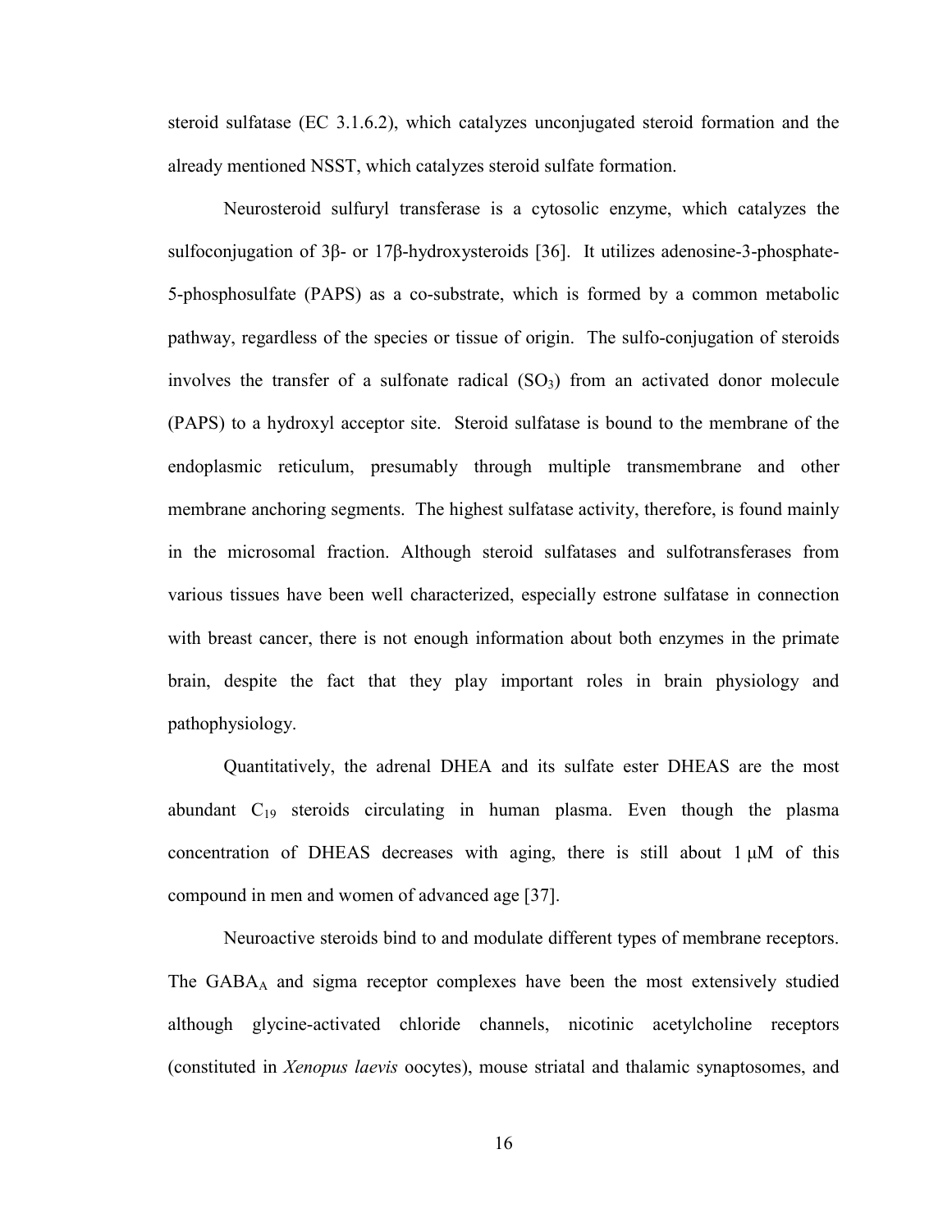steroid sulfatase (EC 3.1.6.2), which catalyzes unconjugated steroid formation and the already mentioned NSST, which catalyzes steroid sulfate formation.

Neurosteroid sulfuryl transferase is a cytosolic enzyme, which catalyzes the sulfoconjugation of 3β- or 17β-hydroxysteroids [36]. It utilizes adenosine-3-phosphate-5-phosphosulfate (PAPS) as a co-substrate, which is formed by a common metabolic pathway, regardless of the species or tissue of origin. The sulfo-conjugation of steroids involves the transfer of a sulfonate radical ($SO_3$) from an activated donor molecule (PAPS) to a hydroxyl acceptor site. Steroid sulfatase is bound to the membrane of the endoplasmic reticulum, presumably through multiple transmembrane and other membrane anchoring segments. The highest sulfatase activity, therefore, is found mainly in the microsomal fraction. Although steroid sulfatases and sulfotransferases from various tissues have been well characterized, especially estrone sulfatase in connection with breast cancer, there is not enough information about both enzymes in the primate brain, despite the fact that they play important roles in brain physiology and pathophysiology.

Quantitatively, the adrenal DHEA and its sulfate ester DHEAS are the most abundant $C_{19}$ steroids circulating in human plasma. Even though the plasma concentration of DHEAS decreases with aging, there is still about 1 μM of this compound in men and women of advanced age [37].

Neuroactive steroids bind to and modulate different types of membrane receptors. The $GABA_A$ and sigma receptor complexes have been the most extensively studied although glycine-activated chloride channels, nicotinic acetylcholine receptors (constituted in *Xenopus laevis* oocytes), mouse striatal and thalamic synaptosomes, and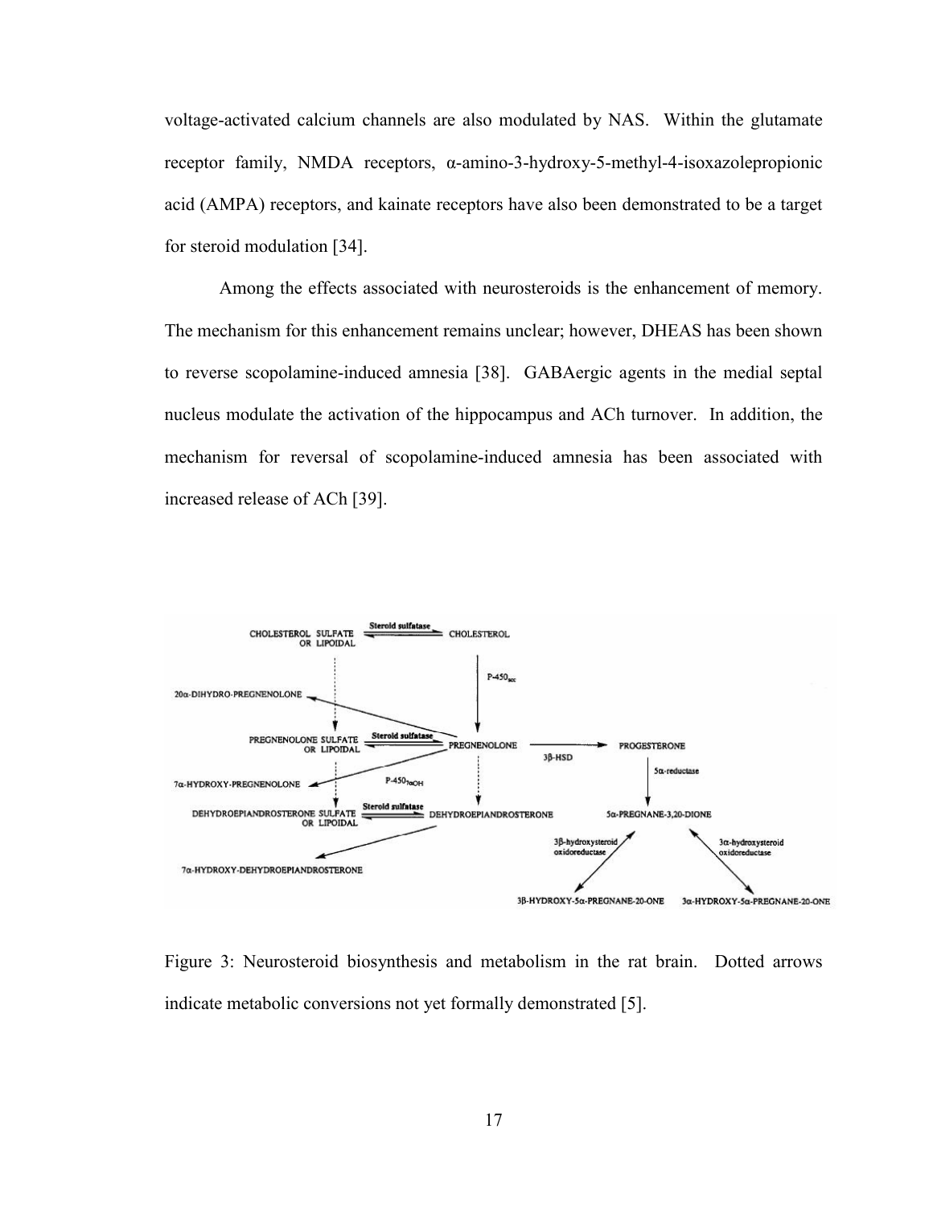voltage-activated calcium channels are also modulated by NAS. Within the glutamate receptor family, NMDA receptors, α-amino-3-hydroxy-5-methyl-4-isoxazolepropionic acid (AMPA) receptors, and kainate receptors have also been demonstrated to be a target for steroid modulation [34].

Among the effects associated with neurosteroids is the enhancement of memory. The mechanism for this enhancement remains unclear; however, DHEAS has been shown to reverse scopolamine-induced amnesia [38]. GABAergic agents in the medial septal nucleus modulate the activation of the hippocampus and ACh turnover. In addition, the mechanism for reversal of scopolamine-induced amnesia has been associated with increased release of ACh [39].

Figure 3: Neurosteroid biosynthesis and metabolism in the rat brain. Dotted arrows indicate metabolic conversions not yet formally demonstrated [5].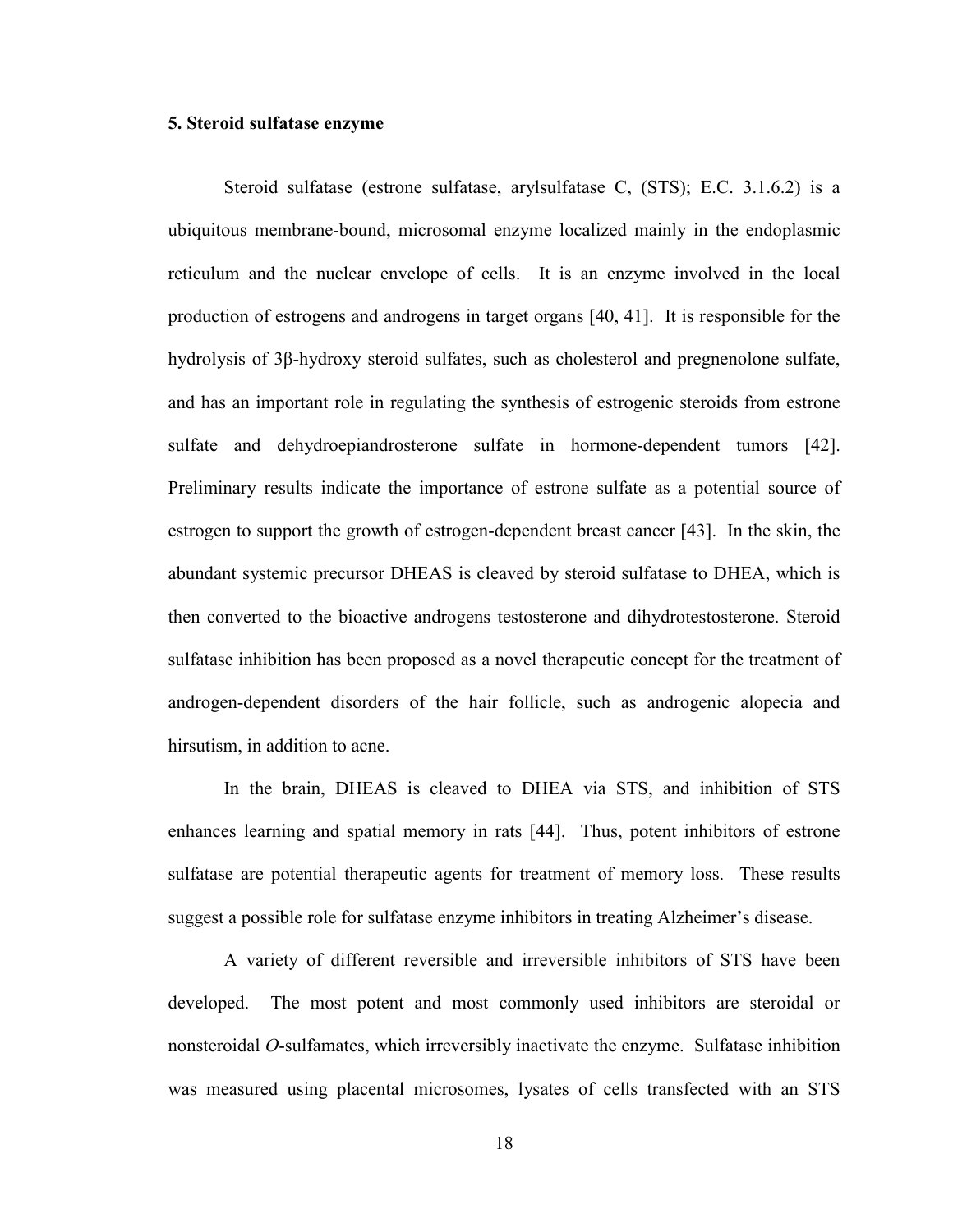## 5. Steroid sulfatase enzyme

Steroid sulfatase (estrone sulfatase, arylsulfatase C, (STS); E.C. 3.1.6.2) is a ubiquitous membrane-bound, microsomal enzyme localized mainly in the endoplasmic reticulum and the nuclear envelope of cells. It is an enzyme involved in the local production of estrogens and androgens in target organs [40, 41]. It is responsible for the hydrolysis of 3β-hydroxy steroid sulfates, such as cholesterol and pregnenolone sulfate, and has an important role in regulating the synthesis of estrogenic steroids from estrone sulfate and dehydroepiandrosterone sulfate in hormone-dependent tumors [42]. Preliminary results indicate the importance of estrone sulfate as a potential source of estrogen to support the growth of estrogen-dependent breast cancer [43]. In the skin, the abundant systemic precursor DHEAS is cleaved by steroid sulfatase to DHEA, which is then converted to the bioactive androgens testosterone and dihydrotestosterone. Steroid sulfatase inhibition has been proposed as a novel therapeutic concept for the treatment of androgen-dependent disorders of the hair follicle, such as androgenic alopecia and hirsutism, in addition to acne.

In the brain, DHEAS is cleaved to DHEA via STS, and inhibition of STS enhances learning and spatial memory in rats [44]. Thus, potent inhibitors of estrone sulfatase are potential therapeutic agents for treatment of memory loss. These results suggest a possible role for sulfatase enzyme inhibitors in treating Alzheimer's disease.

A variety of different reversible and irreversible inhibitors of STS have been developed. The most potent and most commonly used inhibitors are steroidal or nonsteroidal *O*-sulfamates, which irreversibly inactivate the enzyme. Sulfatase inhibition was measured using placental microsomes, lysates of cells transfected with an STS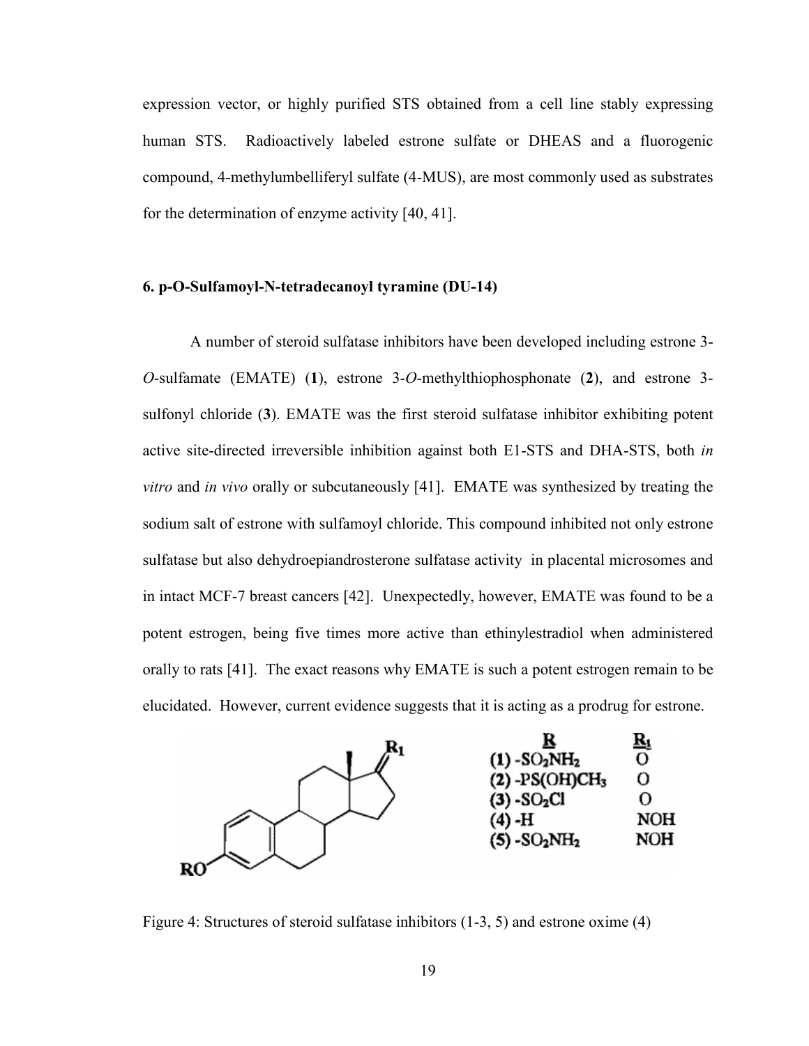expression vector, or highly purified STS obtained from a cell line stably expressing human STS. Radioactively labeled estrone sulfate or DHEAS and a fluorogenic compound, 4-methylumbelliferyl sulfate (4-MUS), are most commonly used as substrates for the determination of enzyme activity [40, 41].

### 6. p-O-Sulfamoyl-N-tetradecanoyl tyramine (DU-14)

A number of steroid sulfatase inhibitors have been developed including estrone 3-*O*-sulfamate (EMATE) (**1**), estrone 3-*O*-methylthiophosphonate (**2**), and estrone 3-sulfonyl chloride (**3**). EMATE was the first steroid sulfatase inhibitor exhibiting potent active site-directed irreversible inhibition against both E1-STS and DHA-STS, both *in vitro* and *in vivo* orally or subcutaneously [41]. EMATE was synthesized by treating the sodium salt of estrone with sulfamoyl chloride. This compound inhibited not only estrone sulfatase but also dehydroepiandrosterone sulfatase activity in placental microsomes and in intact MCF-7 breast cancers [42]. Unexpectedly, however, EMATE was found to be a potent estrogen, being five times more active than ethinylestradiol when administered orally to rats [41]. The exact reasons why EMATE is such a potent estrogen remain to be elucidated. However, current evidence suggests that it is acting as a prodrug for estrone.

| | R | $R_1$ |
|---|---|---|
| (1) | $-SO_2NH_2$ | O |
| (2) | $-PS(OH)CH_3$ | O |
| (3) | $-SO_2Cl$ | O |
| (4) | -H | NOH |
| (5) | $-SO_2NH_2$ | NOH |

Figure 4: Structures of steroid sulfatase inhibitors (1-3, 5) and estrone oxime (4)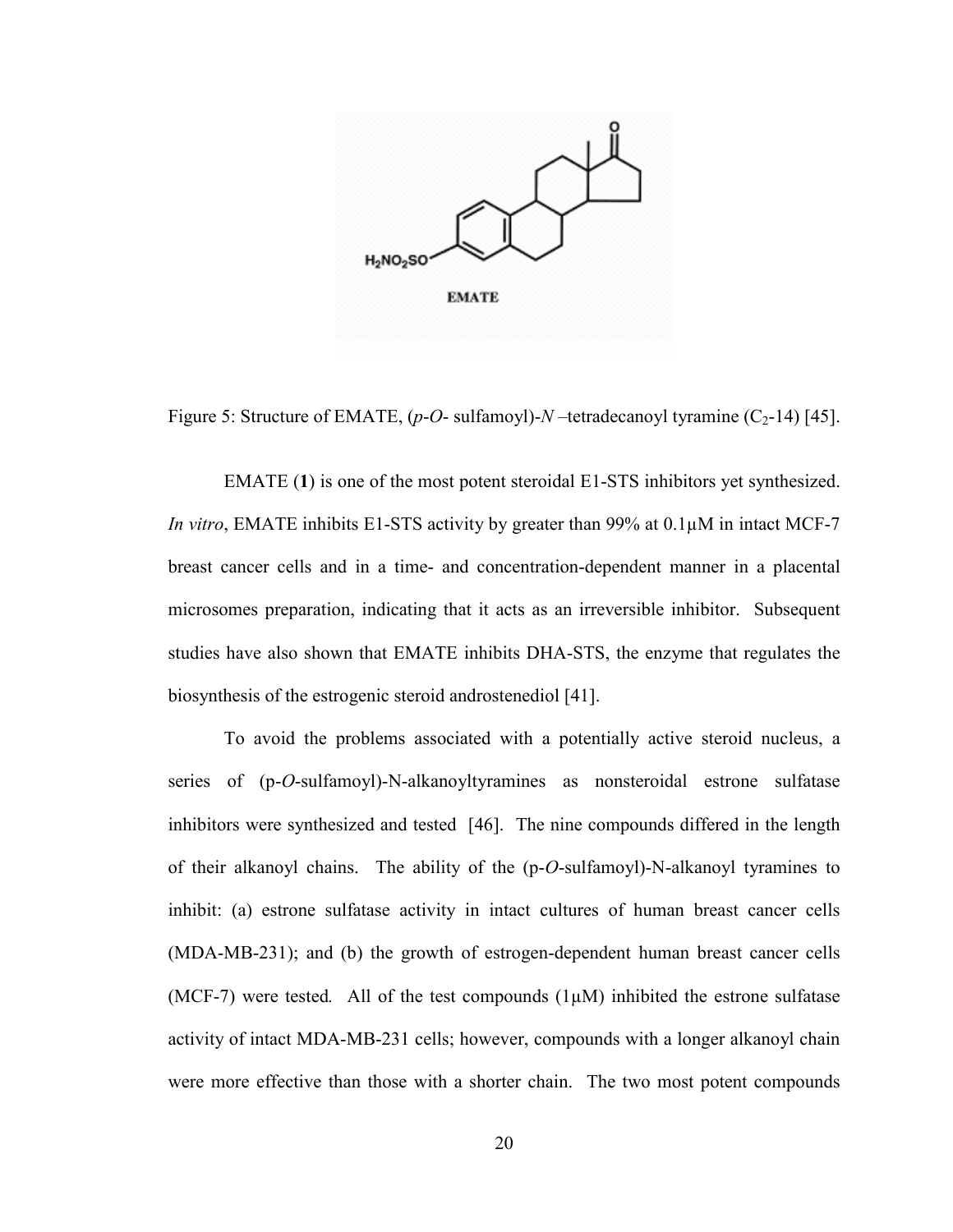Figure 5: Structure of EMATE, (*p*-*O*- sulfamoyl)-*N* –tetradecanoyl tyramine ($C_2$-14) [45].

EMATE (**1**) is one of the most potent steroidal E1-STS inhibitors yet synthesized. *In vitro*, EMATE inhibits E1-STS activity by greater than 99% at 0.1µM in intact MCF-7 breast cancer cells and in a time- and concentration-dependent manner in a placental microsomes preparation, indicating that it acts as an irreversible inhibitor. Subsequent studies have also shown that EMATE inhibits DHA-STS, the enzyme that regulates the biosynthesis of the estrogenic steroid androstenediol [41].

To avoid the problems associated with a potentially active steroid nucleus, a series of (p-*O*-sulfamoyl)-N-alkanoyltyramines as nonsteroidal estrone sulfatase inhibitors were synthesized and tested [46]. The nine compounds differed in the length of their alkanoyl chains. The ability of the (p-*O*-sulfamoyl)-N-alkanoyl tyramines to inhibit: (a) estrone sulfatase activity in intact cultures of human breast cancer cells (MDA-MB-231); and (b) the growth of estrogen-dependent human breast cancer cells (MCF-7) were tested. All of the test compounds (1µM) inhibited the estrone sulfatase activity of intact MDA-MB-231 cells; however, compounds with a longer alkanoyl chain were more effective than those with a shorter chain. The two most potent compounds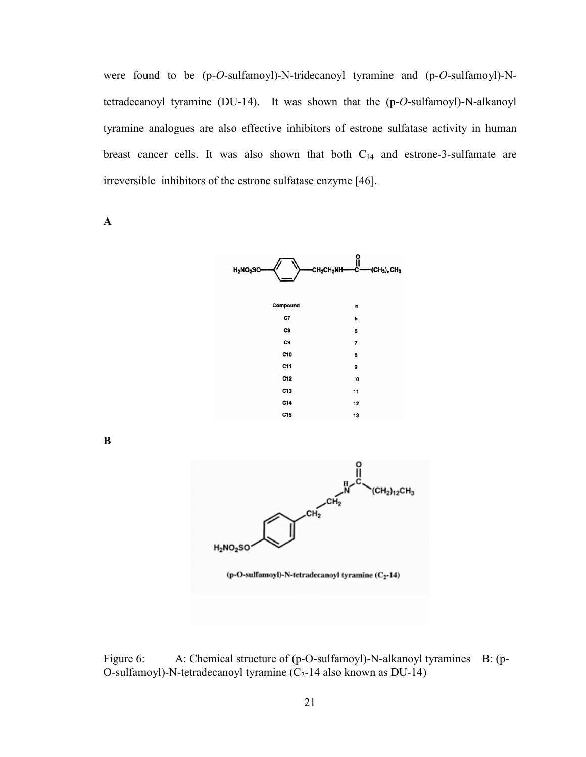were found to be (p-*O*-sulfamoyl)-N-tridecanoyl tyramine and (p-*O*-sulfamoyl)-N-tetradecanoyl tyramine (DU-14). It was shown that the (p-*O*-sulfamoyl)-N-alkanoyl tyramine analogues are also effective inhibitors of estrone sulfatase activity in human breast cancer cells. It was also shown that both $C_{14}$ and estrone-3-sulfamate are irreversible inhibitors of the estrone sulfatase enzyme [46].

**A**

$H_2NO_2SO-C_6H_4-CH_2CH_2NH-C(=O)-(CH_2)_nCH_3$

| Compound | n |
|---|---|
| C7 | 5 |
| C8 | 6 |
| C9 | 7 |
| C10 | 8 |
| C11 | 9 |
| C12 | 10 |
| C13 | 11 |
| C14 | 12 |
| C15 | 13 |

**B**

(p-O-sulfamoyl)-N-tetradecanoyl tyramine ($C_2$-14)

Figure 6: A: Chemical structure of (p-O-sulfamoyl)-N-alkanoyl tyramines B: (p-O-sulfamoyl)-N-tetradecanoyl tyramine ($C_2$-14 also known as DU-14)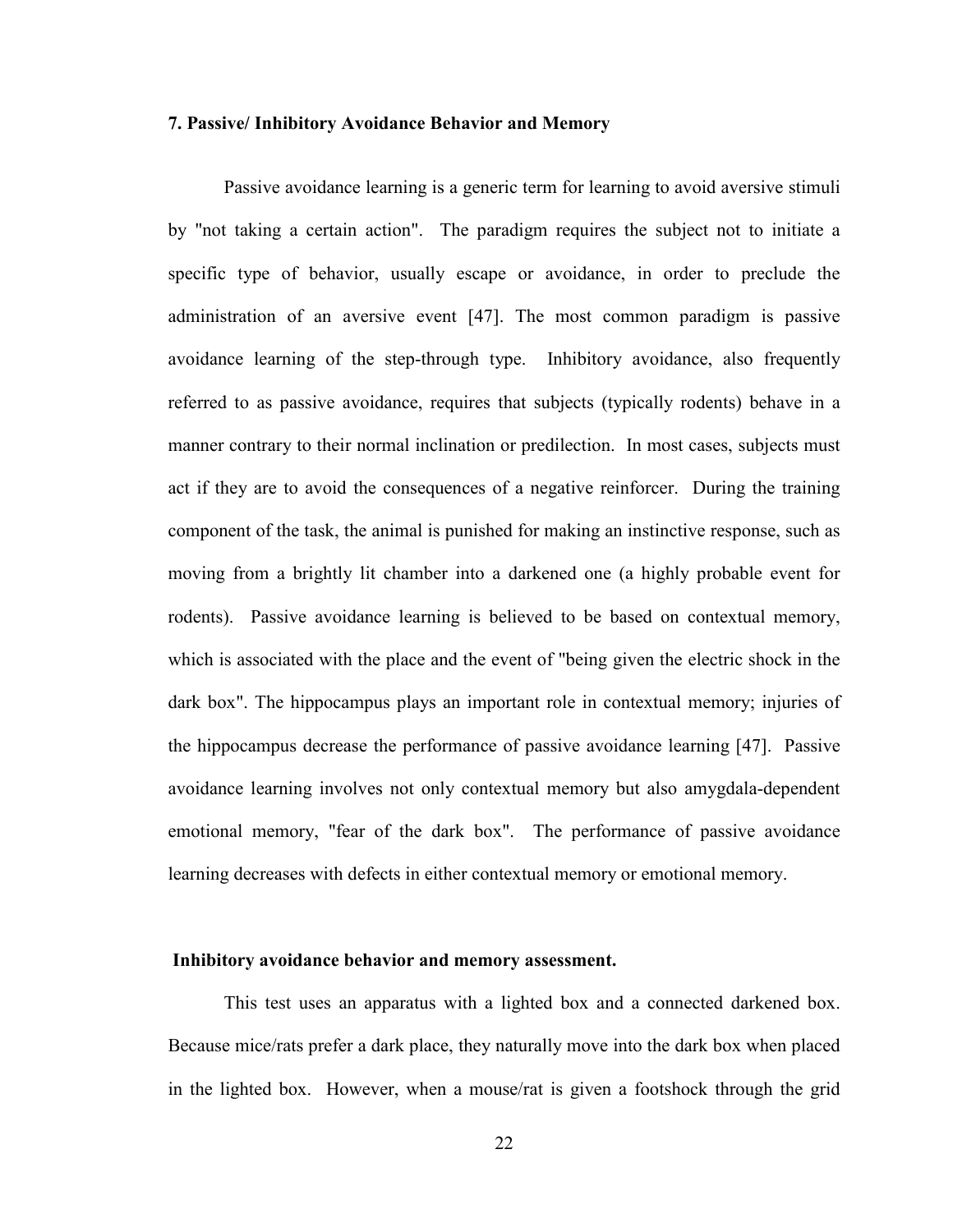### 7. Passive/ Inhibitory Avoidance Behavior and Memory

Passive avoidance learning is a generic term for learning to avoid aversive stimuli by "not taking a certain action". The paradigm requires the subject not to initiate a specific type of behavior, usually escape or avoidance, in order to preclude the administration of an aversive event [47]. The most common paradigm is passive avoidance learning of the step-through type. Inhibitory avoidance, also frequently referred to as passive avoidance, requires that subjects (typically rodents) behave in a manner contrary to their normal inclination or predilection. In most cases, subjects must act if they are to avoid the consequences of a negative reinforcer. During the training component of the task, the animal is punished for making an instinctive response, such as moving from a brightly lit chamber into a darkened one (a highly probable event for rodents). Passive avoidance learning is believed to be based on contextual memory, which is associated with the place and the event of "being given the electric shock in the dark box". The hippocampus plays an important role in contextual memory; injuries of the hippocampus decrease the performance of passive avoidance learning [47]. Passive avoidance learning involves not only contextual memory but also amygdala-dependent emotional memory, "fear of the dark box". The performance of passive avoidance learning decreases with defects in either contextual memory or emotional memory.

**Inhibitory avoidance behavior and memory assessment.**

This test uses an apparatus with a lighted box and a connected darkened box. Because mice/rats prefer a dark place, they naturally move into the dark box when placed in the lighted box. However, when a mouse/rat is given a footshock through the grid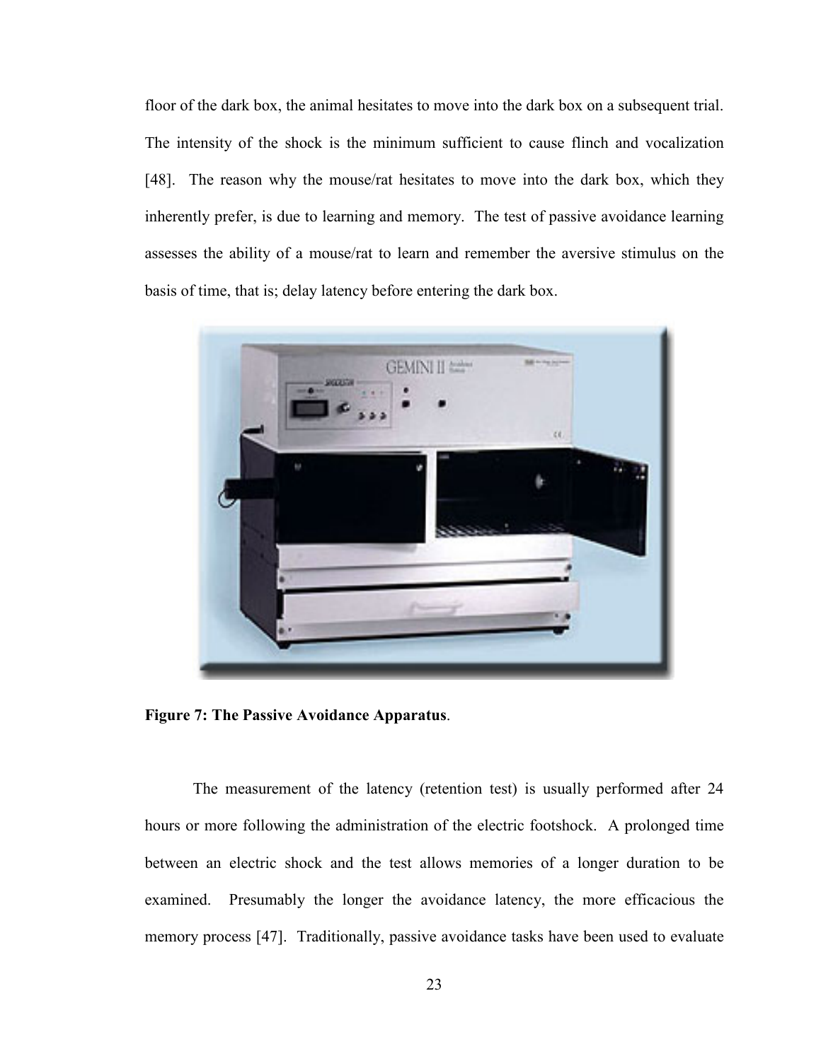floor of the dark box, the animal hesitates to move into the dark box on a subsequent trial. The intensity of the shock is the minimum sufficient to cause flinch and vocalization [48]. The reason why the mouse/rat hesitates to move into the dark box, which they inherently prefer, is due to learning and memory. The test of passive avoidance learning assesses the ability of a mouse/rat to learn and remember the aversive stimulus on the basis of time, that is; delay latency before entering the dark box.

**Figure 7: The Passive Avoidance Apparatus**.

The measurement of the latency (retention test) is usually performed after 24 hours or more following the administration of the electric footshock. A prolonged time between an electric shock and the test allows memories of a longer duration to be examined. Presumably the longer the avoidance latency, the more efficacious the memory process [47]. Traditionally, passive avoidance tasks have been used to evaluate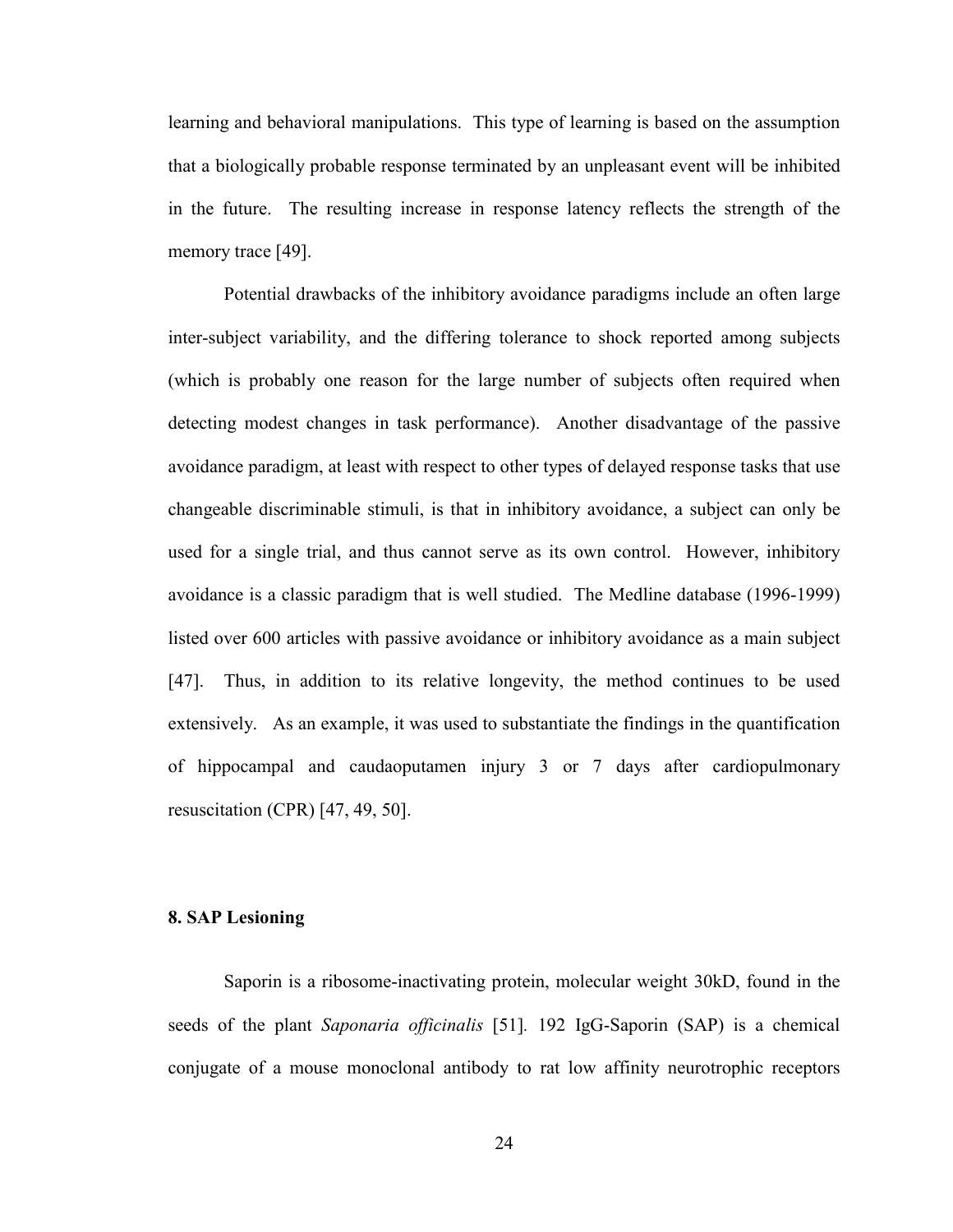learning and behavioral manipulations. This type of learning is based on the assumption that a biologically probable response terminated by an unpleasant event will be inhibited in the future. The resulting increase in response latency reflects the strength of the memory trace [49].

Potential drawbacks of the inhibitory avoidance paradigms include an often large inter-subject variability, and the differing tolerance to shock reported among subjects (which is probably one reason for the large number of subjects often required when detecting modest changes in task performance). Another disadvantage of the passive avoidance paradigm, at least with respect to other types of delayed response tasks that use changeable discriminable stimuli, is that in inhibitory avoidance, a subject can only be used for a single trial, and thus cannot serve as its own control. However, inhibitory avoidance is a classic paradigm that is well studied. The Medline database (1996-1999) listed over 600 articles with passive avoidance or inhibitory avoidance as a main subject [47]. Thus, in addition to its relative longevity, the method continues to be used extensively. As an example, it was used to substantiate the findings in the quantification of hippocampal and caudaoputamen injury 3 or 7 days after cardiopulmonary resuscitation (CPR) [47, 49, 50].

## 8. SAP Lesioning

Saporin is a ribosome-inactivating protein, molecular weight 30kD, found in the seeds of the plant *Saponaria officinalis* [51]. 192 IgG-Saporin (SAP) is a chemical conjugate of a mouse monoclonal antibody to rat low affinity neurotrophic receptors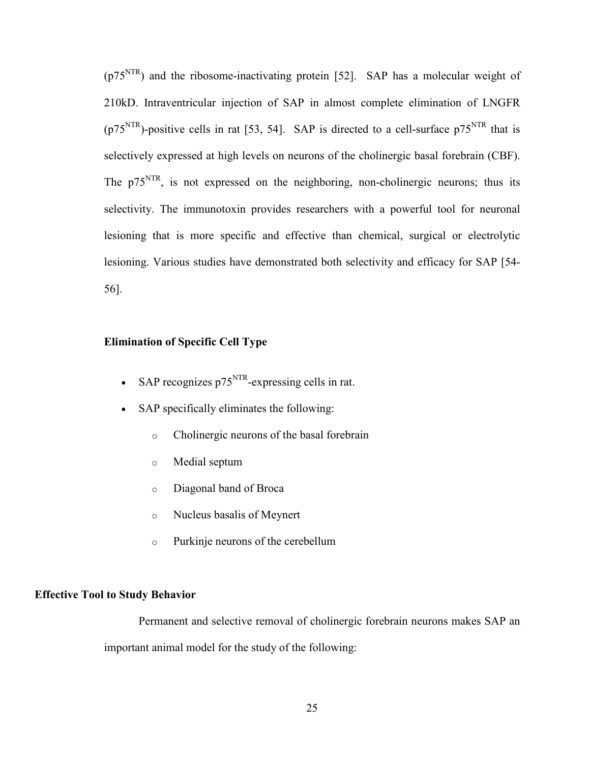($p75^{NTR}$) and the ribosome-inactivating protein [52]. SAP has a molecular weight of 210kD. Intraventricular injection of SAP in almost complete elimination of LNGFR ($p75^{NTR}$)-positive cells in rat [53, 54]. SAP is directed to a cell-surface $p75^{NTR}$ that is selectively expressed at high levels on neurons of the cholinergic basal forebrain (CBF). The $p75^{NTR}$, is not expressed on the neighboring, non-cholinergic neurons; thus its selectivity. The immunotoxin provides researchers with a powerful tool for neuronal lesioning that is more specific and effective than chemical, surgical or electrolytic lesioning. Various studies have demonstrated both selectivity and efficacy for SAP [54-56].

### Elimination of Specific Cell Type

- SAP recognizes $p75^{NTR}$-expressing cells in rat.
- SAP specifically eliminates the following:
  - Cholinergic neurons of the basal forebrain
  - Medial septum
  - Diagonal band of Broca
  - Nucleus basalis of Meynert
  - Purkinje neurons of the cerebellum

## Effective Tool to Study Behavior

Permanent and selective removal of cholinergic forebrain neurons makes SAP an important animal model for the study of the following: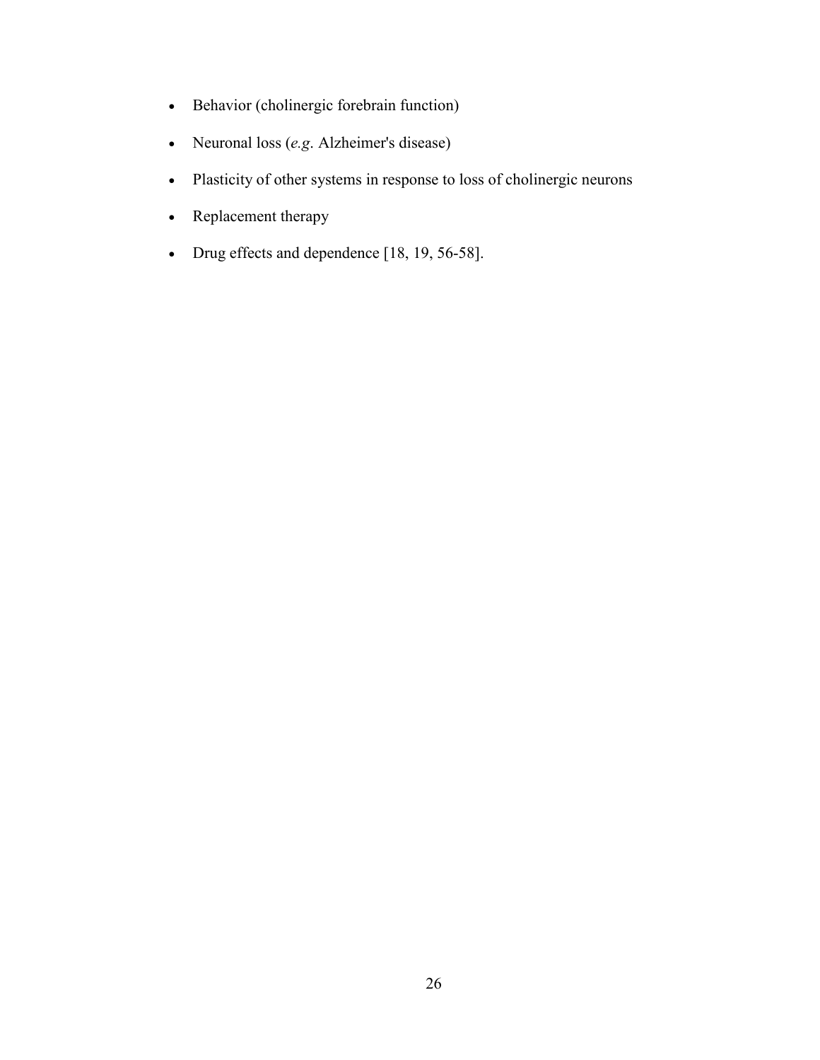- Behavior (cholinergic forebrain function)
- Neuronal loss (*e.g.* Alzheimer's disease)
- Plasticity of other systems in response to loss of cholinergic neurons
- Replacement therapy
- Drug effects and dependence [18, 19, 56-58].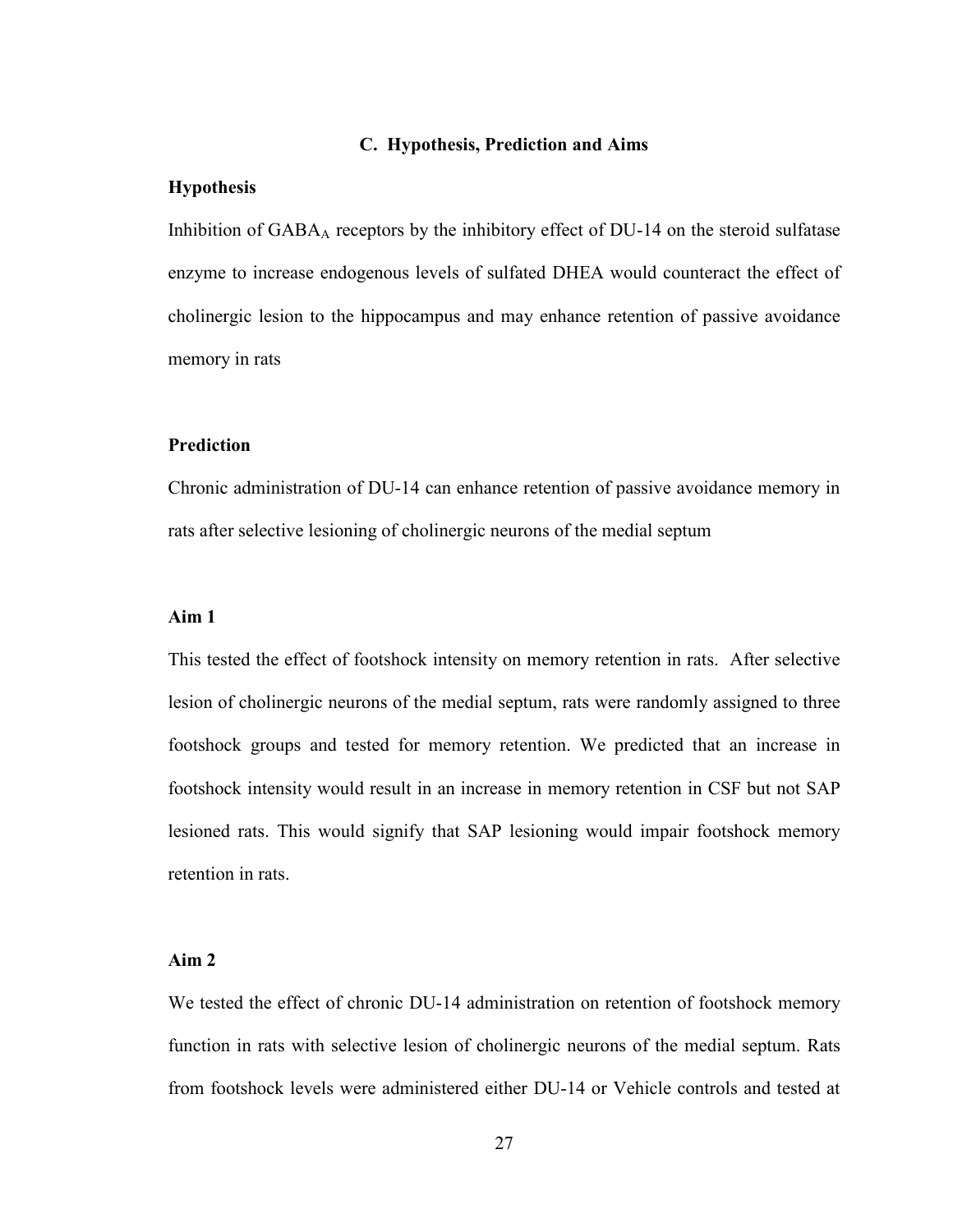## C. Hypothesis, Prediction and Aims

### Hypothesis

Inhibition of $GABA_A$ receptors by the inhibitory effect of DU-14 on the steroid sulfatase enzyme to increase endogenous levels of sulfated DHEA would counteract the effect of cholinergic lesion to the hippocampus and may enhance retention of passive avoidance memory in rats

### Prediction

Chronic administration of DU-14 can enhance retention of passive avoidance memory in rats after selective lesioning of cholinergic neurons of the medial septum

### Aim 1

This tested the effect of footshock intensity on memory retention in rats. After selective lesion of cholinergic neurons of the medial septum, rats were randomly assigned to three footshock groups and tested for memory retention. We predicted that an increase in footshock intensity would result in an increase in memory retention in CSF but not SAP lesioned rats. This would signify that SAP lesioning would impair footshock memory retention in rats.

### Aim 2

We tested the effect of chronic DU-14 administration on retention of footshock memory function in rats with selective lesion of cholinergic neurons of the medial septum. Rats from footshock levels were administered either DU-14 or Vehicle controls and tested at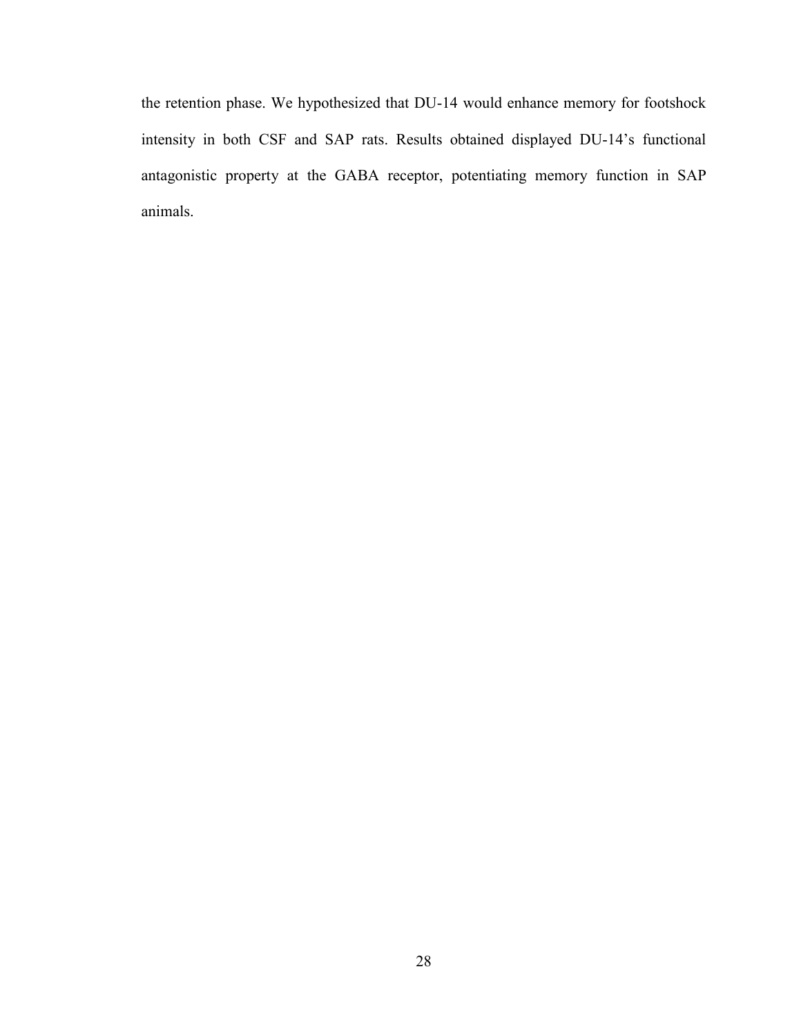the retention phase. We hypothesized that DU-14 would enhance memory for footshock intensity in both CSF and SAP rats. Results obtained displayed DU-14's functional antagonistic property at the GABA receptor, potentiating memory function in SAP animals.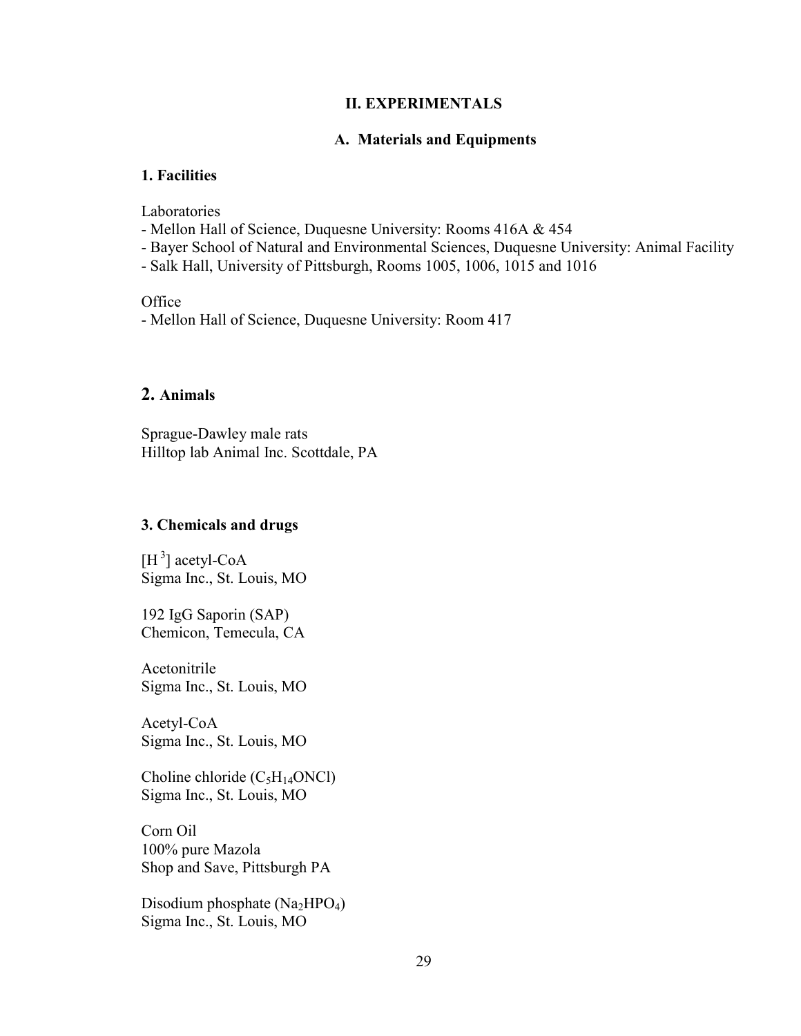## II. EXPERIMENTALS

### A. Materials and Equipments

#### 1. Facilities

Laboratories

- Mellon Hall of Science, Duquesne University: Rooms 416A & 454
- Bayer School of Natural and Environmental Sciences, Duquesne University: Animal Facility
- Salk Hall, University of Pittsburgh, Rooms 1005, 1006, 1015 and 1016

Office

- Mellon Hall of Science, Duquesne University: Room 417

#### 2. Animals

Sprague-Dawley male rats
Hilltop lab Animal Inc. Scottdale, PA

#### 3. Chemicals and drugs

[$H^3$] acetyl-CoA
Sigma Inc., St. Louis, MO

192 IgG Saporin (SAP)
Chemicon, Temecula, CA

Acetonitrile
Sigma Inc., St. Louis, MO

Acetyl-CoA
Sigma Inc., St. Louis, MO

Choline chloride ($C_5H_{14}ONCl$)
Sigma Inc., St. Louis, MO

Corn Oil
100% pure Mazola
Shop and Save, Pittsburgh PA

Disodium phosphate ($Na_2HPO_4$)
Sigma Inc., St. Louis, MO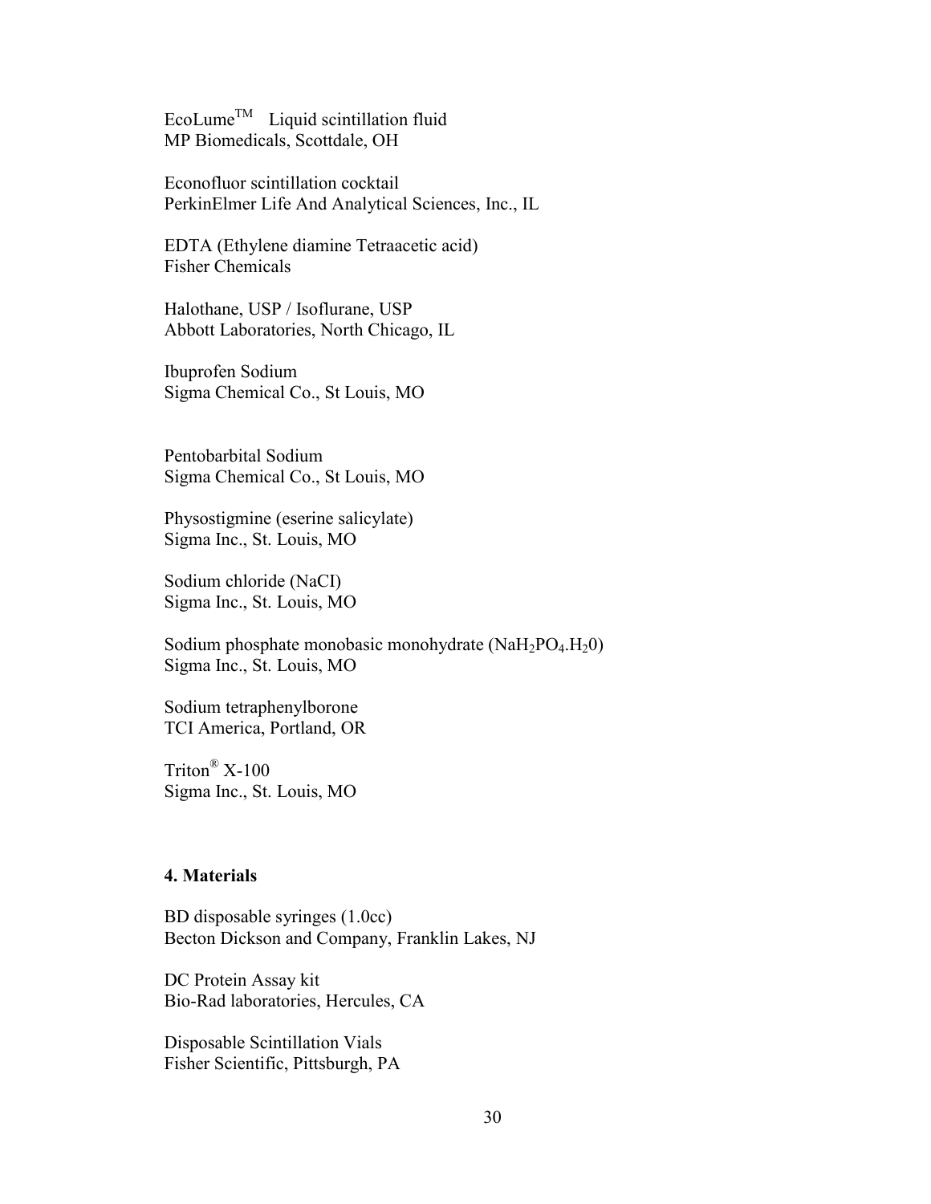EcoLume$^{TM}$ Liquid scintillation fluid
MP Biomedicals, Scottdale, OH

Econofluor scintillation cocktail
PerkinElmer Life And Analytical Sciences, Inc., IL

EDTA (Ethylene diamine Tetraacetic acid)
Fisher Chemicals

Halothane, USP / Isoflurane, USP
Abbott Laboratories, North Chicago, IL

Ibuprofen Sodium
Sigma Chemical Co., St Louis, MO

Pentobarbital Sodium
Sigma Chemical Co., St Louis, MO

Physostigmine (eserine salicylate)
Sigma Inc., St. Louis, MO

Sodium chloride (NaCI)
Sigma Inc., St. Louis, MO

Sodium phosphate monobasic monohydrate ($NaH_2PO_4.H_20$)
Sigma Inc., St. Louis, MO

Sodium tetraphenylborone
TCI America, Portland, OR

Triton® X-100
Sigma Inc., St. Louis, MO

### 4. Materials

BD disposable syringes (1.0cc)
Becton Dickson and Company, Franklin Lakes, NJ

DC Protein Assay kit
Bio-Rad laboratories, Hercules, CA

Disposable Scintillation Vials
Fisher Scientific, Pittsburgh, PA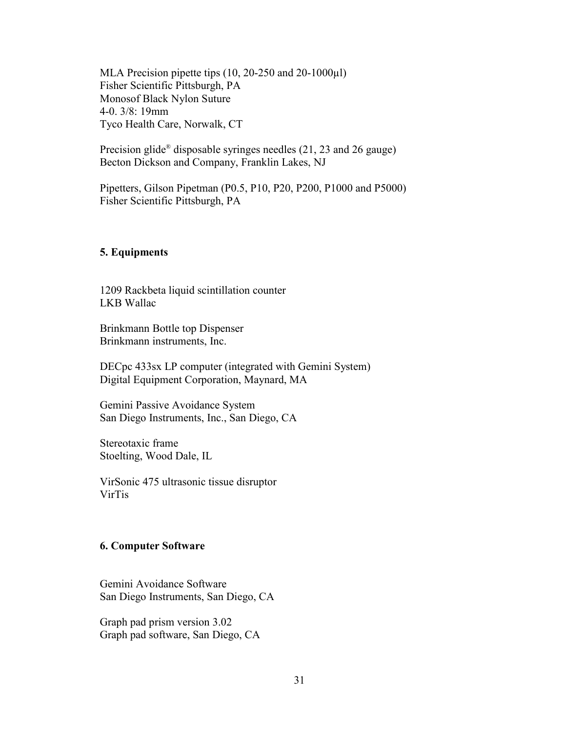MLA Precision pipette tips (10, 20-250 and 20-1000µl)
Fisher Scientific Pittsburgh, PA
Monosof Black Nylon Suture
4-0. 3/8: 19mm
Tyco Health Care, Norwalk, CT

Precision glide® disposable syringes needles (21, 23 and 26 gauge)
Becton Dickson and Company, Franklin Lakes, NJ

Pipetters, Gilson Pipetman (P0.5, P10, P20, P200, P1000 and P5000)
Fisher Scientific Pittsburgh, PA

### 5. Equipments

1209 Rackbeta liquid scintillation counter
LKB Wallac

Brinkmann Bottle top Dispenser
Brinkmann instruments, Inc.

DECpc 433sx LP computer (integrated with Gemini System)
Digital Equipment Corporation, Maynard, MA

Gemini Passive Avoidance System
San Diego Instruments, Inc., San Diego, CA

Stereotaxic frame
Stoelting, Wood Dale, IL

VirSonic 475 ultrasonic tissue disruptor
VirTis

### 6. Computer Software

Gemini Avoidance Software
San Diego Instruments, San Diego, CA

Graph pad prism version 3.02
Graph pad software, San Diego, CA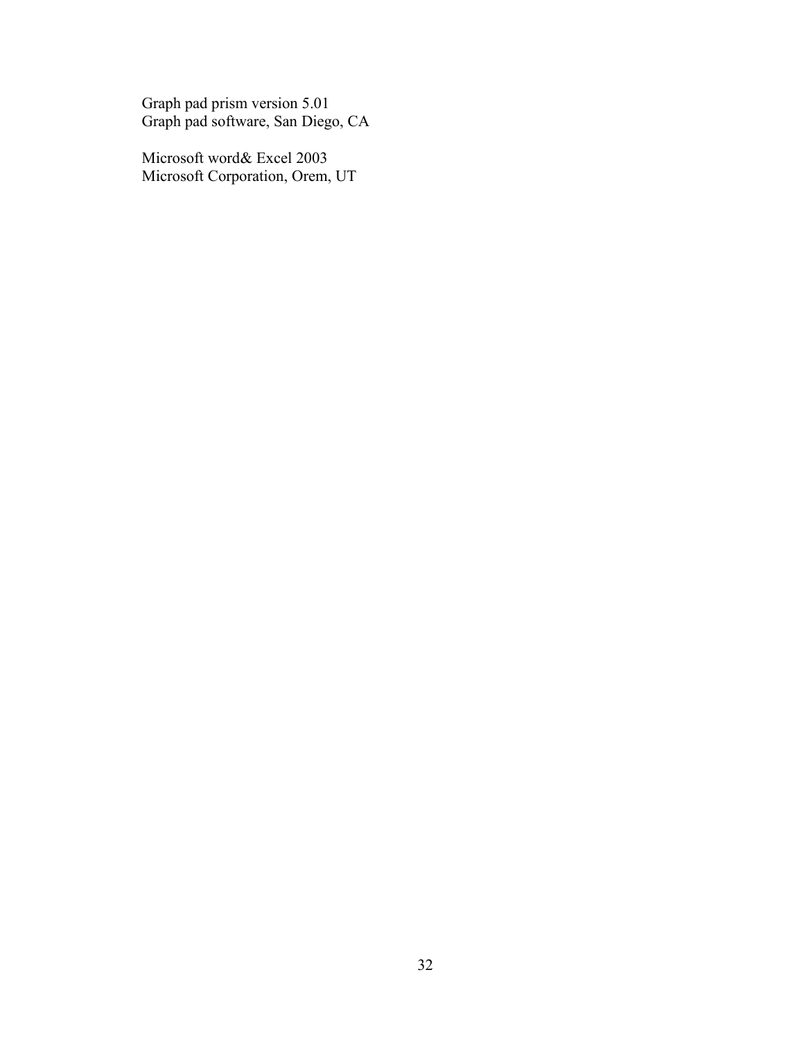Graph pad prism version 5.01
Graph pad software, San Diego, CA

Microsoft word& Excel 2003
Microsoft Corporation, Orem, UT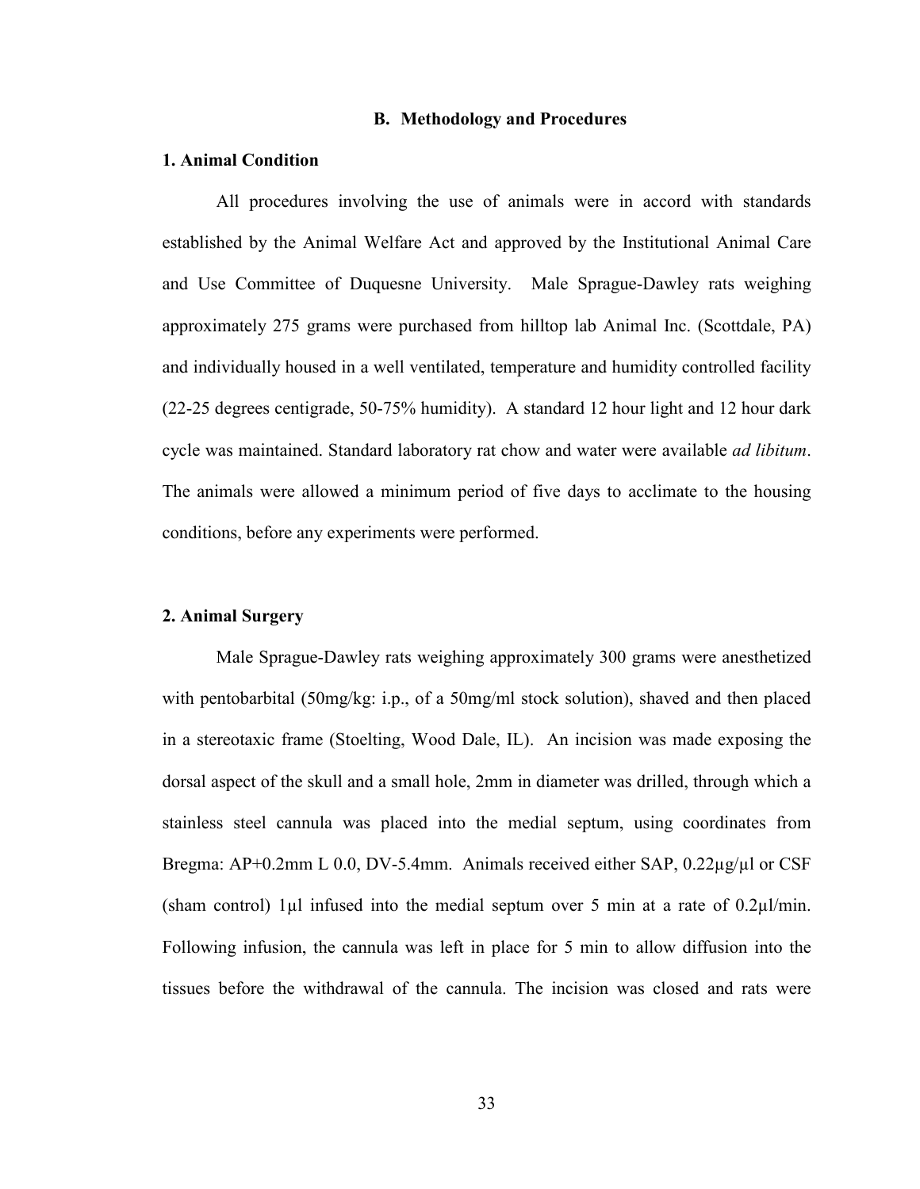## B. Methodology and Procedures

### 1. Animal Condition

All procedures involving the use of animals were in accord with standards established by the Animal Welfare Act and approved by the Institutional Animal Care and Use Committee of Duquesne University. Male Sprague-Dawley rats weighing approximately 275 grams were purchased from hilltop lab Animal Inc. (Scottdale, PA) and individually housed in a well ventilated, temperature and humidity controlled facility (22-25 degrees centigrade, 50-75% humidity). A standard 12 hour light and 12 hour dark cycle was maintained. Standard laboratory rat chow and water were available *ad libitum*. The animals were allowed a minimum period of five days to acclimate to the housing conditions, before any experiments were performed.

### 2. Animal Surgery

Male Sprague-Dawley rats weighing approximately 300 grams were anesthetized with pentobarbital (50mg/kg: i.p., of a 50mg/ml stock solution), shaved and then placed in a stereotaxic frame (Stoelting, Wood Dale, IL). An incision was made exposing the dorsal aspect of the skull and a small hole, 2mm in diameter was drilled, through which a stainless steel cannula was placed into the medial septum, using coordinates from Bregma: AP+0.2mm L 0.0, DV-5.4mm. Animals received either SAP, 0.22μg/μl or CSF (sham control) 1μl infused into the medial septum over 5 min at a rate of 0.2μl/min. Following infusion, the cannula was left in place for 5 min to allow diffusion into the tissues before the withdrawal of the cannula. The incision was closed and rats were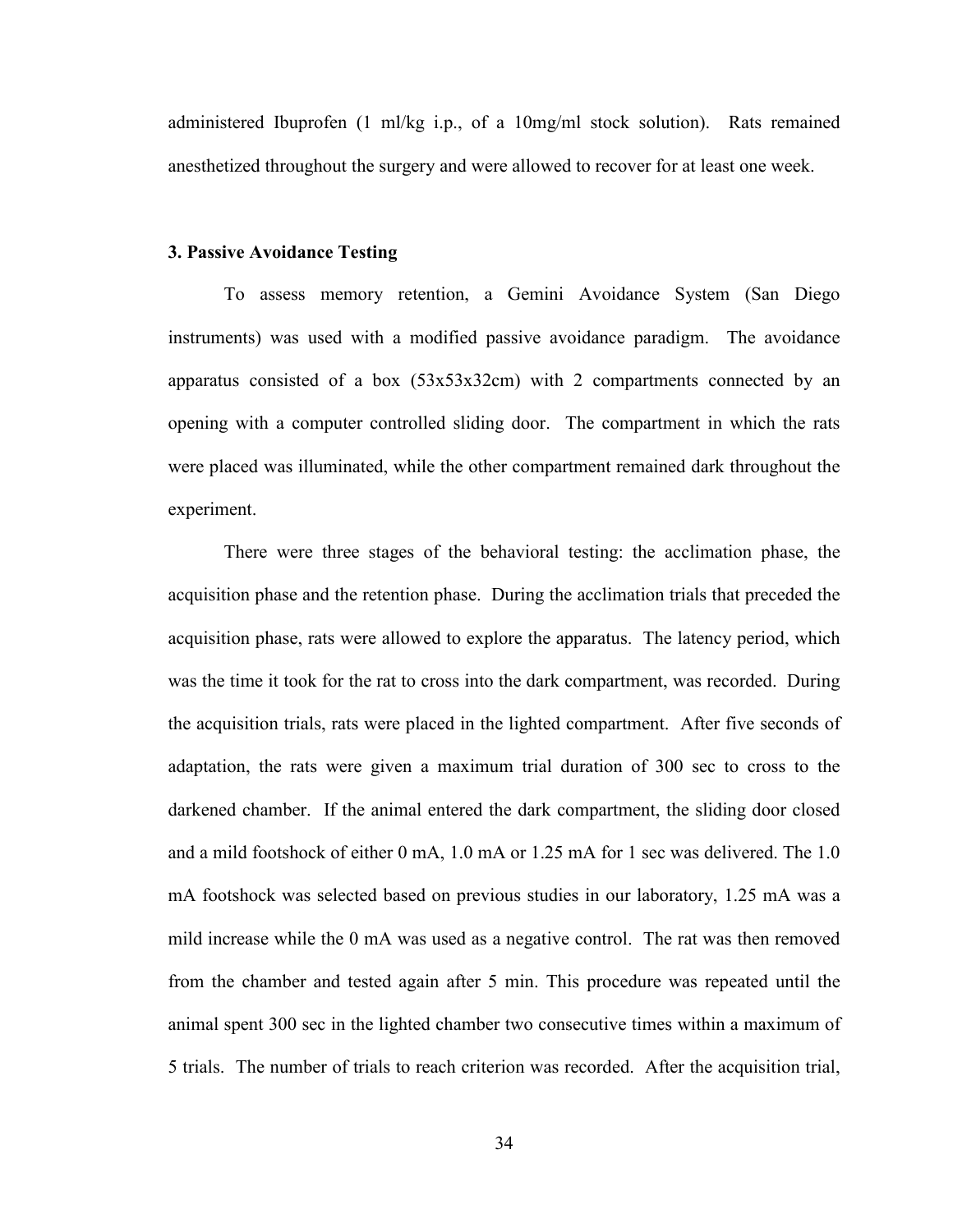administered Ibuprofen (1 ml/kg i.p., of a 10mg/ml stock solution). Rats remained anesthetized throughout the surgery and were allowed to recover for at least one week.

### 3. Passive Avoidance Testing

To assess memory retention, a Gemini Avoidance System (San Diego instruments) was used with a modified passive avoidance paradigm. The avoidance apparatus consisted of a box (53x53x32cm) with 2 compartments connected by an opening with a computer controlled sliding door. The compartment in which the rats were placed was illuminated, while the other compartment remained dark throughout the experiment.

There were three stages of the behavioral testing: the acclimation phase, the acquisition phase and the retention phase. During the acclimation trials that preceded the acquisition phase, rats were allowed to explore the apparatus. The latency period, which was the time it took for the rat to cross into the dark compartment, was recorded. During the acquisition trials, rats were placed in the lighted compartment. After five seconds of adaptation, the rats were given a maximum trial duration of 300 sec to cross to the darkened chamber. If the animal entered the dark compartment, the sliding door closed and a mild footshock of either 0 mA, 1.0 mA or 1.25 mA for 1 sec was delivered. The 1.0 mA footshock was selected based on previous studies in our laboratory, 1.25 mA was a mild increase while the 0 mA was used as a negative control. The rat was then removed from the chamber and tested again after 5 min. This procedure was repeated until the animal spent 300 sec in the lighted chamber two consecutive times within a maximum of 5 trials. The number of trials to reach criterion was recorded. After the acquisition trial,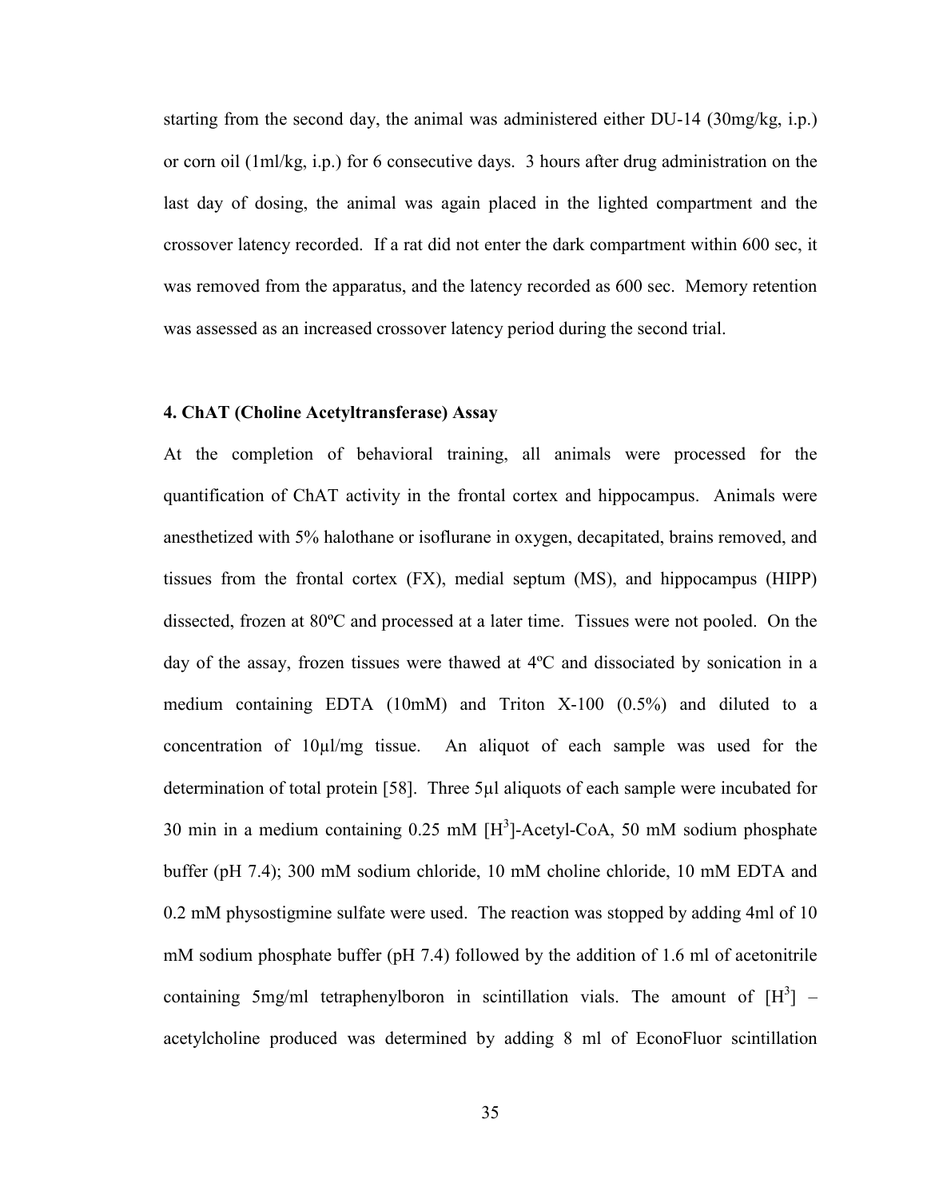starting from the second day, the animal was administered either DU-14 (30mg/kg, i.p.) or corn oil (1ml/kg, i.p.) for 6 consecutive days. 3 hours after drug administration on the last day of dosing, the animal was again placed in the lighted compartment and the crossover latency recorded. If a rat did not enter the dark compartment within 600 sec, it was removed from the apparatus, and the latency recorded as 600 sec. Memory retention was assessed as an increased crossover latency period during the second trial.

**4. ChAT (Choline Acetyltransferase) Assay**

At the completion of behavioral training, all animals were processed for the quantification of ChAT activity in the frontal cortex and hippocampus. Animals were anesthetized with 5% halothane or isoflurane in oxygen, decapitated, brains removed, and tissues from the frontal cortex (FX), medial septum (MS), and hippocampus (HIPP) dissected, frozen at 80ºC and processed at a later time. Tissues were not pooled. On the day of the assay, frozen tissues were thawed at 4ºC and dissociated by sonication in a medium containing EDTA (10mM) and Triton X-100 (0.5%) and diluted to a concentration of 10μl/mg tissue. An aliquot of each sample was used for the determination of total protein [58]. Three 5μl aliquots of each sample were incubated for 30 min in a medium containing 0.25 mM [$H^3$]-Acetyl-CoA, 50 mM sodium phosphate buffer (pH 7.4); 300 mM sodium chloride, 10 mM choline chloride, 10 mM EDTA and 0.2 mM physostigmine sulfate were used. The reaction was stopped by adding 4ml of 10 mM sodium phosphate buffer (pH 7.4) followed by the addition of 1.6 ml of acetonitrile containing 5mg/ml tetraphenylboron in scintillation vials. The amount of [$H^3$] – acetylcholine produced was determined by adding 8 ml of EconoFluor scintillation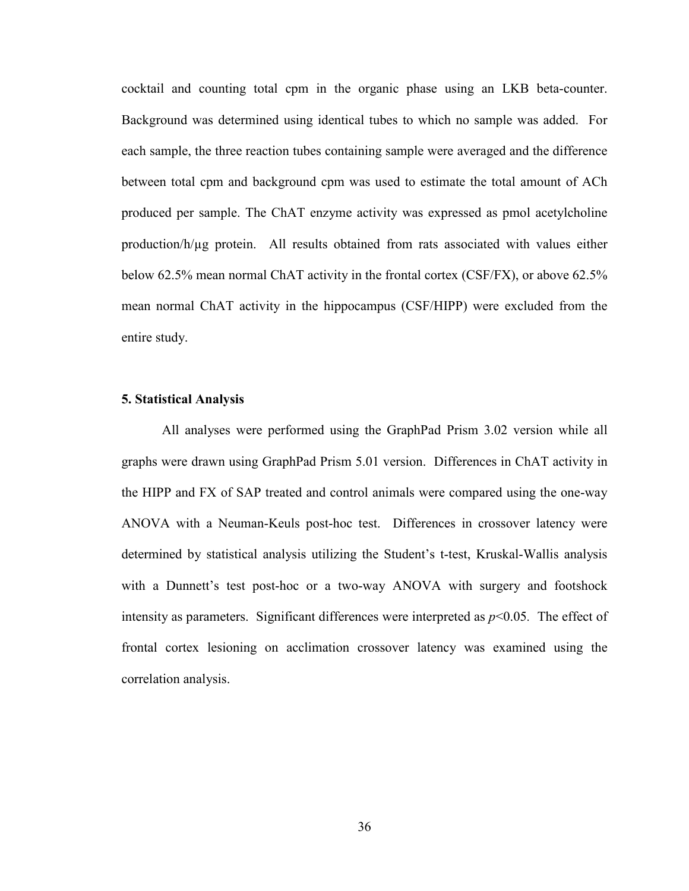cocktail and counting total cpm in the organic phase using an LKB beta-counter. Background was determined using identical tubes to which no sample was added. For each sample, the three reaction tubes containing sample were averaged and the difference between total cpm and background cpm was used to estimate the total amount of ACh produced per sample. The ChAT enzyme activity was expressed as pmol acetylcholine production/h/μg protein. All results obtained from rats associated with values either below 62.5% mean normal ChAT activity in the frontal cortex (CSF/FX), or above 62.5% mean normal ChAT activity in the hippocampus (CSF/HIPP) were excluded from the entire study.

### 5. Statistical Analysis

All analyses were performed using the GraphPad Prism 3.02 version while all graphs were drawn using GraphPad Prism 5.01 version. Differences in ChAT activity in the HIPP and FX of SAP treated and control animals were compared using the one-way ANOVA with a Neuman-Keuls post-hoc test. Differences in crossover latency were determined by statistical analysis utilizing the Student's t-test, Kruskal-Wallis analysis with a Dunnett's test post-hoc or a two-way ANOVA with surgery and footshock intensity as parameters. Significant differences were interpreted as $p<0.05$. The effect of frontal cortex lesioning on acclimation crossover latency was examined using the correlation analysis.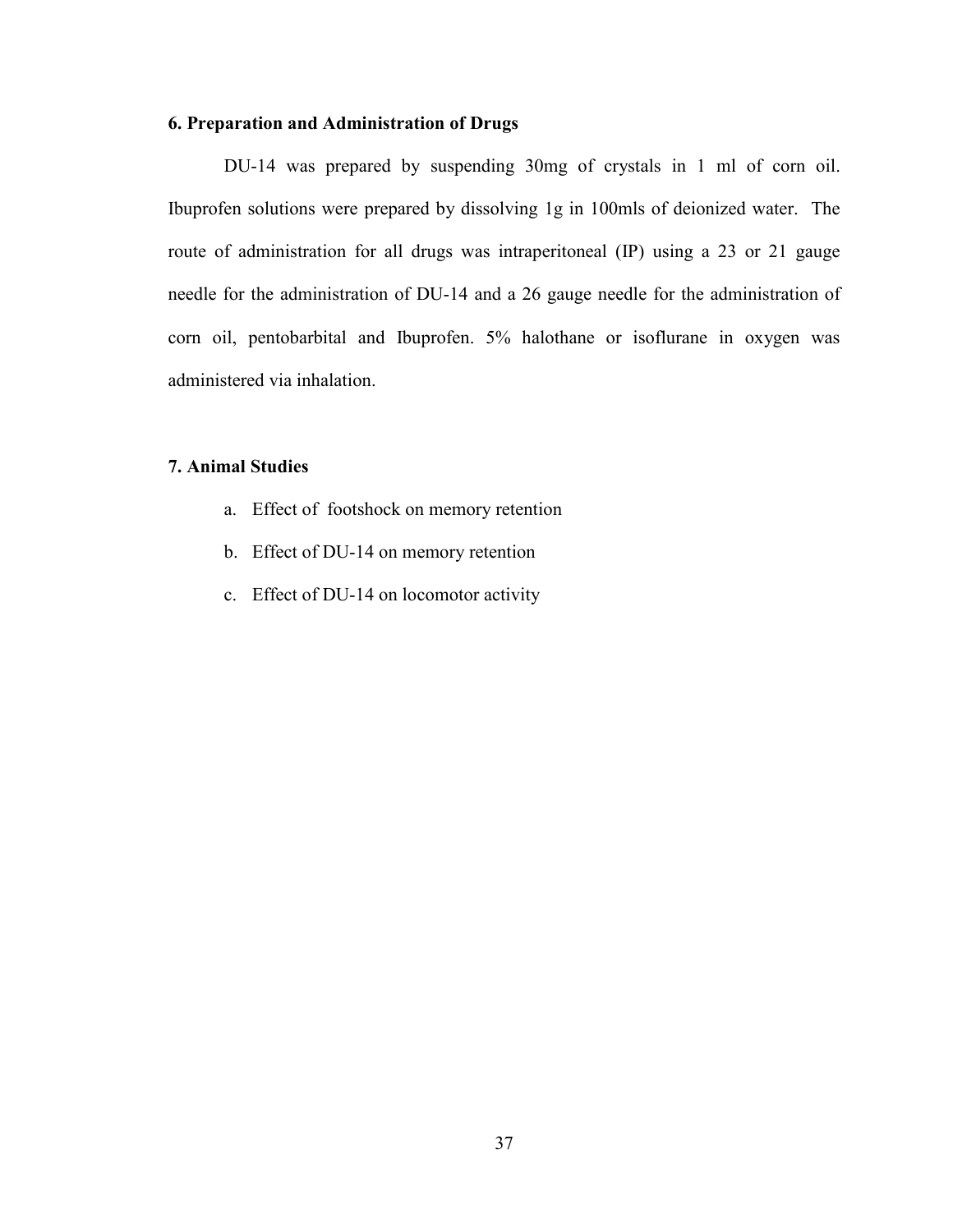### 6. Preparation and Administration of Drugs

DU-14 was prepared by suspending 30mg of crystals in 1 ml of corn oil. Ibuprofen solutions were prepared by dissolving 1g in 100mls of deionized water. The route of administration for all drugs was intraperitoneal (IP) using a 23 or 21 gauge needle for the administration of DU-14 and a 26 gauge needle for the administration of corn oil, pentobarbital and Ibuprofen. 5% halothane or isoflurane in oxygen was administered via inhalation.

### 7. Animal Studies

a. Effect of footshock on memory retention
b. Effect of DU-14 on memory retention
c. Effect of DU-14 on locomotor activity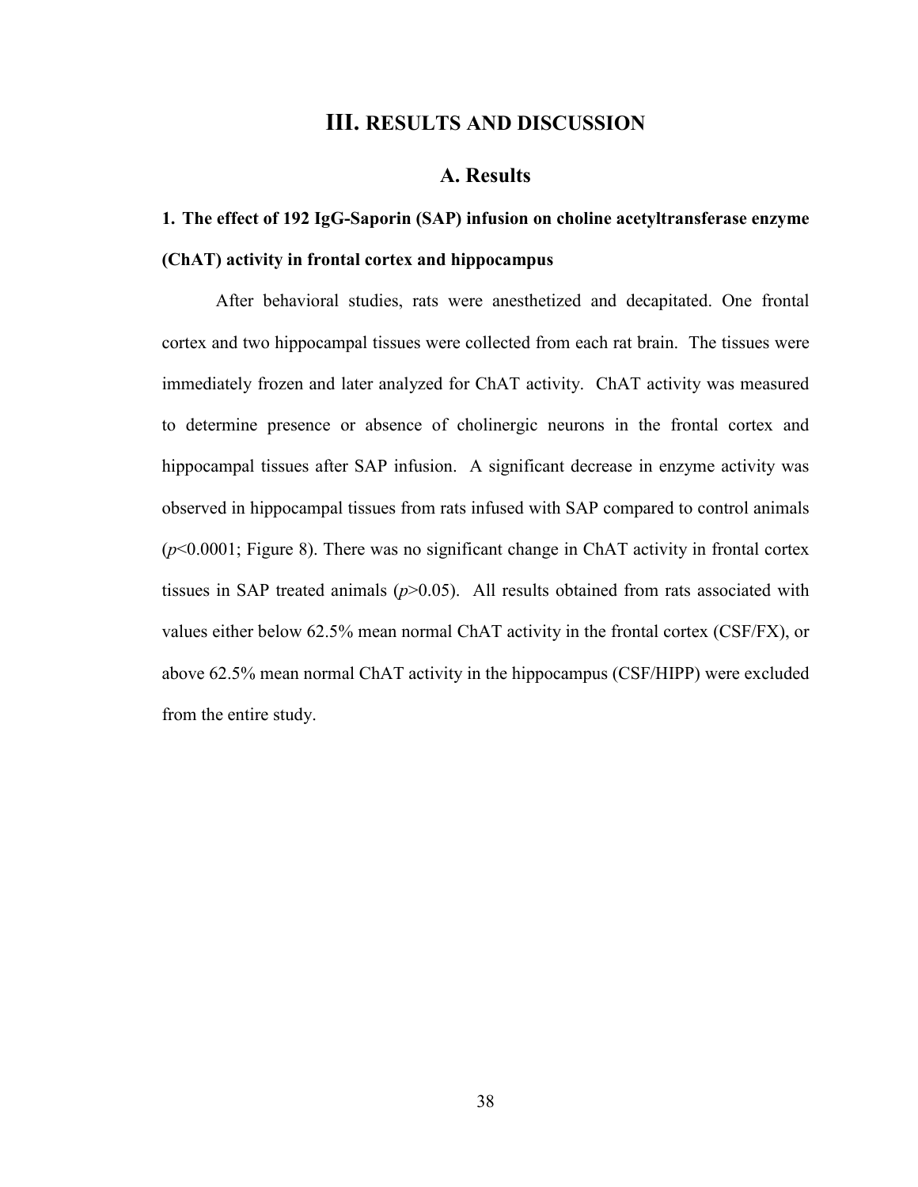# III. RESULTS AND DISCUSSION

## A. Results

### 1. The effect of 192 IgG-Saporin (SAP) infusion on choline acetyltransferase enzyme (ChAT) activity in frontal cortex and hippocampus

After behavioral studies, rats were anesthetized and decapitated. One frontal cortex and two hippocampal tissues were collected from each rat brain. The tissues were immediately frozen and later analyzed for ChAT activity. ChAT activity was measured to determine presence or absence of cholinergic neurons in the frontal cortex and hippocampal tissues after SAP infusion. A significant decrease in enzyme activity was observed in hippocampal tissues from rats infused with SAP compared to control animals ($p$<0.0001; Figure 8). There was no significant change in ChAT activity in frontal cortex tissues in SAP treated animals ($p$>0.05). All results obtained from rats associated with values either below 62.5% mean normal ChAT activity in the frontal cortex (CSF/FX), or above 62.5% mean normal ChAT activity in the hippocampus (CSF/HIPP) were excluded from the entire study.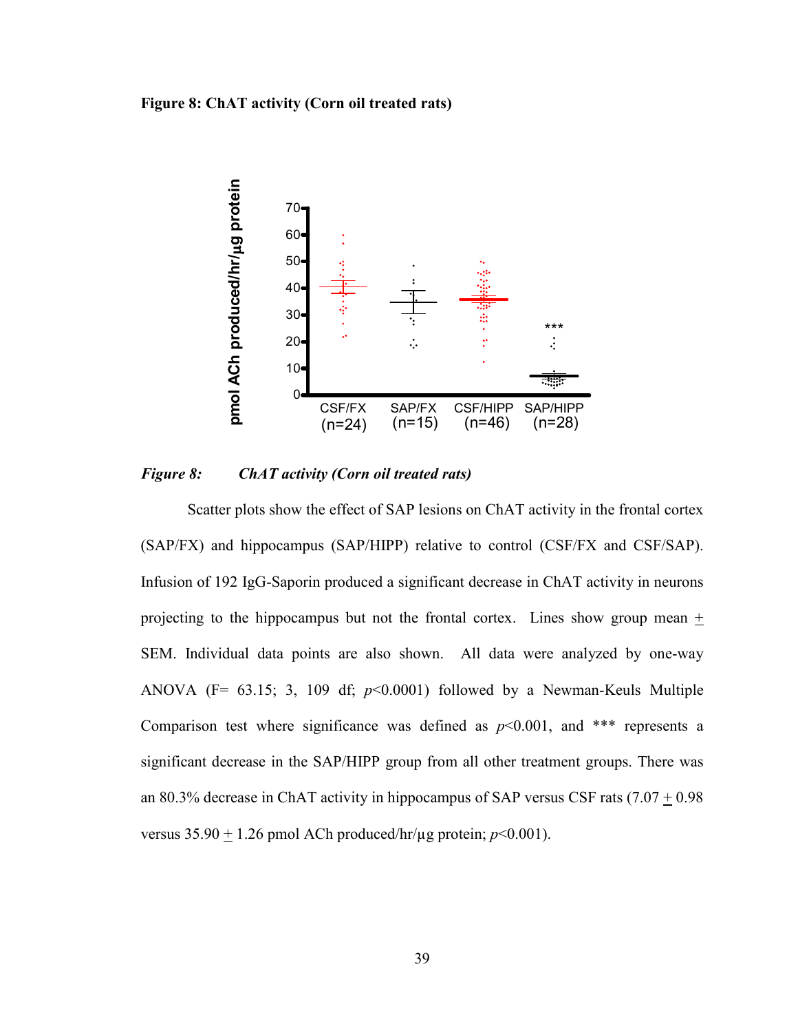**Figure 8: ChAT activity (Corn oil treated rats)**

*Figure 8: ChAT activity (Corn oil treated rats)*

Scatter plots show the effect of SAP lesions on ChAT activity in the frontal cortex (SAP/FX) and hippocampus (SAP/HIPP) relative to control (CSF/FX and CSF/SAP). Infusion of 192 IgG-Saporin produced a significant decrease in ChAT activity in neurons projecting to the hippocampus but not the frontal cortex. Lines show group mean ± SEM. Individual data points are also shown. All data were analyzed by one-way ANOVA (F= 63.15; 3, 109 df; $p$<0.0001) followed by a Newman-Keuls Multiple Comparison test where significance was defined as $p$<0.001, and *** represents a significant decrease in the SAP/HIPP group from all other treatment groups. There was an 80.3% decrease in ChAT activity in hippocampus of SAP versus CSF rats (7.07 ± 0.98 versus 35.90 ± 1.26 pmol ACh produced/hr/µg protein; $p$<0.001).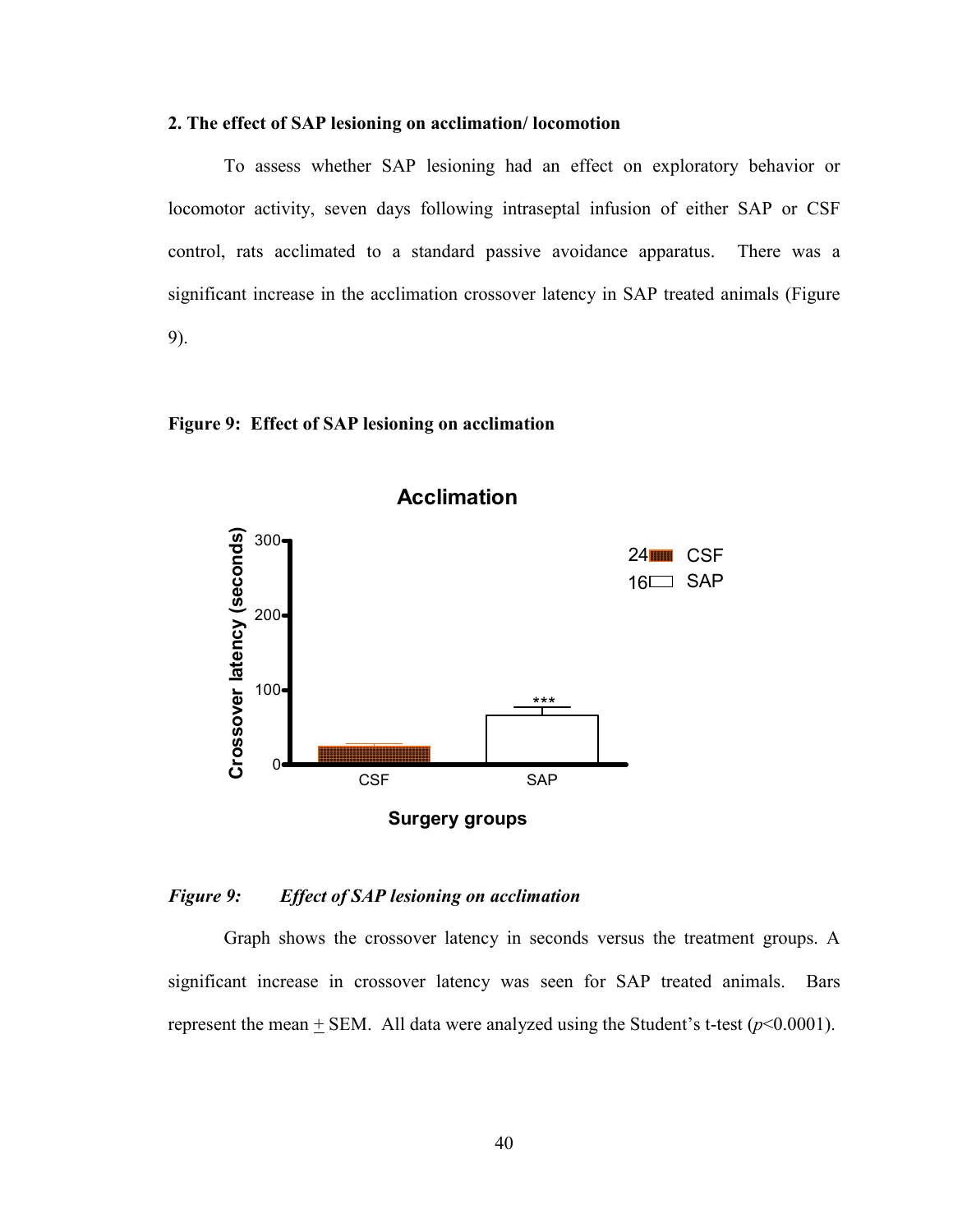**2. The effect of SAP lesioning on acclimation/ locomotion**

To assess whether SAP lesioning had an effect on exploratory behavior or locomotor activity, seven days following intraseptal infusion of either SAP or CSF control, rats acclimated to a standard passive avoidance apparatus. There was a significant increase in the acclimation crossover latency in SAP treated animals (Figure 9).

**Figure 9: Effect of SAP lesioning on acclimation**

***Figure 9: Effect of SAP lesioning on acclimation***

Graph shows the crossover latency in seconds versus the treatment groups. A significant increase in crossover latency was seen for SAP treated animals. Bars represent the mean ± SEM. All data were analyzed using the Student's t-test ($p$<0.0001).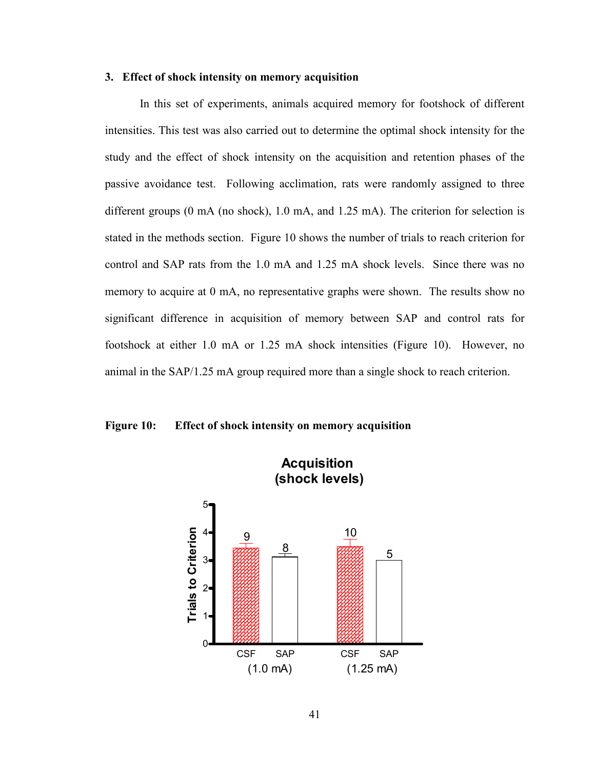### 3. Effect of shock intensity on memory acquisition

In this set of experiments, animals acquired memory for footshock of different intensities. This test was also carried out to determine the optimal shock intensity for the study and the effect of shock intensity on the acquisition and retention phases of the passive avoidance test. Following acclimation, rats were randomly assigned to three different groups (0 mA (no shock), 1.0 mA, and 1.25 mA). The criterion for selection is stated in the methods section. Figure 10 shows the number of trials to reach criterion for control and SAP rats from the 1.0 mA and 1.25 mA shock levels. Since there was no memory to acquire at 0 mA, no representative graphs were shown. The results show no significant difference in acquisition of memory between SAP and control rats for footshock at either 1.0 mA or 1.25 mA shock intensities (Figure 10). However, no animal in the SAP/1.25 mA group required more than a single shock to reach criterion.

**Figure 10: Effect of shock intensity on memory acquisition**

**Acquisition (shock levels)**

| Shock level | Group | Trials to Criterion (approx.) | n |
|---|---|---|---|
| 1.0 mA | CSF | ~3.45 | 9 |
| 1.0 mA | SAP | ~3.1 | 8 |
| 1.25 mA | CSF | ~3.5 | 10 |
| 1.25 mA | SAP | 3.0 | 5 |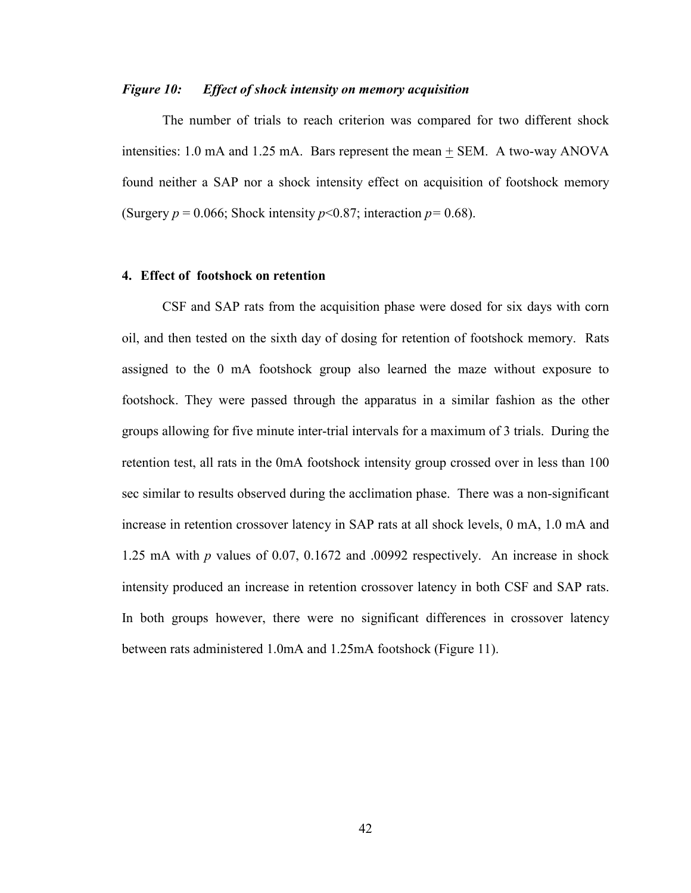***Figure 10: Effect of shock intensity on memory acquisition***

The number of trials to reach criterion was compared for two different shock intensities: 1.0 mA and 1.25 mA. Bars represent the mean ± SEM. A two-way ANOVA found neither a SAP nor a shock intensity effect on acquisition of footshock memory (Surgery $p = 0.066$; Shock intensity $p < 0.87$; interaction $p = 0.68$).

**4. Effect of footshock on retention**

CSF and SAP rats from the acquisition phase were dosed for six days with corn oil, and then tested on the sixth day of dosing for retention of footshock memory. Rats assigned to the 0 mA footshock group also learned the maze without exposure to footshock. They were passed through the apparatus in a similar fashion as the other groups allowing for five minute inter-trial intervals for a maximum of 3 trials. During the retention test, all rats in the 0mA footshock intensity group crossed over in less than 100 sec similar to results observed during the acclimation phase. There was a non-significant increase in retention crossover latency in SAP rats at all shock levels, 0 mA, 1.0 mA and 1.25 mA with $p$ values of 0.07, 0.1672 and .00992 respectively. An increase in shock intensity produced an increase in retention crossover latency in both CSF and SAP rats. In both groups however, there were no significant differences in crossover latency between rats administered 1.0mA and 1.25mA footshock (Figure 11).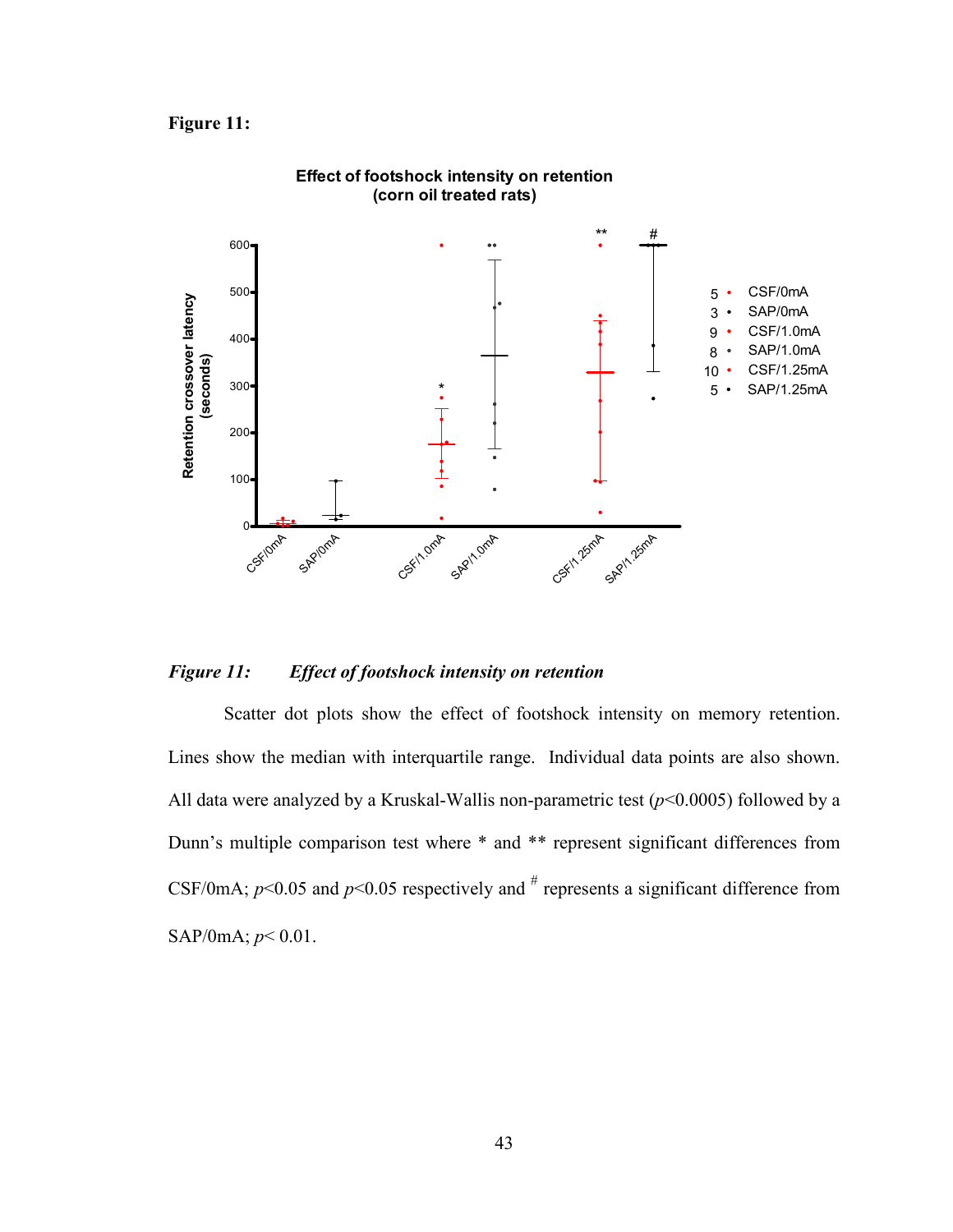**Figure 11:**

***Figure 11:*** ***Effect of footshock intensity on retention***

Scatter dot plots show the effect of footshock intensity on memory retention. Lines show the median with interquartile range. Individual data points are also shown. All data were analyzed by a Kruskal-Wallis non-parametric test ($p<0.0005$) followed by a Dunn's multiple comparison test where * and ** represent significant differences from CSF/0mA; $p<0.05$ and $p<0.05$ respectively and # represents a significant difference from SAP/0mA; $p< 0.01$.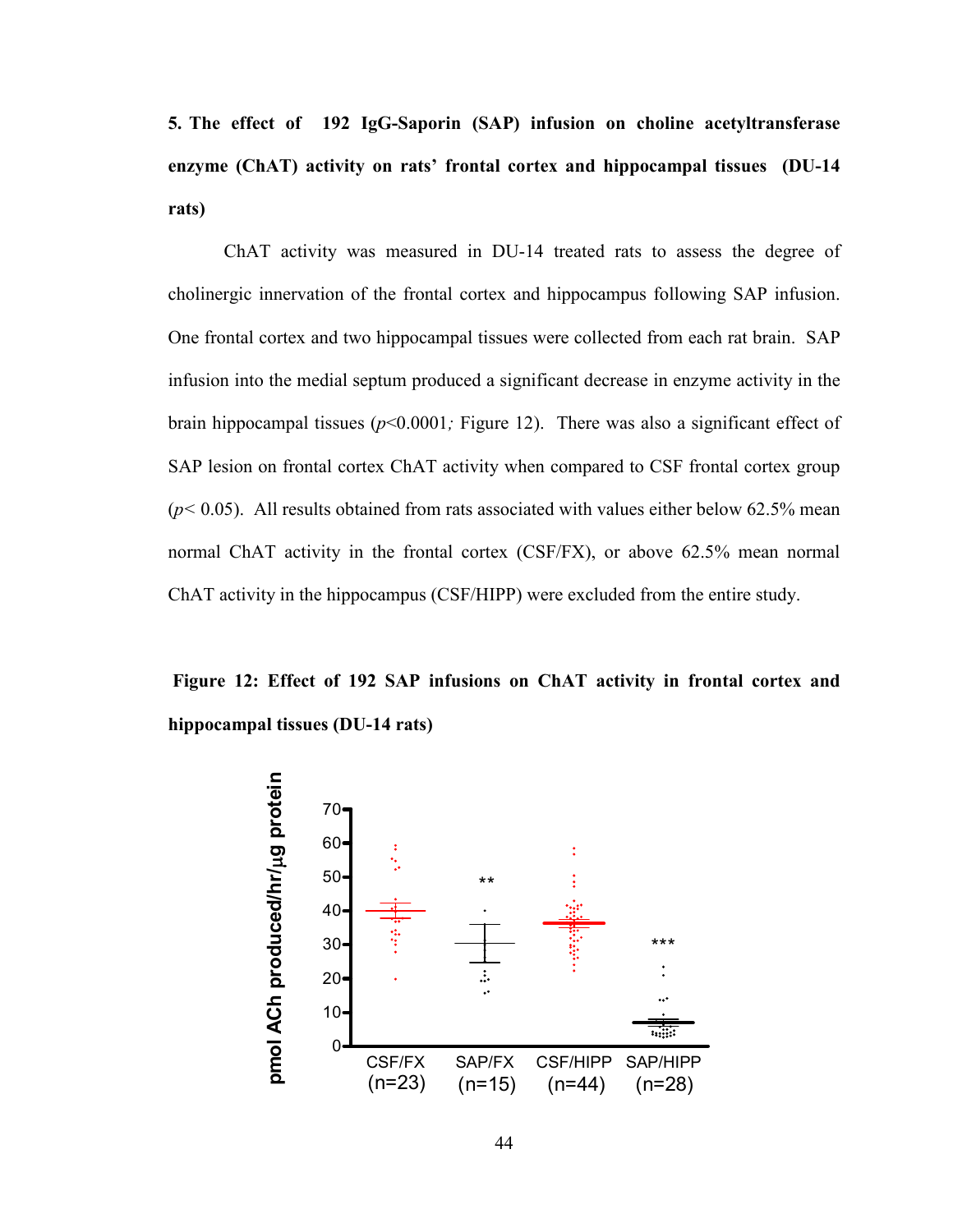**5. The effect of 192 IgG-Saporin (SAP) infusion on choline acetyltransferase enzyme (ChAT) activity on rats' frontal cortex and hippocampal tissues (DU-14 rats)**

ChAT activity was measured in DU-14 treated rats to assess the degree of cholinergic innervation of the frontal cortex and hippocampus following SAP infusion. One frontal cortex and two hippocampal tissues were collected from each rat brain. SAP infusion into the medial septum produced a significant decrease in enzyme activity in the brain hippocampal tissues ($p<0.0001$; Figure 12). There was also a significant effect of SAP lesion on frontal cortex ChAT activity when compared to CSF frontal cortex group ($p< 0.05$). All results obtained from rats associated with values either below 62.5% mean normal ChAT activity in the frontal cortex (CSF/FX), or above 62.5% mean normal ChAT activity in the hippocampus (CSF/HIPP) were excluded from the entire study.

**Figure 12: Effect of 192 SAP infusions on ChAT activity in frontal cortex and hippocampal tissues (DU-14 rats)**

pmol ACh produced/hr/μg protein

CSF/FX (n=23) · SAP/FX (n=15) ** · CSF/HIPP (n=44) · SAP/HIPP (n=28) ***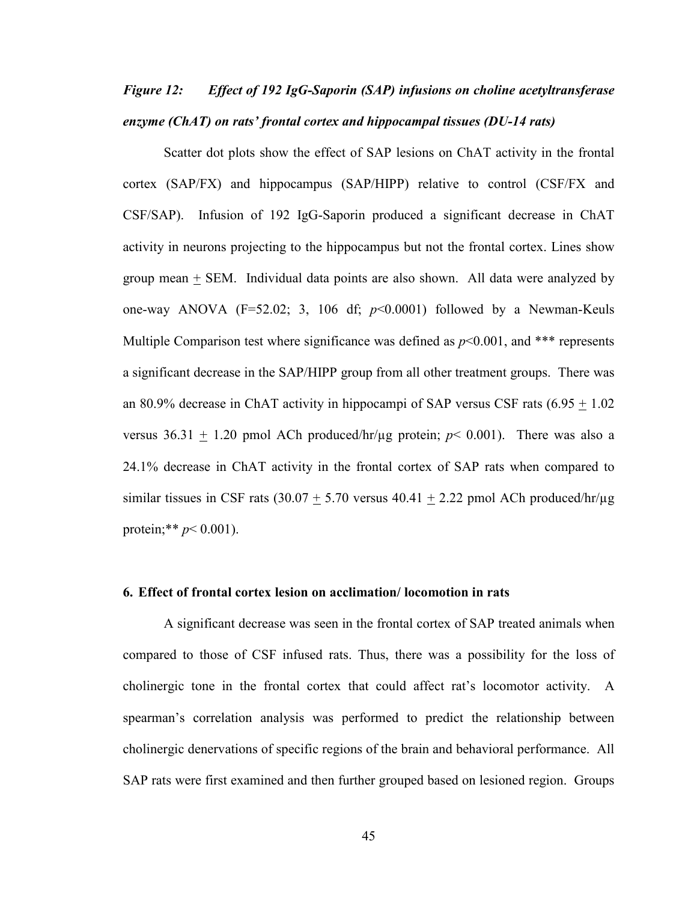*Figure 12: Effect of 192 IgG-Saporin (SAP) infusions on choline acetyltransferase enzyme (ChAT) on rats' frontal cortex and hippocampal tissues (DU-14 rats)*

Scatter dot plots show the effect of SAP lesions on ChAT activity in the frontal cortex (SAP/FX) and hippocampus (SAP/HIPP) relative to control (CSF/FX and CSF/SAP). Infusion of 192 IgG-Saporin produced a significant decrease in ChAT activity in neurons projecting to the hippocampus but not the frontal cortex. Lines show group mean $\pm$ SEM. Individual data points are also shown. All data were analyzed by one-way ANOVA (F=52.02; 3, 106 df; $p<0.0001$) followed by a Newman-Keuls Multiple Comparison test where significance was defined as $p<0.001$, and *** represents a significant decrease in the SAP/HIPP group from all other treatment groups. There was an 80.9% decrease in ChAT activity in hippocampi of SAP versus CSF rats (6.95 $\pm$ 1.02 versus 36.31 $\pm$ 1.20 pmol ACh produced/hr/µg protein; $p< 0.001$). There was also a 24.1% decrease in ChAT activity in the frontal cortex of SAP rats when compared to similar tissues in CSF rats (30.07 $\pm$ 5.70 versus 40.41 $\pm$ 2.22 pmol ACh produced/hr/µg protein;** $p< 0.001$).

### 6. Effect of frontal cortex lesion on acclimation/ locomotion in rats

A significant decrease was seen in the frontal cortex of SAP treated animals when compared to those of CSF infused rats. Thus, there was a possibility for the loss of cholinergic tone in the frontal cortex that could affect rat's locomotor activity. A spearman's correlation analysis was performed to predict the relationship between cholinergic denervations of specific regions of the brain and behavioral performance. All SAP rats were first examined and then further grouped based on lesioned region. Groups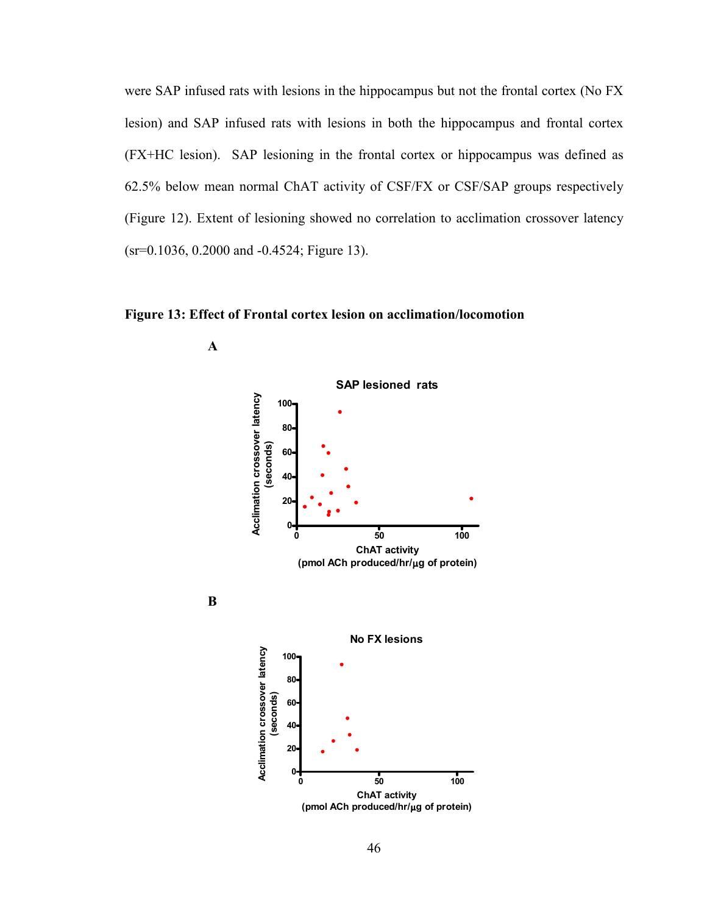were SAP infused rats with lesions in the hippocampus but not the frontal cortex (No FX lesion) and SAP infused rats with lesions in both the hippocampus and frontal cortex (FX+HC lesion). SAP lesioning in the frontal cortex or hippocampus was defined as 62.5% below mean normal ChAT activity of CSF/FX or CSF/SAP groups respectively (Figure 12). Extent of lesioning showed no correlation to acclimation crossover latency (sr=0.1036, 0.2000 and -0.4524; Figure 13).

**Figure 13: Effect of Frontal cortex lesion on acclimation/locomotion**

**A**

**B**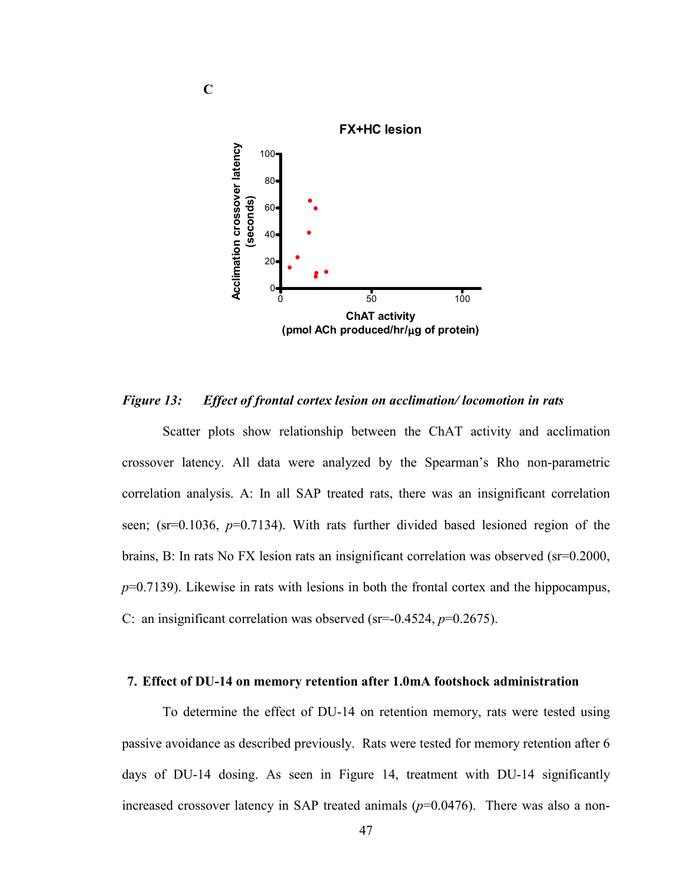C

FX+HC lesion

*Figure 13: Effect of frontal cortex lesion on acclimation/ locomotion in rats*

Scatter plots show relationship between the ChAT activity and acclimation crossover latency. All data were analyzed by the Spearman's Rho non-parametric correlation analysis. A: In all SAP treated rats, there was an insignificant correlation seen; (sr=0.1036, $p$=0.7134). With rats further divided based lesioned region of the brains, B: In rats No FX lesion rats an insignificant correlation was observed (sr=0.2000, $p$=0.7139). Likewise in rats with lesions in both the frontal cortex and the hippocampus, C: an insignificant correlation was observed (sr=-0.4524, $p$=0.2675).

### 7. Effect of DU-14 on memory retention after 1.0mA footshock administration

To determine the effect of DU-14 on retention memory, rats were tested using passive avoidance as described previously. Rats were tested for memory retention after 6 days of DU-14 dosing. As seen in Figure 14, treatment with DU-14 significantly increased crossover latency in SAP treated animals ($p$=0.0476). There was also a non-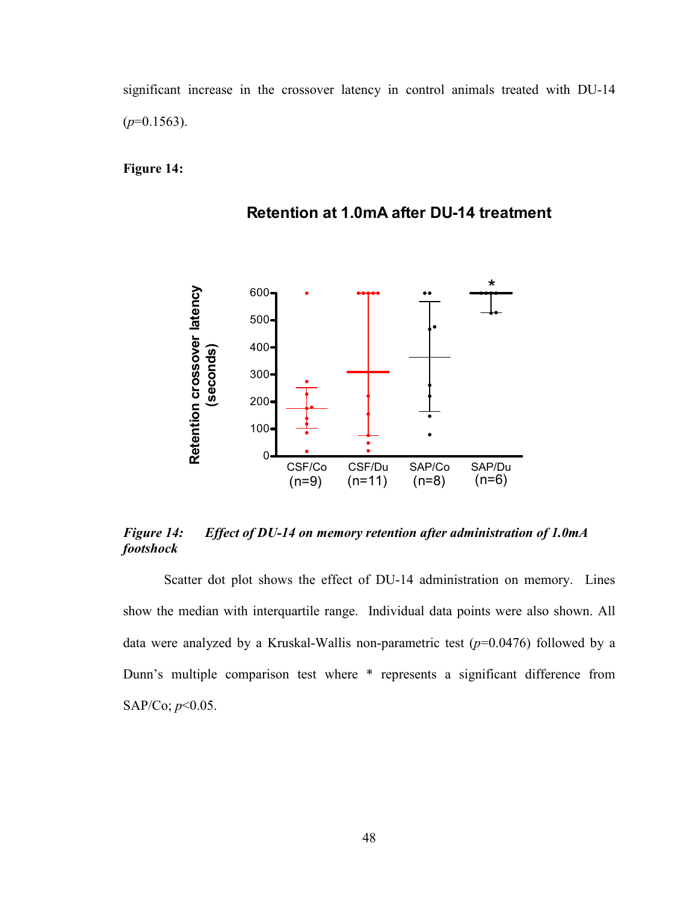significant increase in the crossover latency in control animals treated with DU-14 ($p$=0.1563).

**Figure 14:**

**Retention at 1.0mA after DU-14 treatment**

***Figure 14:*** ***Effect of DU-14 on memory retention after administration of 1.0mA footshock***

Scatter dot plot shows the effect of DU-14 administration on memory. Lines show the median with interquartile range. Individual data points were also shown. All data were analyzed by a Kruskal-Wallis non-parametric test ($p$=0.0476) followed by a Dunn's multiple comparison test where * represents a significant difference from SAP/Co; $p$<0.05.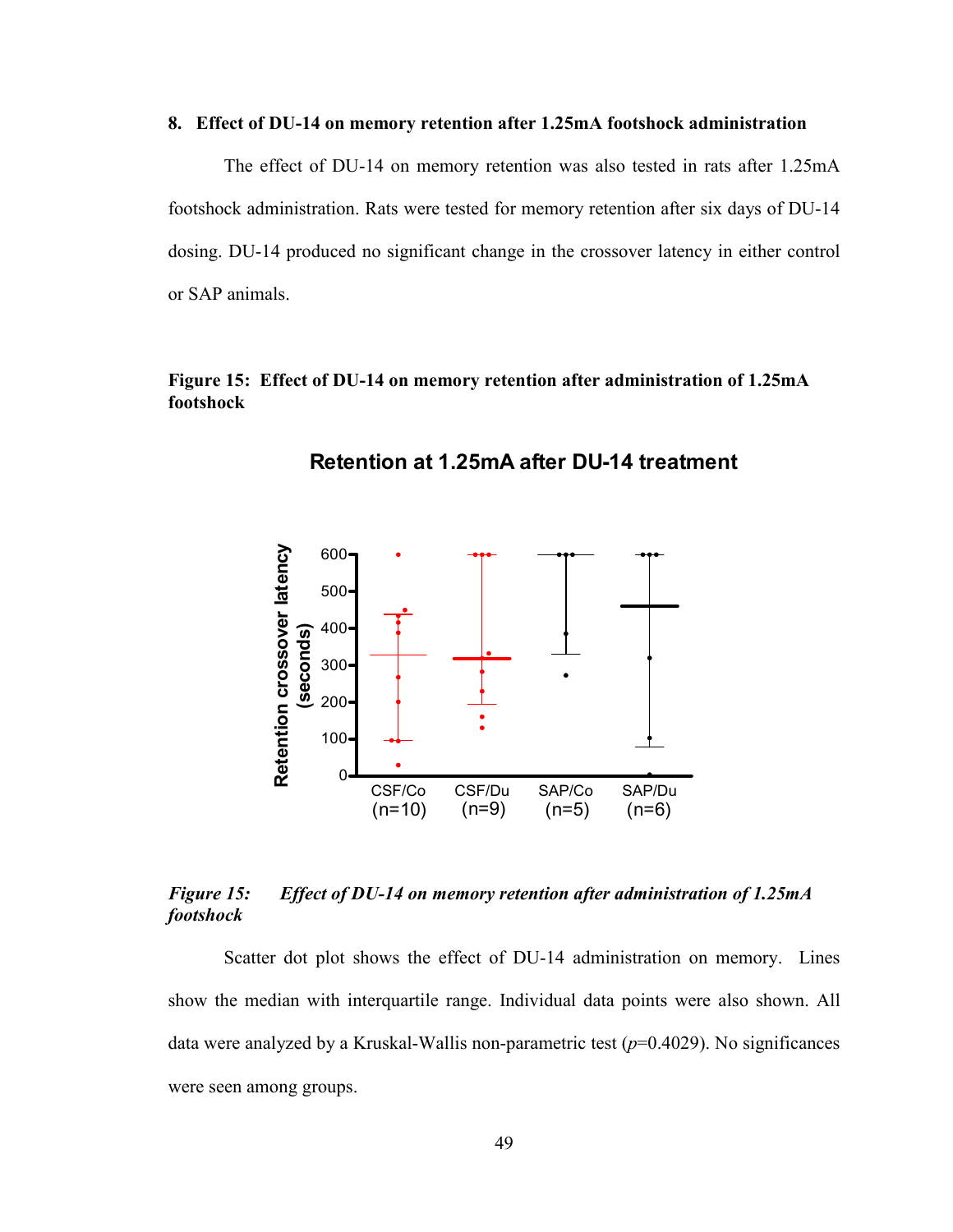### 8. Effect of DU-14 on memory retention after 1.25mA footshock administration

The effect of DU-14 on memory retention was also tested in rats after 1.25mA footshock administration. Rats were tested for memory retention after six days of DU-14 dosing. DU-14 produced no significant change in the crossover latency in either control or SAP animals.

**Figure 15: Effect of DU-14 on memory retention after administration of 1.25mA footshock**

***Figure 15:** Effect of DU-14 on memory retention after administration of 1.25mA footshock*

Scatter dot plot shows the effect of DU-14 administration on memory. Lines show the median with interquartile range. Individual data points were also shown. All data were analyzed by a Kruskal-Wallis non-parametric test ($p$=0.4029). No significances were seen among groups.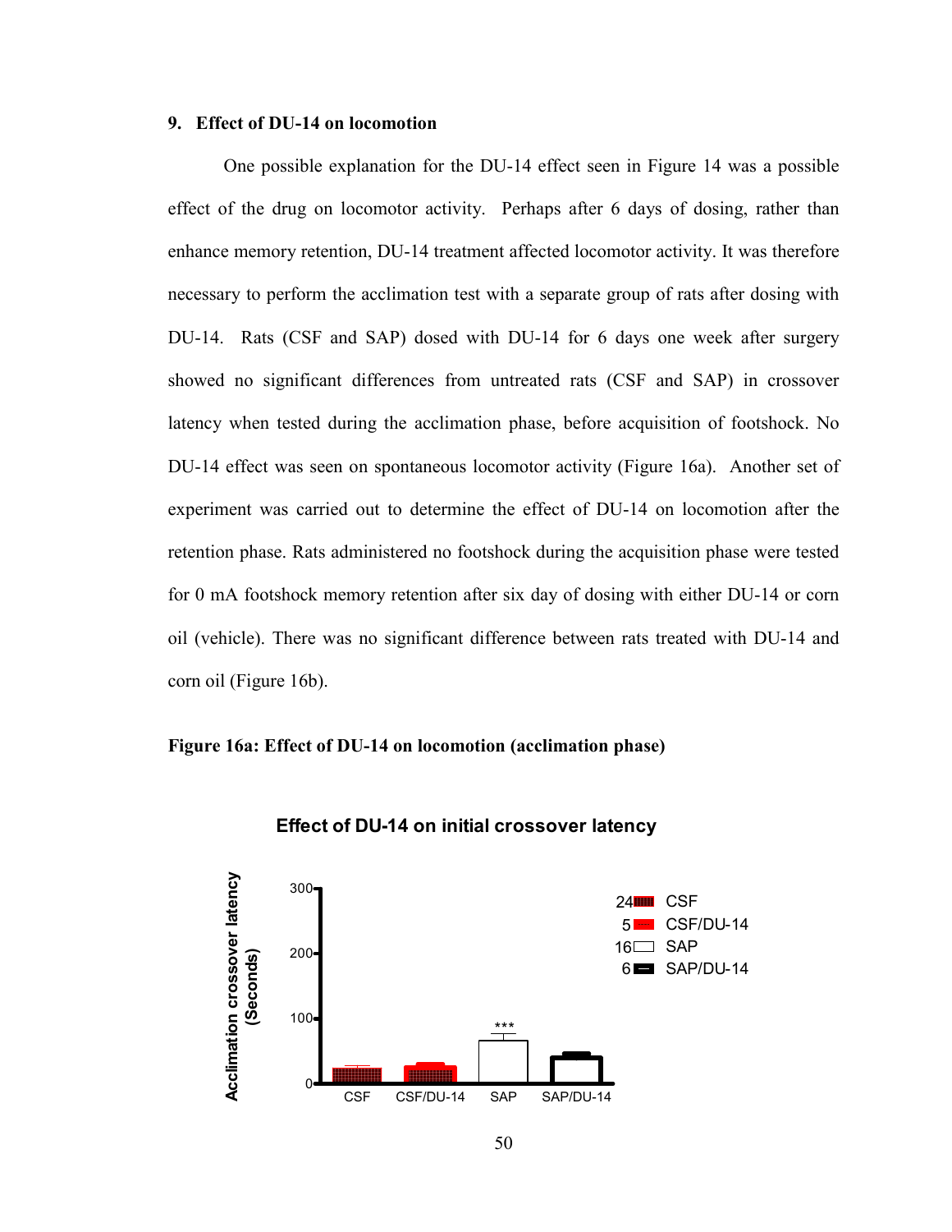## 9. Effect of DU-14 on locomotion

One possible explanation for the DU-14 effect seen in Figure 14 was a possible effect of the drug on locomotor activity. Perhaps after 6 days of dosing, rather than enhance memory retention, DU-14 treatment affected locomotor activity. It was therefore necessary to perform the acclimation test with a separate group of rats after dosing with DU-14. Rats (CSF and SAP) dosed with DU-14 for 6 days one week after surgery showed no significant differences from untreated rats (CSF and SAP) in crossover latency when tested during the acclimation phase, before acquisition of footshock. No DU-14 effect was seen on spontaneous locomotor activity (Figure 16a). Another set of experiment was carried out to determine the effect of DU-14 on locomotion after the retention phase. Rats administered no footshock during the acquisition phase were tested for 0 mA footshock memory retention after six day of dosing with either DU-14 or corn oil (vehicle). There was no significant difference between rats treated with DU-14 and corn oil (Figure 16b).

**Figure 16a: Effect of DU-14 on locomotion (acclimation phase)**

Effect of DU-14 on initial crossover latency

Y-axis: Acclimation crossover latency (Seconds), 0–300

X-axis: CSF, CSF/DU-14, SAP (***), SAP/DU-14

Legend: 24 CSF; 5 CSF/DU-14; 16 SAP; 6 SAP/DU-14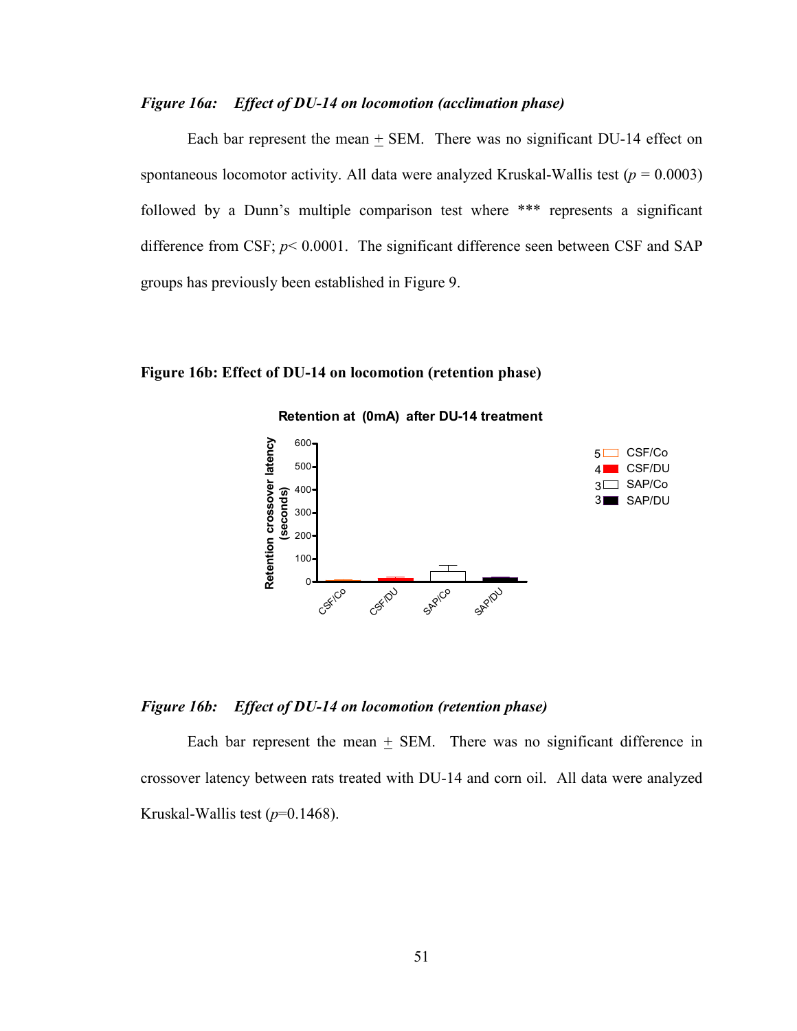*Figure 16a: Effect of DU-14 on locomotion (acclimation phase)*

Each bar represent the mean + SEM. There was no significant DU-14 effect on spontaneous locomotor activity. All data were analyzed Kruskal-Wallis test ($p = 0.0003$) followed by a Dunn's multiple comparison test where *** represents a significant difference from CSF; $p < 0.0001$. The significant difference seen between CSF and SAP groups has previously been established in Figure 9.

**Figure 16b: Effect of DU-14 on locomotion (retention phase)**

*Figure 16b: Effect of DU-14 on locomotion (retention phase)*

Each bar represent the mean + SEM. There was no significant difference in crossover latency between rats treated with DU-14 and corn oil. All data were analyzed Kruskal-Wallis test ($p=0.1468$).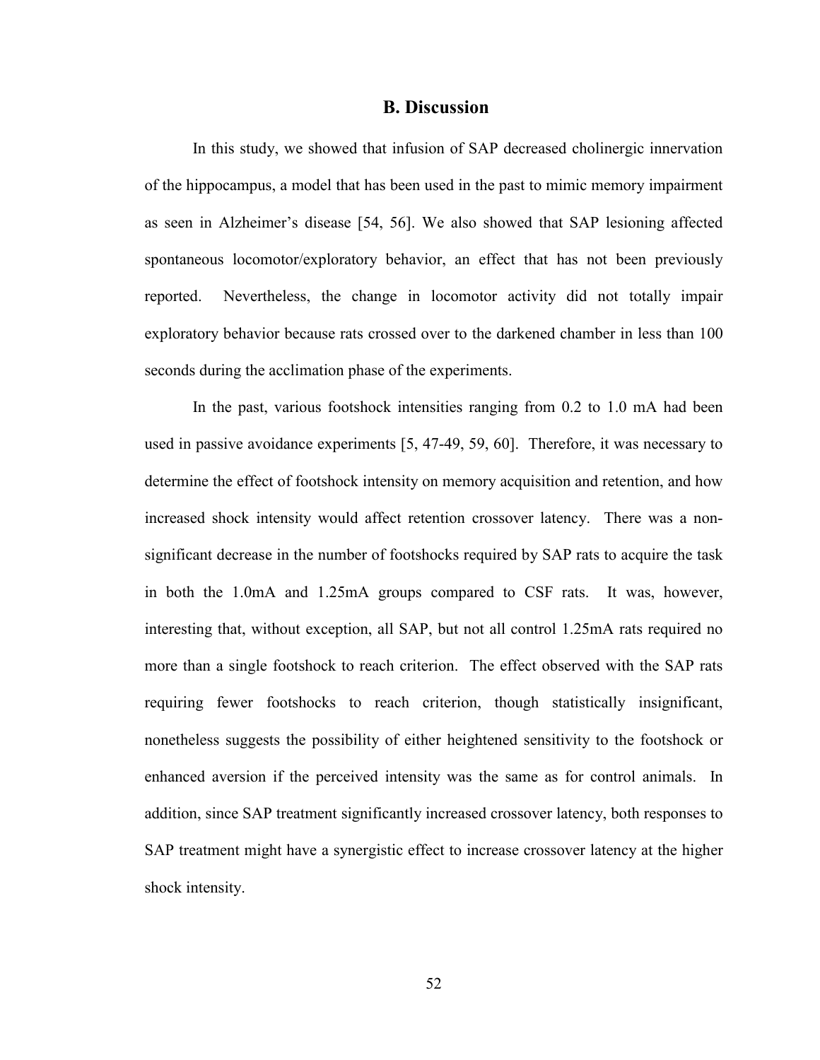## B. Discussion

In this study, we showed that infusion of SAP decreased cholinergic innervation of the hippocampus, a model that has been used in the past to mimic memory impairment as seen in Alzheimer's disease [54, 56]. We also showed that SAP lesioning affected spontaneous locomotor/exploratory behavior, an effect that has not been previously reported. Nevertheless, the change in locomotor activity did not totally impair exploratory behavior because rats crossed over to the darkened chamber in less than 100 seconds during the acclimation phase of the experiments.

In the past, various footshock intensities ranging from 0.2 to 1.0 mA had been used in passive avoidance experiments [5, 47-49, 59, 60]. Therefore, it was necessary to determine the effect of footshock intensity on memory acquisition and retention, and how increased shock intensity would affect retention crossover latency. There was a non-significant decrease in the number of footshocks required by SAP rats to acquire the task in both the 1.0mA and 1.25mA groups compared to CSF rats. It was, however, interesting that, without exception, all SAP, but not all control 1.25mA rats required no more than a single footshock to reach criterion. The effect observed with the SAP rats requiring fewer footshocks to reach criterion, though statistically insignificant, nonetheless suggests the possibility of either heightened sensitivity to the footshock or enhanced aversion if the perceived intensity was the same as for control animals. In addition, since SAP treatment significantly increased crossover latency, both responses to SAP treatment might have a synergistic effect to increase crossover latency at the higher shock intensity.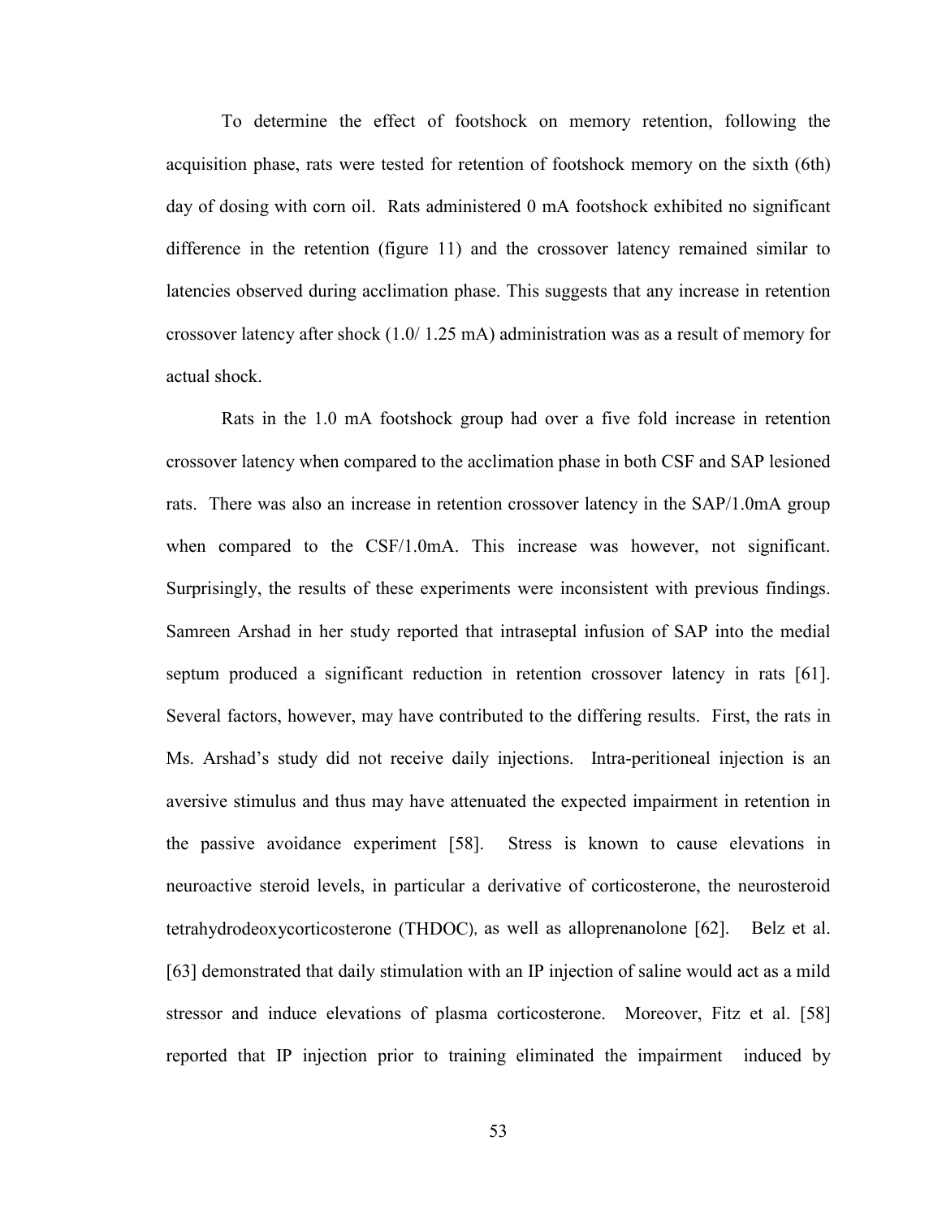To determine the effect of footshock on memory retention, following the acquisition phase, rats were tested for retention of footshock memory on the sixth (6th) day of dosing with corn oil. Rats administered 0 mA footshock exhibited no significant difference in the retention (figure 11) and the crossover latency remained similar to latencies observed during acclimation phase. This suggests that any increase in retention crossover latency after shock (1.0/ 1.25 mA) administration was as a result of memory for actual shock.

Rats in the 1.0 mA footshock group had over a five fold increase in retention crossover latency when compared to the acclimation phase in both CSF and SAP lesioned rats. There was also an increase in retention crossover latency in the SAP/1.0mA group when compared to the CSF/1.0mA. This increase was however, not significant. Surprisingly, the results of these experiments were inconsistent with previous findings. Samreen Arshad in her study reported that intraseptal infusion of SAP into the medial septum produced a significant reduction in retention crossover latency in rats [61]. Several factors, however, may have contributed to the differing results. First, the rats in Ms. Arshad's study did not receive daily injections. Intra-peritioneal injection is an aversive stimulus and thus may have attenuated the expected impairment in retention in the passive avoidance experiment [58]. Stress is known to cause elevations in neuroactive steroid levels, in particular a derivative of corticosterone, the neurosteroid tetrahydrodeoxycorticosterone (THDOC), as well as alloprenanolone [62]. Belz et al. [63] demonstrated that daily stimulation with an IP injection of saline would act as a mild stressor and induce elevations of plasma corticosterone. Moreover, Fitz et al. [58] reported that IP injection prior to training eliminated the impairment induced by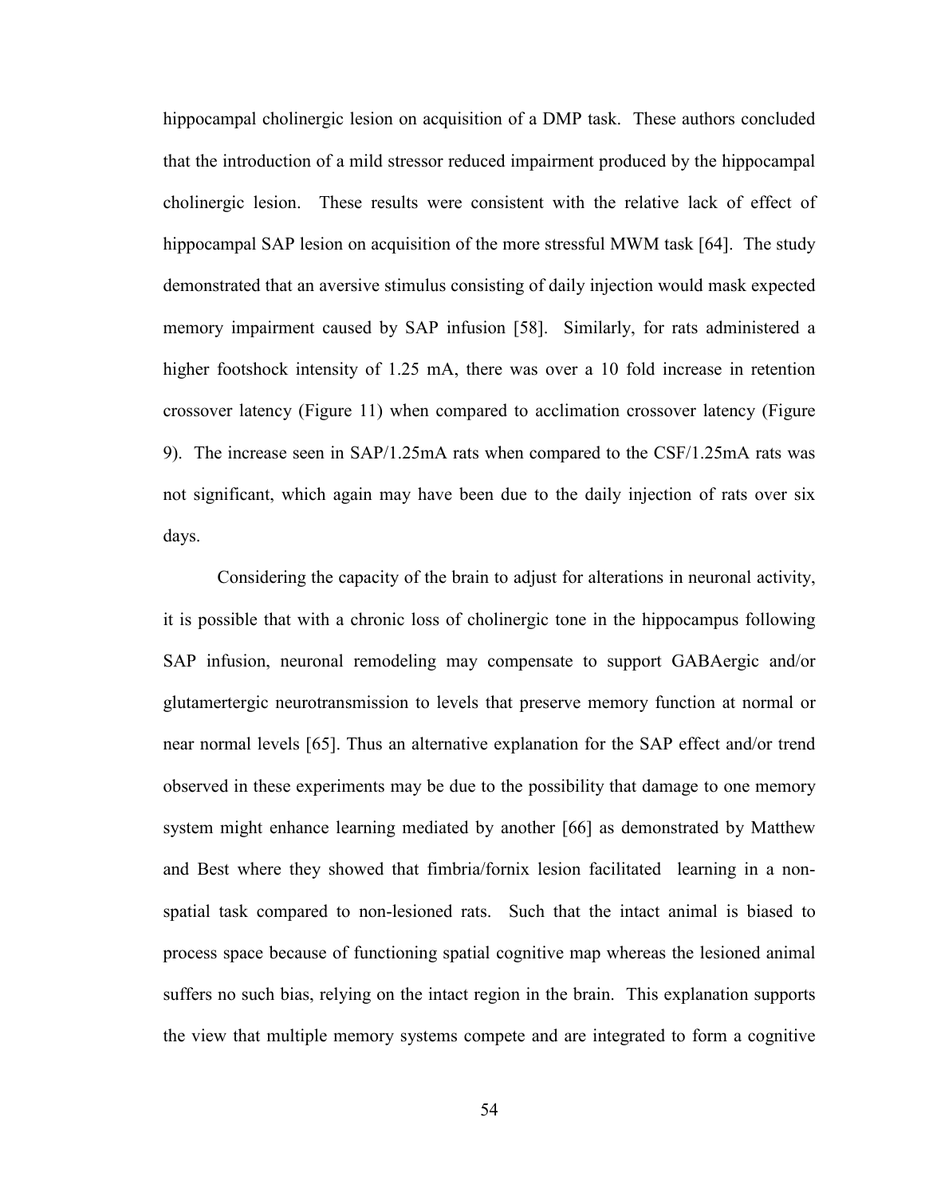hippocampal cholinergic lesion on acquisition of a DMP task. These authors concluded that the introduction of a mild stressor reduced impairment produced by the hippocampal cholinergic lesion. These results were consistent with the relative lack of effect of hippocampal SAP lesion on acquisition of the more stressful MWM task [64]. The study demonstrated that an aversive stimulus consisting of daily injection would mask expected memory impairment caused by SAP infusion [58]. Similarly, for rats administered a higher footshock intensity of 1.25 mA, there was over a 10 fold increase in retention crossover latency (Figure 11) when compared to acclimation crossover latency (Figure 9). The increase seen in SAP/1.25mA rats when compared to the CSF/1.25mA rats was not significant, which again may have been due to the daily injection of rats over six days.

Considering the capacity of the brain to adjust for alterations in neuronal activity, it is possible that with a chronic loss of cholinergic tone in the hippocampus following SAP infusion, neuronal remodeling may compensate to support GABAergic and/or glutamertergic neurotransmission to levels that preserve memory function at normal or near normal levels [65]. Thus an alternative explanation for the SAP effect and/or trend observed in these experiments may be due to the possibility that damage to one memory system might enhance learning mediated by another [66] as demonstrated by Matthew and Best where they showed that fimbria/fornix lesion facilitated learning in a non-spatial task compared to non-lesioned rats. Such that the intact animal is biased to process space because of functioning spatial cognitive map whereas the lesioned animal suffers no such bias, relying on the intact region in the brain. This explanation supports the view that multiple memory systems compete and are integrated to form a cognitive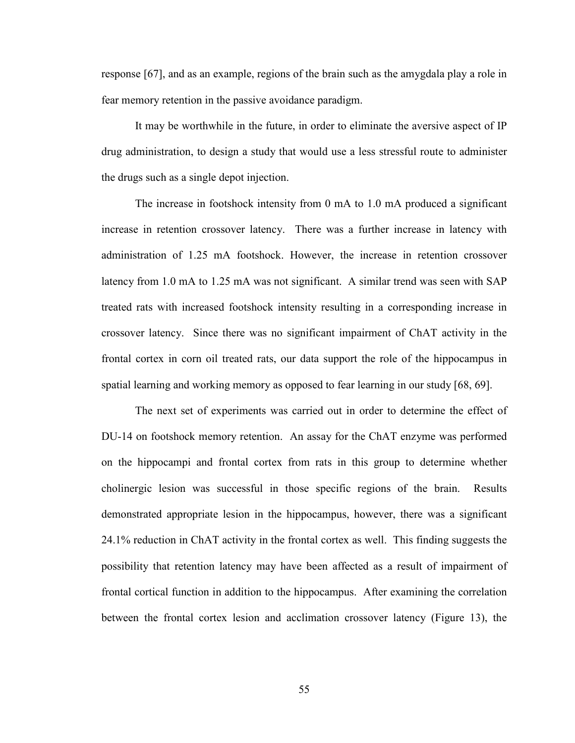response [67], and as an example, regions of the brain such as the amygdala play a role in fear memory retention in the passive avoidance paradigm.

It may be worthwhile in the future, in order to eliminate the aversive aspect of IP drug administration, to design a study that would use a less stressful route to administer the drugs such as a single depot injection.

The increase in footshock intensity from 0 mA to 1.0 mA produced a significant increase in retention crossover latency. There was a further increase in latency with administration of 1.25 mA footshock. However, the increase in retention crossover latency from 1.0 mA to 1.25 mA was not significant. A similar trend was seen with SAP treated rats with increased footshock intensity resulting in a corresponding increase in crossover latency. Since there was no significant impairment of ChAT activity in the frontal cortex in corn oil treated rats, our data support the role of the hippocampus in spatial learning and working memory as opposed to fear learning in our study [68, 69].

The next set of experiments was carried out in order to determine the effect of DU-14 on footshock memory retention. An assay for the ChAT enzyme was performed on the hippocampi and frontal cortex from rats in this group to determine whether cholinergic lesion was successful in those specific regions of the brain. Results demonstrated appropriate lesion in the hippocampus, however, there was a significant 24.1% reduction in ChAT activity in the frontal cortex as well. This finding suggests the possibility that retention latency may have been affected as a result of impairment of frontal cortical function in addition to the hippocampus. After examining the correlation between the frontal cortex lesion and acclimation crossover latency (Figure 13), the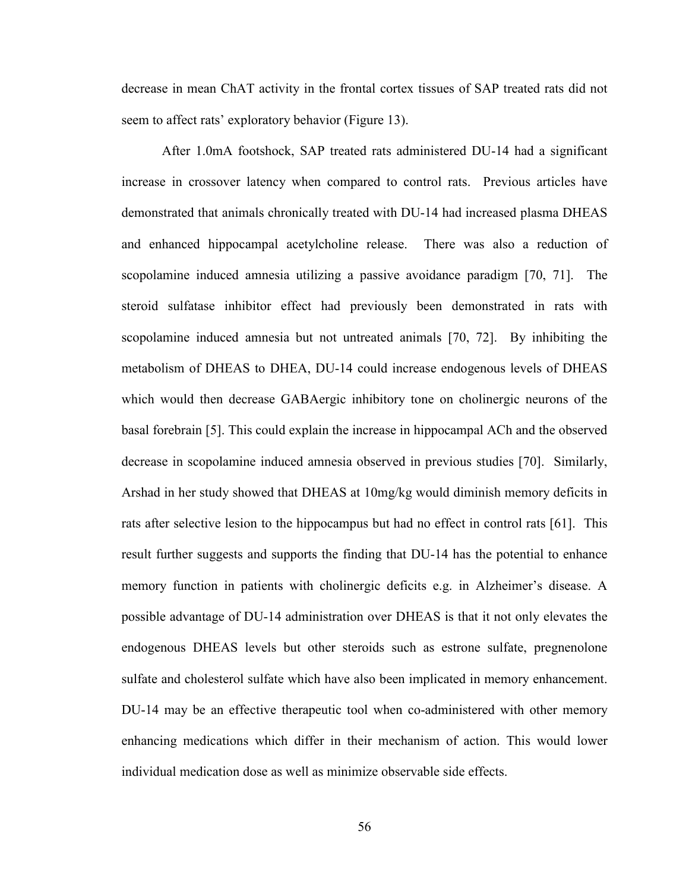decrease in mean ChAT activity in the frontal cortex tissues of SAP treated rats did not seem to affect rats' exploratory behavior (Figure 13).

After 1.0mA footshock, SAP treated rats administered DU-14 had a significant increase in crossover latency when compared to control rats. Previous articles have demonstrated that animals chronically treated with DU-14 had increased plasma DHEAS and enhanced hippocampal acetylcholine release. There was also a reduction of scopolamine induced amnesia utilizing a passive avoidance paradigm [70, 71]. The steroid sulfatase inhibitor effect had previously been demonstrated in rats with scopolamine induced amnesia but not untreated animals [70, 72]. By inhibiting the metabolism of DHEAS to DHEA, DU-14 could increase endogenous levels of DHEAS which would then decrease GABAergic inhibitory tone on cholinergic neurons of the basal forebrain [5]. This could explain the increase in hippocampal ACh and the observed decrease in scopolamine induced amnesia observed in previous studies [70]. Similarly, Arshad in her study showed that DHEAS at 10mg/kg would diminish memory deficits in rats after selective lesion to the hippocampus but had no effect in control rats [61]. This result further suggests and supports the finding that DU-14 has the potential to enhance memory function in patients with cholinergic deficits e.g. in Alzheimer's disease. A possible advantage of DU-14 administration over DHEAS is that it not only elevates the endogenous DHEAS levels but other steroids such as estrone sulfate, pregnenolone sulfate and cholesterol sulfate which have also been implicated in memory enhancement. DU-14 may be an effective therapeutic tool when co-administered with other memory enhancing medications which differ in their mechanism of action. This would lower individual medication dose as well as minimize observable side effects.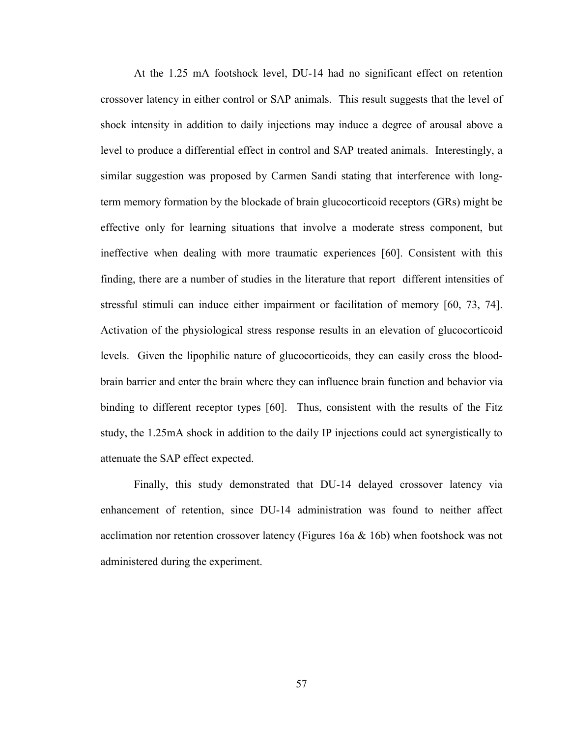At the 1.25 mA footshock level, DU-14 had no significant effect on retention crossover latency in either control or SAP animals. This result suggests that the level of shock intensity in addition to daily injections may induce a degree of arousal above a level to produce a differential effect in control and SAP treated animals. Interestingly, a similar suggestion was proposed by Carmen Sandi stating that interference with long-term memory formation by the blockade of brain glucocorticoid receptors (GRs) might be effective only for learning situations that involve a moderate stress component, but ineffective when dealing with more traumatic experiences [60]. Consistent with this finding, there are a number of studies in the literature that report different intensities of stressful stimuli can induce either impairment or facilitation of memory [60, 73, 74]. Activation of the physiological stress response results in an elevation of glucocorticoid levels. Given the lipophilic nature of glucocorticoids, they can easily cross the blood-brain barrier and enter the brain where they can influence brain function and behavior via binding to different receptor types [60]. Thus, consistent with the results of the Fitz study, the 1.25mA shock in addition to the daily IP injections could act synergistically to attenuate the SAP effect expected.

Finally, this study demonstrated that DU-14 delayed crossover latency via enhancement of retention, since DU-14 administration was found to neither affect acclimation nor retention crossover latency (Figures 16a & 16b) when footshock was not administered during the experiment.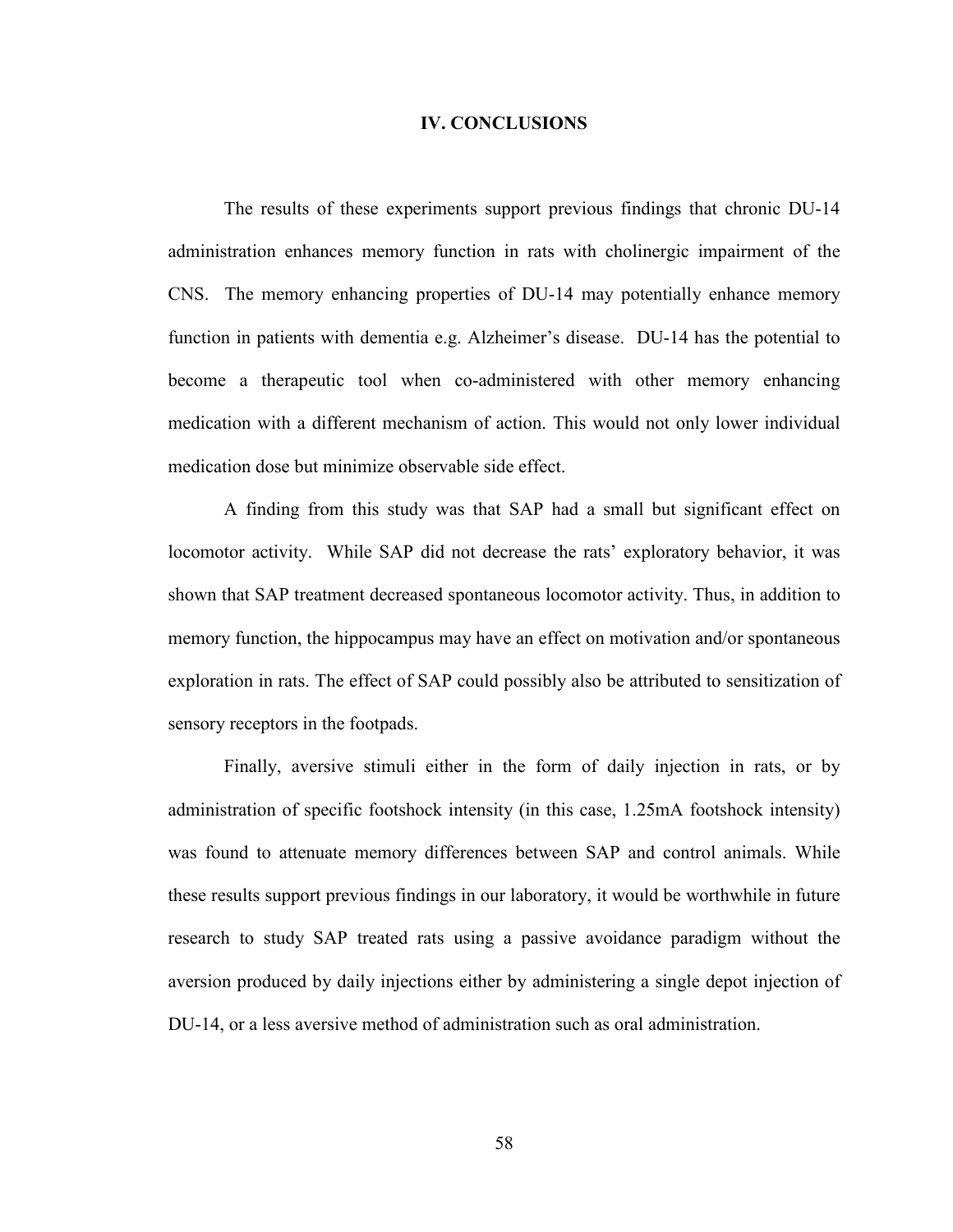# IV. CONCLUSIONS

The results of these experiments support previous findings that chronic DU-14 administration enhances memory function in rats with cholinergic impairment of the CNS. The memory enhancing properties of DU-14 may potentially enhance memory function in patients with dementia e.g. Alzheimer's disease. DU-14 has the potential to become a therapeutic tool when co-administered with other memory enhancing medication with a different mechanism of action. This would not only lower individual medication dose but minimize observable side effect.

A finding from this study was that SAP had a small but significant effect on locomotor activity. While SAP did not decrease the rats' exploratory behavior, it was shown that SAP treatment decreased spontaneous locomotor activity. Thus, in addition to memory function, the hippocampus may have an effect on motivation and/or spontaneous exploration in rats. The effect of SAP could possibly also be attributed to sensitization of sensory receptors in the footpads.

Finally, aversive stimuli either in the form of daily injection in rats, or by administration of specific footshock intensity (in this case, 1.25mA footshock intensity) was found to attenuate memory differences between SAP and control animals. While these results support previous findings in our laboratory, it would be worthwhile in future research to study SAP treated rats using a passive avoidance paradigm without the aversion produced by daily injections either by administering a single depot injection of DU-14, or a less aversive method of administration such as oral administration.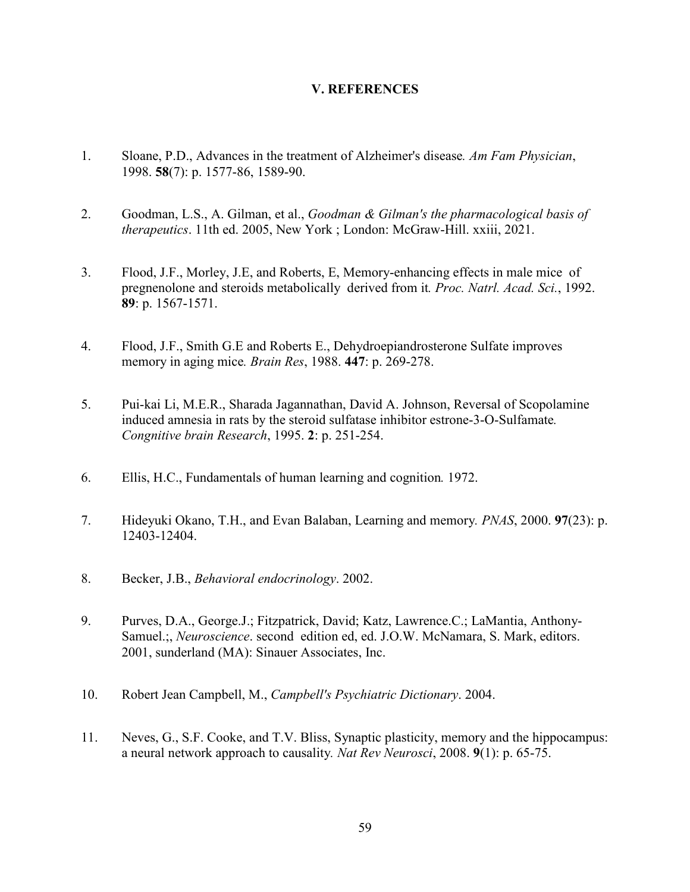## V. REFERENCES

1. Sloane, P.D., Advances in the treatment of Alzheimer's disease. *Am Fam Physician*, 1998. **58**(7): p. 1577-86, 1589-90.

2. Goodman, L.S., A. Gilman, et al., *Goodman & Gilman's the pharmacological basis of therapeutics*. 11th ed. 2005, New York ; London: McGraw-Hill. xxiii, 2021.

3. Flood, J.F., Morley, J.E, and Roberts, E, Memory-enhancing effects in male mice of pregnenolone and steroids metabolically derived from it. *Proc. Natrl. Acad. Sci.*, 1992. **89**: p. 1567-1571.

4. Flood, J.F., Smith G.E and Roberts E., Dehydroepiandrosterone Sulfate improves memory in aging mice. *Brain Res*, 1988. **447**: p. 269-278.

5. Pui-kai Li, M.E.R., Sharada Jagannathan, David A. Johnson, Reversal of Scopolamine induced amnesia in rats by the steroid sulfatase inhibitor estrone-3-O-Sulfamate. *Congnitive brain Research*, 1995. **2**: p. 251-254.

6. Ellis, H.C., Fundamentals of human learning and cognition. 1972.

7. Hideyuki Okano, T.H., and Evan Balaban, Learning and memory. *PNAS*, 2000. **97**(23): p. 12403-12404.

8. Becker, J.B., *Behavioral endocrinology*. 2002.

9. Purves, D.A., George.J.; Fitzpatrick, David; Katz, Lawrence.C.; LaMantia, Anthony-Samuel.;, *Neuroscience*. second edition ed, ed. J.O.W. McNamara, S. Mark, editors. 2001, sunderland (MA): Sinauer Associates, Inc.

10. Robert Jean Campbell, M., *Campbell's Psychiatric Dictionary*. 2004.

11. Neves, G., S.F. Cooke, and T.V. Bliss, Synaptic plasticity, memory and the hippocampus: a neural network approach to causality. *Nat Rev Neurosci*, 2008. **9**(1): p. 65-75.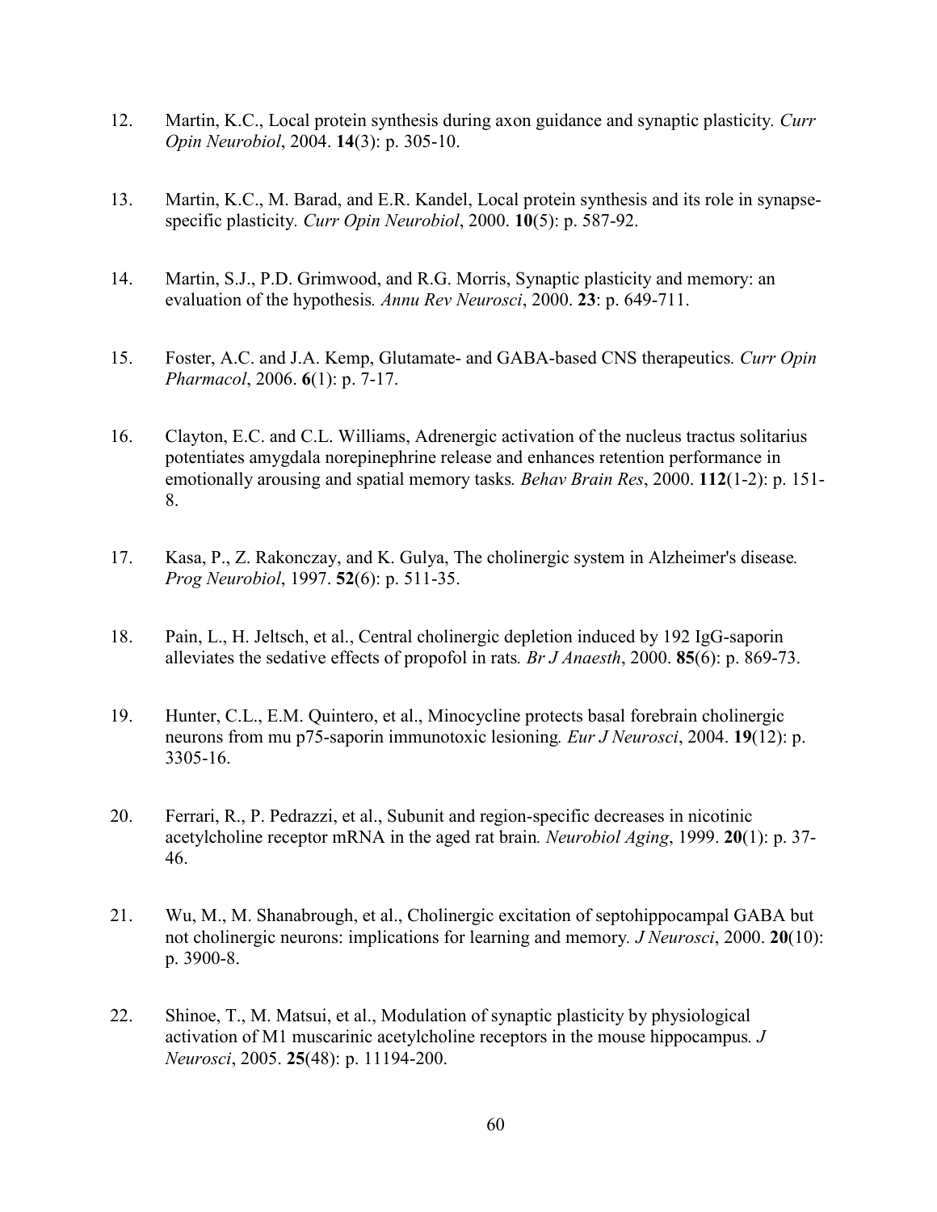12. Martin, K.C., Local protein synthesis during axon guidance and synaptic plasticity. *Curr Opin Neurobiol*, 2004. **14**(3): p. 305-10.

13. Martin, K.C., M. Barad, and E.R. Kandel, Local protein synthesis and its role in synapse-specific plasticity. *Curr Opin Neurobiol*, 2000. **10**(5): p. 587-92.

14. Martin, S.J., P.D. Grimwood, and R.G. Morris, Synaptic plasticity and memory: an evaluation of the hypothesis. *Annu Rev Neurosci*, 2000. **23**: p. 649-711.

15. Foster, A.C. and J.A. Kemp, Glutamate- and GABA-based CNS therapeutics. *Curr Opin Pharmacol*, 2006. **6**(1): p. 7-17.

16. Clayton, E.C. and C.L. Williams, Adrenergic activation of the nucleus tractus solitarius potentiates amygdala norepinephrine release and enhances retention performance in emotionally arousing and spatial memory tasks. *Behav Brain Res*, 2000. **112**(1-2): p. 151-8.

17. Kasa, P., Z. Rakonczay, and K. Gulya, The cholinergic system in Alzheimer's disease. *Prog Neurobiol*, 1997. **52**(6): p. 511-35.

18. Pain, L., H. Jeltsch, et al., Central cholinergic depletion induced by 192 IgG-saporin alleviates the sedative effects of propofol in rats. *Br J Anaesth*, 2000. **85**(6): p. 869-73.

19. Hunter, C.L., E.M. Quintero, et al., Minocycline protects basal forebrain cholinergic neurons from mu p75-saporin immunotoxic lesioning. *Eur J Neurosci*, 2004. **19**(12): p. 3305-16.

20. Ferrari, R., P. Pedrazzi, et al., Subunit and region-specific decreases in nicotinic acetylcholine receptor mRNA in the aged rat brain. *Neurobiol Aging*, 1999. **20**(1): p. 37-46.

21. Wu, M., M. Shanabrough, et al., Cholinergic excitation of septohippocampal GABA but not cholinergic neurons: implications for learning and memory. *J Neurosci*, 2000. **20**(10): p. 3900-8.

22. Shinoe, T., M. Matsui, et al., Modulation of synaptic plasticity by physiological activation of M1 muscarinic acetylcholine receptors in the mouse hippocampus. *J Neurosci*, 2005. **25**(48): p. 11194-200.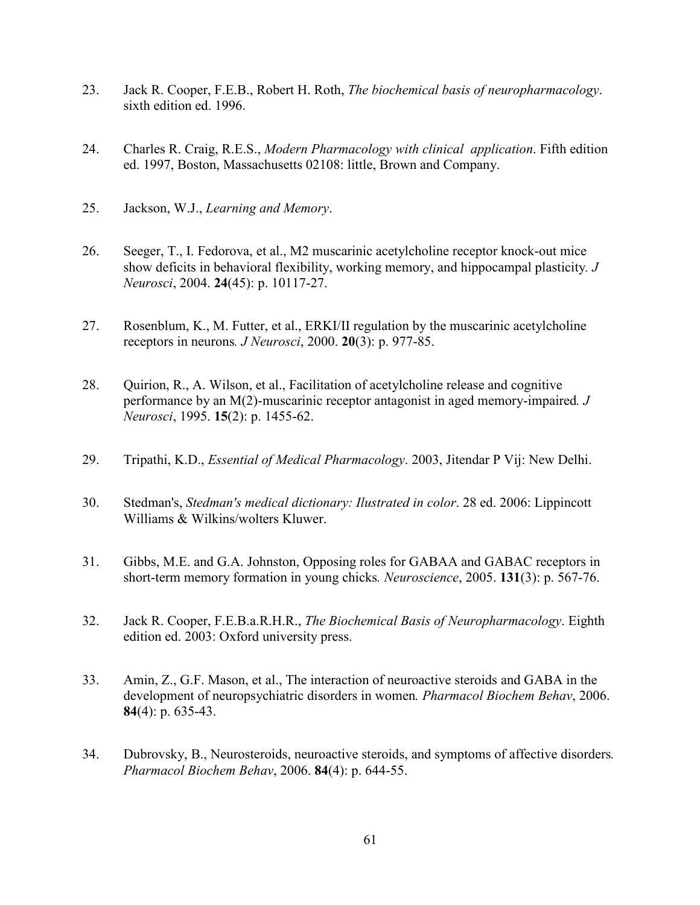23. Jack R. Cooper, F.E.B., Robert H. Roth, *The biochemical basis of neuropharmacology*. sixth edition ed. 1996.

24. Charles R. Craig, R.E.S., *Modern Pharmacology with clinical application*. Fifth edition ed. 1997, Boston, Massachusetts 02108: little, Brown and Company.

25. Jackson, W.J., *Learning and Memory*.

26. Seeger, T., I. Fedorova, et al., M2 muscarinic acetylcholine receptor knock-out mice show deficits in behavioral flexibility, working memory, and hippocampal plasticity. *J Neurosci*, 2004. **24**(45): p. 10117-27.

27. Rosenblum, K., M. Futter, et al., ERKI/II regulation by the muscarinic acetylcholine receptors in neurons. *J Neurosci*, 2000. **20**(3): p. 977-85.

28. Quirion, R., A. Wilson, et al., Facilitation of acetylcholine release and cognitive performance by an M(2)-muscarinic receptor antagonist in aged memory-impaired. *J Neurosci*, 1995. **15**(2): p. 1455-62.

29. Tripathi, K.D., *Essential of Medical Pharmacology*. 2003, Jitendar P Vij: New Delhi.

30. Stedman's, *Stedman's medical dictionary: Ilustrated in color*. 28 ed. 2006: Lippincott Williams & Wilkins/wolters Kluwer.

31. Gibbs, M.E. and G.A. Johnston, Opposing roles for GABAA and GABAC receptors in short-term memory formation in young chicks. *Neuroscience*, 2005. **131**(3): p. 567-76.

32. Jack R. Cooper, F.E.B.a.R.H.R., *The Biochemical Basis of Neuropharmacology*. Eighth edition ed. 2003: Oxford university press.

33. Amin, Z., G.F. Mason, et al., The interaction of neuroactive steroids and GABA in the development of neuropsychiatric disorders in women. *Pharmacol Biochem Behav*, 2006. **84**(4): p. 635-43.

34. Dubrovsky, B., Neurosteroids, neuroactive steroids, and symptoms of affective disorders. *Pharmacol Biochem Behav*, 2006. **84**(4): p. 644-55.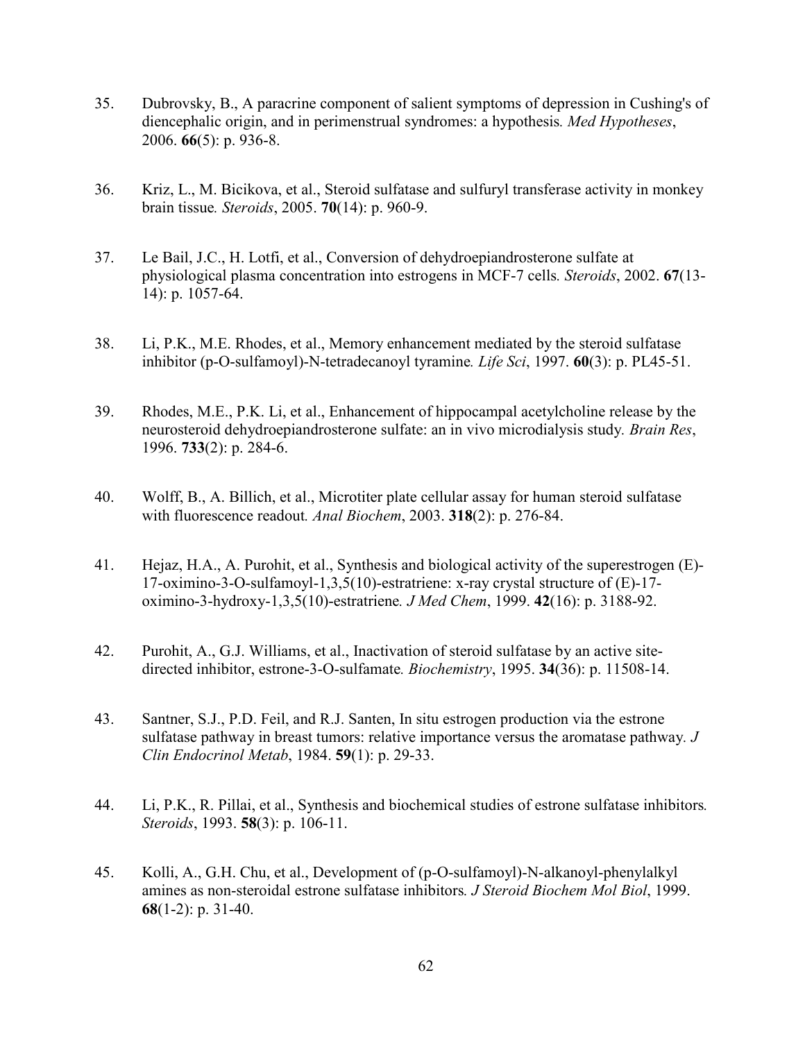35. Dubrovsky, B., A paracrine component of salient symptoms of depression in Cushing's of diencephalic origin, and in perimenstrual syndromes: a hypothesis. *Med Hypotheses*, 2006. **66**(5): p. 936-8.

36. Kriz, L., M. Bicikova, et al., Steroid sulfatase and sulfuryl transferase activity in monkey brain tissue. *Steroids*, 2005. **70**(14): p. 960-9.

37. Le Bail, J.C., H. Lotfi, et al., Conversion of dehydroepiandrosterone sulfate at physiological plasma concentration into estrogens in MCF-7 cells. *Steroids*, 2002. **67**(13-14): p. 1057-64.

38. Li, P.K., M.E. Rhodes, et al., Memory enhancement mediated by the steroid sulfatase inhibitor (p-O-sulfamoyl)-N-tetradecanoyl tyramine. *Life Sci*, 1997. **60**(3): p. PL45-51.

39. Rhodes, M.E., P.K. Li, et al., Enhancement of hippocampal acetylcholine release by the neurosteroid dehydroepiandrosterone sulfate: an in vivo microdialysis study. *Brain Res*, 1996. **733**(2): p. 284-6.

40. Wolff, B., A. Billich, et al., Microtiter plate cellular assay for human steroid sulfatase with fluorescence readout. *Anal Biochem*, 2003. **318**(2): p. 276-84.

41. Hejaz, H.A., A. Purohit, et al., Synthesis and biological activity of the superestrogen (E)-17-oximino-3-O-sulfamoyl-1,3,5(10)-estratriene: x-ray crystal structure of (E)-17-oximino-3-hydroxy-1,3,5(10)-estratriene. *J Med Chem*, 1999. **42**(16): p. 3188-92.

42. Purohit, A., G.J. Williams, et al., Inactivation of steroid sulfatase by an active site-directed inhibitor, estrone-3-O-sulfamate. *Biochemistry*, 1995. **34**(36): p. 11508-14.

43. Santner, S.J., P.D. Feil, and R.J. Santen, In situ estrogen production via the estrone sulfatase pathway in breast tumors: relative importance versus the aromatase pathway. *J Clin Endocrinol Metab*, 1984. **59**(1): p. 29-33.

44. Li, P.K., R. Pillai, et al., Synthesis and biochemical studies of estrone sulfatase inhibitors. *Steroids*, 1993. **58**(3): p. 106-11.

45. Kolli, A., G.H. Chu, et al., Development of (p-O-sulfamoyl)-N-alkanoyl-phenylalkyl amines as non-steroidal estrone sulfatase inhibitors. *J Steroid Biochem Mol Biol*, 1999. **68**(1-2): p. 31-40.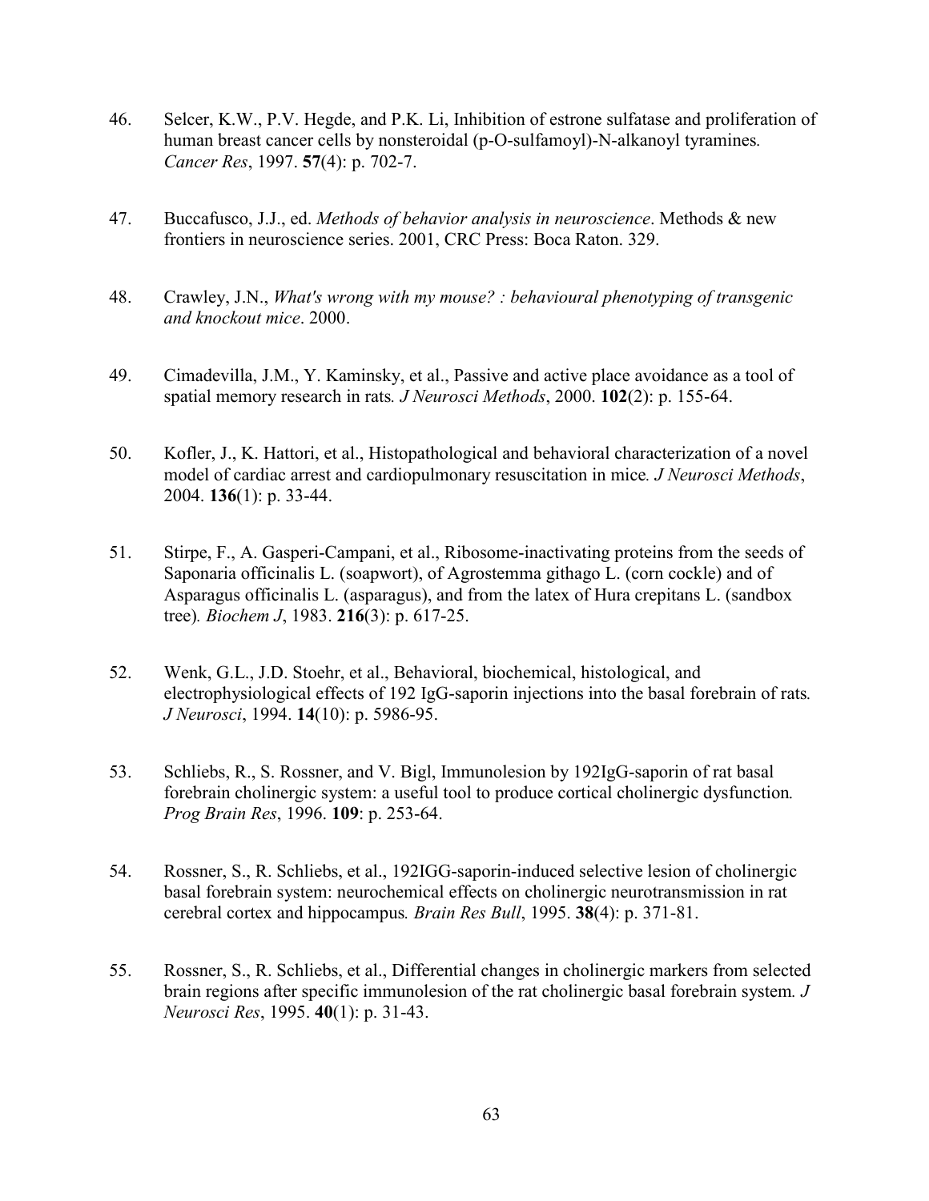46. Selcer, K.W., P.V. Hegde, and P.K. Li, Inhibition of estrone sulfatase and proliferation of human breast cancer cells by nonsteroidal (p-O-sulfamoyl)-N-alkanoyl tyramines. *Cancer Res*, 1997. **57**(4): p. 702-7.

47. Buccafusco, J.J., ed. *Methods of behavior analysis in neuroscience*. Methods & new frontiers in neuroscience series. 2001, CRC Press: Boca Raton. 329.

48. Crawley, J.N., *What's wrong with my mouse? : behavioural phenotyping of transgenic and knockout mice*. 2000.

49. Cimadevilla, J.M., Y. Kaminsky, et al., Passive and active place avoidance as a tool of spatial memory research in rats. *J Neurosci Methods*, 2000. **102**(2): p. 155-64.

50. Kofler, J., K. Hattori, et al., Histopathological and behavioral characterization of a novel model of cardiac arrest and cardiopulmonary resuscitation in mice. *J Neurosci Methods*, 2004. **136**(1): p. 33-44.

51. Stirpe, F., A. Gasperi-Campani, et al., Ribosome-inactivating proteins from the seeds of Saponaria officinalis L. (soapwort), of Agrostemma githago L. (corn cockle) and of Asparagus officinalis L. (asparagus), and from the latex of Hura crepitans L. (sandbox tree). *Biochem J*, 1983. **216**(3): p. 617-25.

52. Wenk, G.L., J.D. Stoehr, et al., Behavioral, biochemical, histological, and electrophysiological effects of 192 IgG-saporin injections into the basal forebrain of rats. *J Neurosci*, 1994. **14**(10): p. 5986-95.

53. Schliebs, R., S. Rossner, and V. Bigl, Immunolesion by 192IgG-saporin of rat basal forebrain cholinergic system: a useful tool to produce cortical cholinergic dysfunction. *Prog Brain Res*, 1996. **109**: p. 253-64.

54. Rossner, S., R. Schliebs, et al., 192IGG-saporin-induced selective lesion of cholinergic basal forebrain system: neurochemical effects on cholinergic neurotransmission in rat cerebral cortex and hippocampus. *Brain Res Bull*, 1995. **38**(4): p. 371-81.

55. Rossner, S., R. Schliebs, et al., Differential changes in cholinergic markers from selected brain regions after specific immunolesion of the rat cholinergic basal forebrain system. *J Neurosci Res*, 1995. **40**(1): p. 31-43.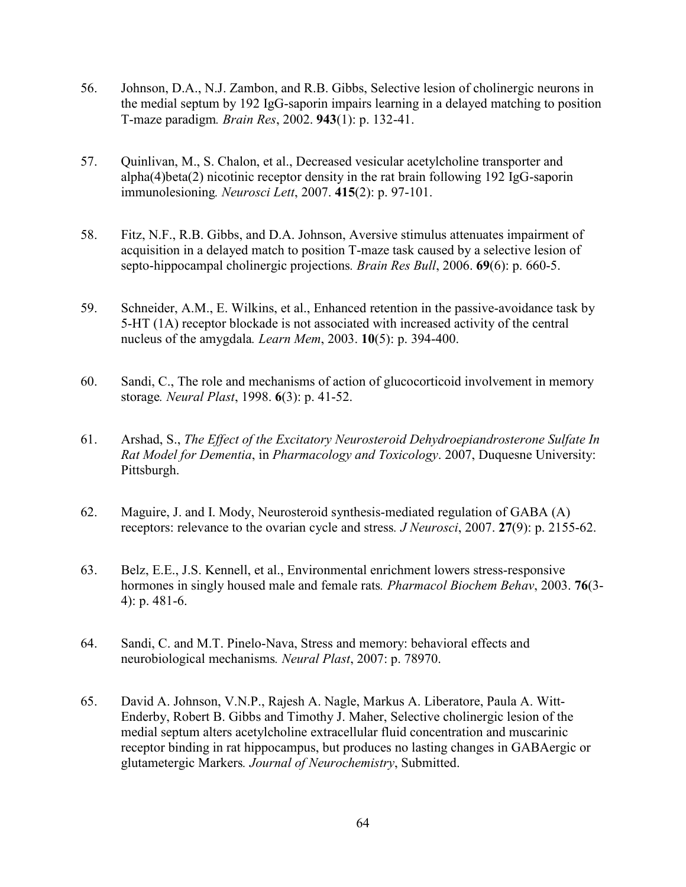56. Johnson, D.A., N.J. Zambon, and R.B. Gibbs, Selective lesion of cholinergic neurons in the medial septum by 192 IgG-saporin impairs learning in a delayed matching to position T-maze paradigm*. Brain Res*, 2002. **943**(1): p. 132-41.

57. Quinlivan, M., S. Chalon, et al., Decreased vesicular acetylcholine transporter and alpha(4)beta(2) nicotinic receptor density in the rat brain following 192 IgG-saporin immunolesioning*. Neurosci Lett*, 2007. **415**(2): p. 97-101.

58. Fitz, N.F., R.B. Gibbs, and D.A. Johnson, Aversive stimulus attenuates impairment of acquisition in a delayed match to position T-maze task caused by a selective lesion of septo-hippocampal cholinergic projections*. Brain Res Bull*, 2006. **69**(6): p. 660-5.

59. Schneider, A.M., E. Wilkins, et al., Enhanced retention in the passive-avoidance task by 5-HT (1A) receptor blockade is not associated with increased activity of the central nucleus of the amygdala*. Learn Mem*, 2003. **10**(5): p. 394-400.

60. Sandi, C., The role and mechanisms of action of glucocorticoid involvement in memory storage*. Neural Plast*, 1998. **6**(3): p. 41-52.

61. Arshad, S., *The Effect of the Excitatory Neurosteroid Dehydroepiandrosterone Sulfate In Rat Model for Dementia*, in *Pharmacology and Toxicology*. 2007, Duquesne University: Pittsburgh.

62. Maguire, J. and I. Mody, Neurosteroid synthesis-mediated regulation of GABA (A) receptors: relevance to the ovarian cycle and stress*. J Neurosci*, 2007. **27**(9): p. 2155-62.

63. Belz, E.E., J.S. Kennell, et al., Environmental enrichment lowers stress-responsive hormones in singly housed male and female rats*. Pharmacol Biochem Behav*, 2003. **76**(3-4): p. 481-6.

64. Sandi, C. and M.T. Pinelo-Nava, Stress and memory: behavioral effects and neurobiological mechanisms*. Neural Plast*, 2007: p. 78970.

65. David A. Johnson, V.N.P., Rajesh A. Nagle, Markus A. Liberatore, Paula A. Witt-Enderby, Robert B. Gibbs and Timothy J. Maher, Selective cholinergic lesion of the medial septum alters acetylcholine extracellular fluid concentration and muscarinic receptor binding in rat hippocampus, but produces no lasting changes in GABAergic or glutametergic Markers*. Journal of Neurochemistry*, Submitted.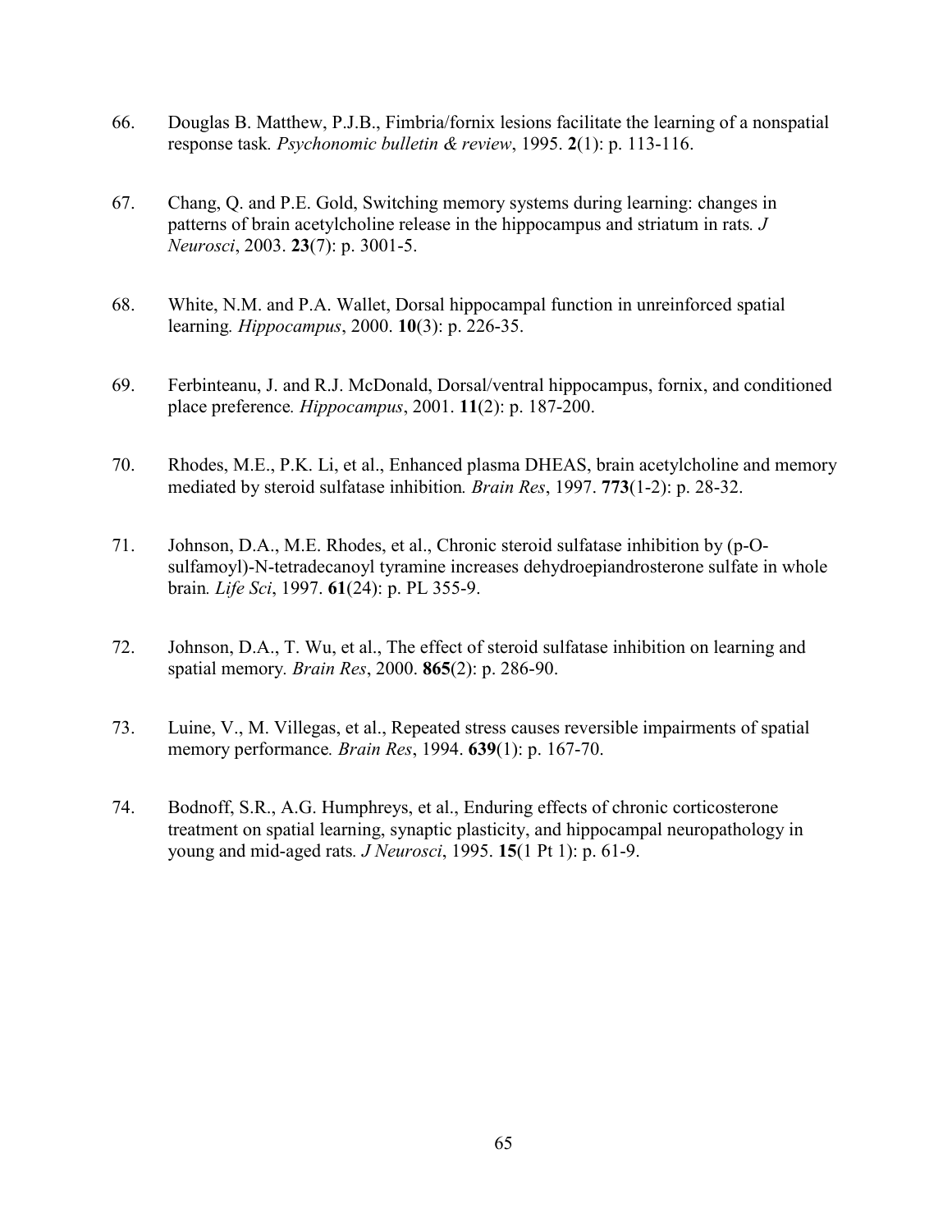66. Douglas B. Matthew, P.J.B., Fimbria/fornix lesions facilitate the learning of a nonspatial response task. *Psychonomic bulletin & review*, 1995. **2**(1): p. 113-116.

67. Chang, Q. and P.E. Gold, Switching memory systems during learning: changes in patterns of brain acetylcholine release in the hippocampus and striatum in rats. *J Neurosci*, 2003. **23**(7): p. 3001-5.

68. White, N.M. and P.A. Wallet, Dorsal hippocampal function in unreinforced spatial learning. *Hippocampus*, 2000. **10**(3): p. 226-35.

69. Ferbinteanu, J. and R.J. McDonald, Dorsal/ventral hippocampus, fornix, and conditioned place preference. *Hippocampus*, 2001. **11**(2): p. 187-200.

70. Rhodes, M.E., P.K. Li, et al., Enhanced plasma DHEAS, brain acetylcholine and memory mediated by steroid sulfatase inhibition. *Brain Res*, 1997. **773**(1-2): p. 28-32.

71. Johnson, D.A., M.E. Rhodes, et al., Chronic steroid sulfatase inhibition by (p-O-sulfamoyl)-N-tetradecanoyl tyramine increases dehydroepiandrosterone sulfate in whole brain. *Life Sci*, 1997. **61**(24): p. PL 355-9.

72. Johnson, D.A., T. Wu, et al., The effect of steroid sulfatase inhibition on learning and spatial memory. *Brain Res*, 2000. **865**(2): p. 286-90.

73. Luine, V., M. Villegas, et al., Repeated stress causes reversible impairments of spatial memory performance. *Brain Res*, 1994. **639**(1): p. 167-70.

74. Bodnoff, S.R., A.G. Humphreys, et al., Enduring effects of chronic corticosterone treatment on spatial learning, synaptic plasticity, and hippocampal neuropathology in young and mid-aged rats. *J Neurosci*, 1995. **15**(1 Pt 1): p. 61-9.